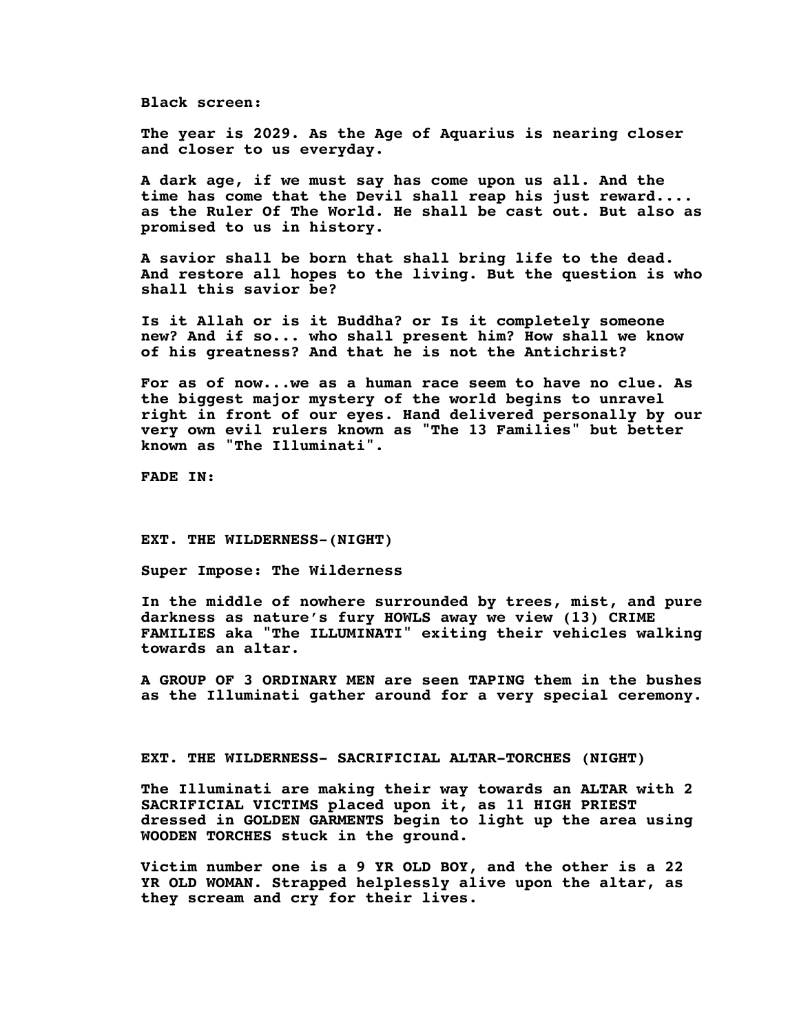**Black screen:**

**The year is 2029. As the Age of Aquarius is nearing closer and closer to us everyday.**

**A dark age, if we must say has come upon us all. And the time has come that the Devil shall reap his just reward.... as the Ruler Of The World. He shall be cast out. But also as promised to us in history.**

**A savior shall be born that shall bring life to the dead. And restore all hopes to the living. But the question is who shall this savior be?**

**Is it Allah or is it Buddha? or Is it completely someone new? And if so... who shall present him? How shall we know of his greatness? And that he is not the Antichrist?**

**For as of now...we as a human race seem to have no clue. As the biggest major mystery of the world begins to unravel right in front of our eyes. Hand delivered personally by our very own evil rulers known as "The 13 Families" but better known as "The Illuminati".**

**FADE IN:**

**EXT. THE WILDERNESS-(NIGHT)**

**Super Impose: The Wilderness**

**In the middle of nowhere surrounded by trees, mist, and pure darkness as nature's fury HOWLS away we view (13) CRIME FAMILIES aka "The ILLUMINATI" exiting their vehicles walking towards an altar.**

**A GROUP OF 3 ORDINARY MEN are seen TAPING them in the bushes as the Illuminati gather around for a very special ceremony.**

**EXT. THE WILDERNESS- SACRIFICIAL ALTAR-TORCHES (NIGHT)**

**The Illuminati are making their way towards an ALTAR with 2 SACRIFICIAL VICTIMS placed upon it, as 11 HIGH PRIEST dressed in GOLDEN GARMENTS begin to light up the area using WOODEN TORCHES stuck in the ground.**

**Victim number one is a 9 YR OLD BOY, and the other is a 22 YR OLD WOMAN. Strapped helplessly alive upon the altar, as they scream and cry for their lives.**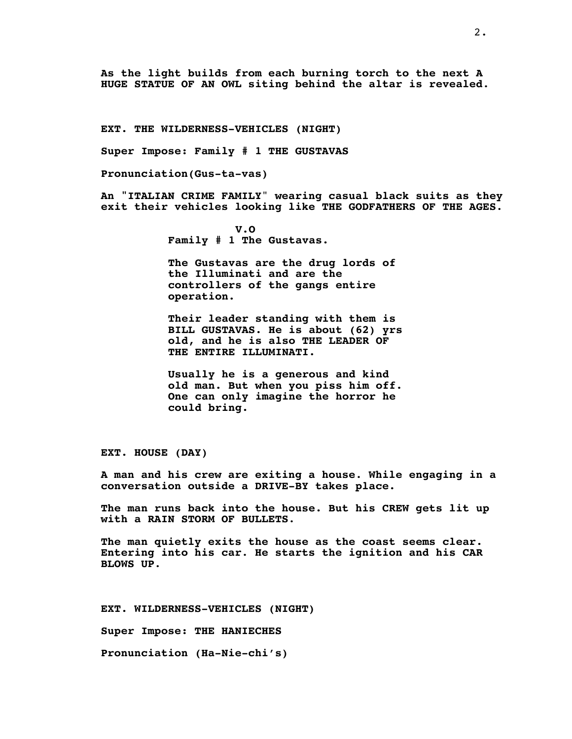**As the light builds from each burning torch to the next A HUGE STATUE OF AN OWL siting behind the altar is revealed.**

**EXT. THE WILDERNESS-VEHICLES (NIGHT)**

**Super Impose: Family # 1 THE GUSTAVAS**

**Pronunciation(Gus-ta-vas)**

**An "ITALIAN CRIME FAMILY" wearing casual black suits as they exit their vehicles looking like THE GODFATHERS OF THE AGES.**

**V.O**

**Family # 1 The Gustavas.**

**The Gustavas are the drug lords of the Illuminati and are the controllers of the gangs entire operation.**

**Their leader standing with them is BILL GUSTAVAS. He is about (62) yrs old, and he is also THE LEADER OF THE ENTIRE ILLUMINATI.**

**Usually he is a generous and kind old man. But when you piss him off. One can only imagine the horror he could bring.**

**EXT. HOUSE (DAY)**

**A man and his crew are exiting a house. While engaging in a conversation outside a DRIVE-BY takes place.**

**The man runs back into the house. But his CREW gets lit up with a RAIN STORM OF BULLETS.**

**The man quietly exits the house as the coast seems clear. Entering into his car. He starts the ignition and his CAR BLOWS UP.**

**EXT. WILDERNESS-VEHICLES (NIGHT)**

**Super Impose: THE HANIECHES**

**Pronunciation (Ha-Nie-chi's)**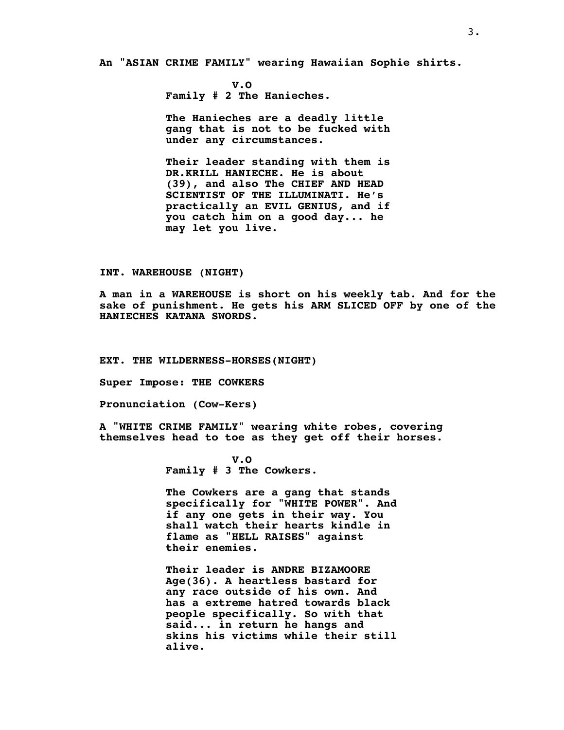An "ASIAN CRIME FAMILY" wearing Hawaiian Sophie shirts.

**V.O**
Family # 2 The Hanieches.

The Hanieches are a deadly little gang that is not to be fucked with under any circumstances.

Their leader standing with them is DR.KRILL HANIECHE. He is about (39), and also The CHIEF AND HEAD SCIENTIST OF THE ILLUMINATI. He's practically an EVIL GENIUS, and if you catch him on a good day... he may let you live.

INT. WAREHOUSE (NIGHT)

A man in a WAREHOUSE is short on his weekly tab. And for the sake of punishment. He gets his ARM SLICED OFF by one of the HANIECHES KATANA SWORDS.

EXT. THE WILDERNESS-HORSES(NIGHT)

Super Impose: THE COWKERS

Pronunciation (Cow-Kers)

A "WHITE CRIME FAMILY" wearing white robes, covering themselves head to toe as they get off their horses.

**V.O**
Family # 3 The Cowkers.

The Cowkers are a gang that stands specifically for "WHITE POWER". And if any one gets in their way. You shall watch their hearts kindle in flame as "HELL RAISES" against their enemies.

Their leader is ANDRE BIZAMOORE Age(36). A heartless bastard for any race outside of his own. And has a extreme hatred towards black people specifically. So with that said... in return he hangs and skins his victims while their still alive.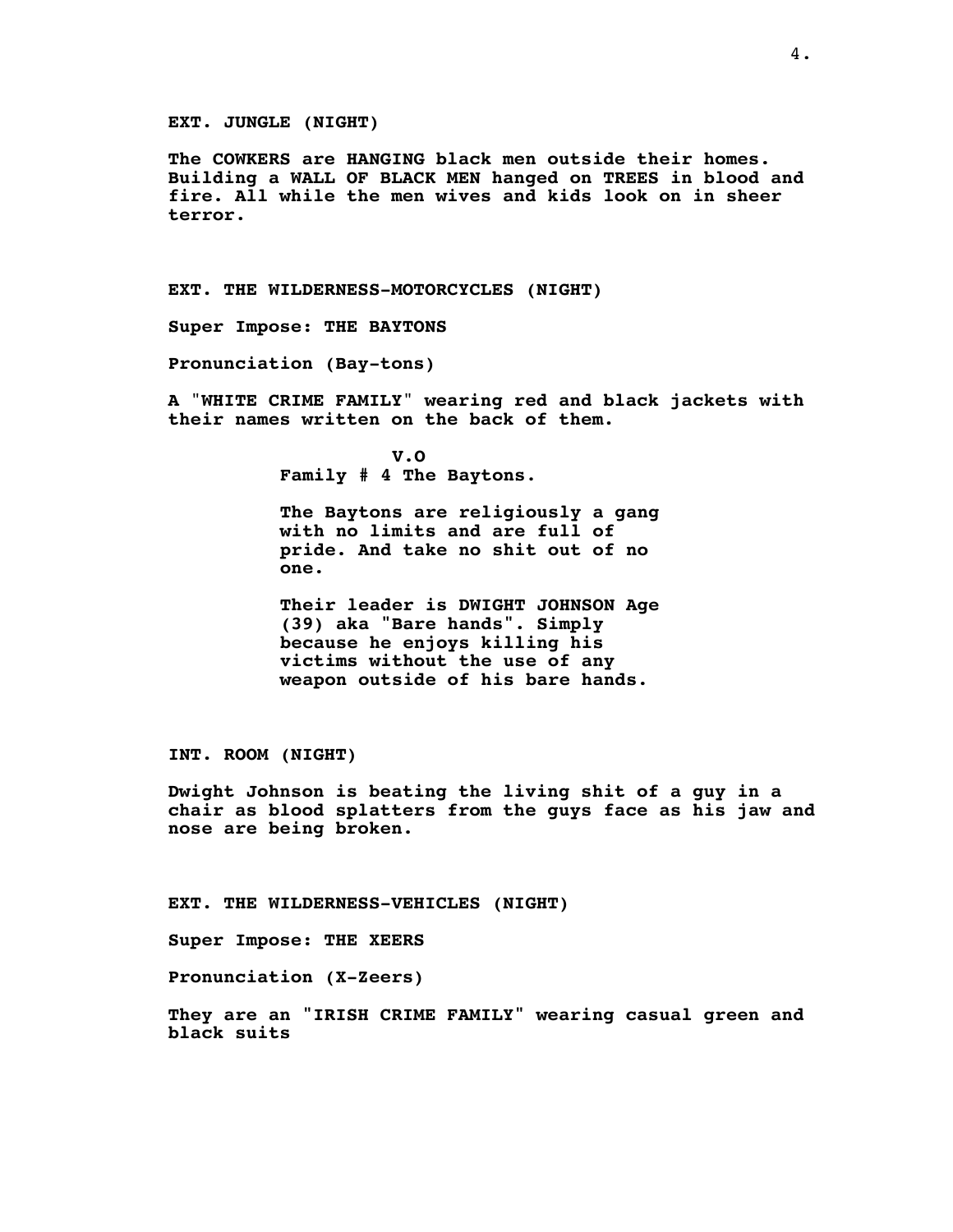**EXT. JUNGLE (NIGHT)**

**The COWKERS are HANGING black men outside their homes. Building a WALL OF BLACK MEN hanged on TREES in blood and fire. All while the men wives and kids look on in sheer terror.**

**EXT. THE WILDERNESS-MOTORCYCLES (NIGHT)**

**Super Impose: THE BAYTONS**

**Pronunciation (Bay-tons)**

**A "WHITE CRIME FAMILY" wearing red and black jackets with their names written on the back of them.**

**V.O**

**Family # 4 The Baytons.**

**The Baytons are religiously a gang with no limits and are full of pride. And take no shit out of no one.**

**Their leader is DWIGHT JOHNSON Age (39) aka "Bare hands". Simply because he enjoys killing his victims without the use of any weapon outside of his bare hands.**

**INT. ROOM (NIGHT)**

**Dwight Johnson is beating the living shit of a guy in a chair as blood splatters from the guys face as his jaw and nose are being broken.**

**EXT. THE WILDERNESS-VEHICLES (NIGHT)**

**Super Impose: THE XEERS**

**Pronunciation (X-Zeers)**

**They are an "IRISH CRIME FAMILY" wearing casual green and black suits**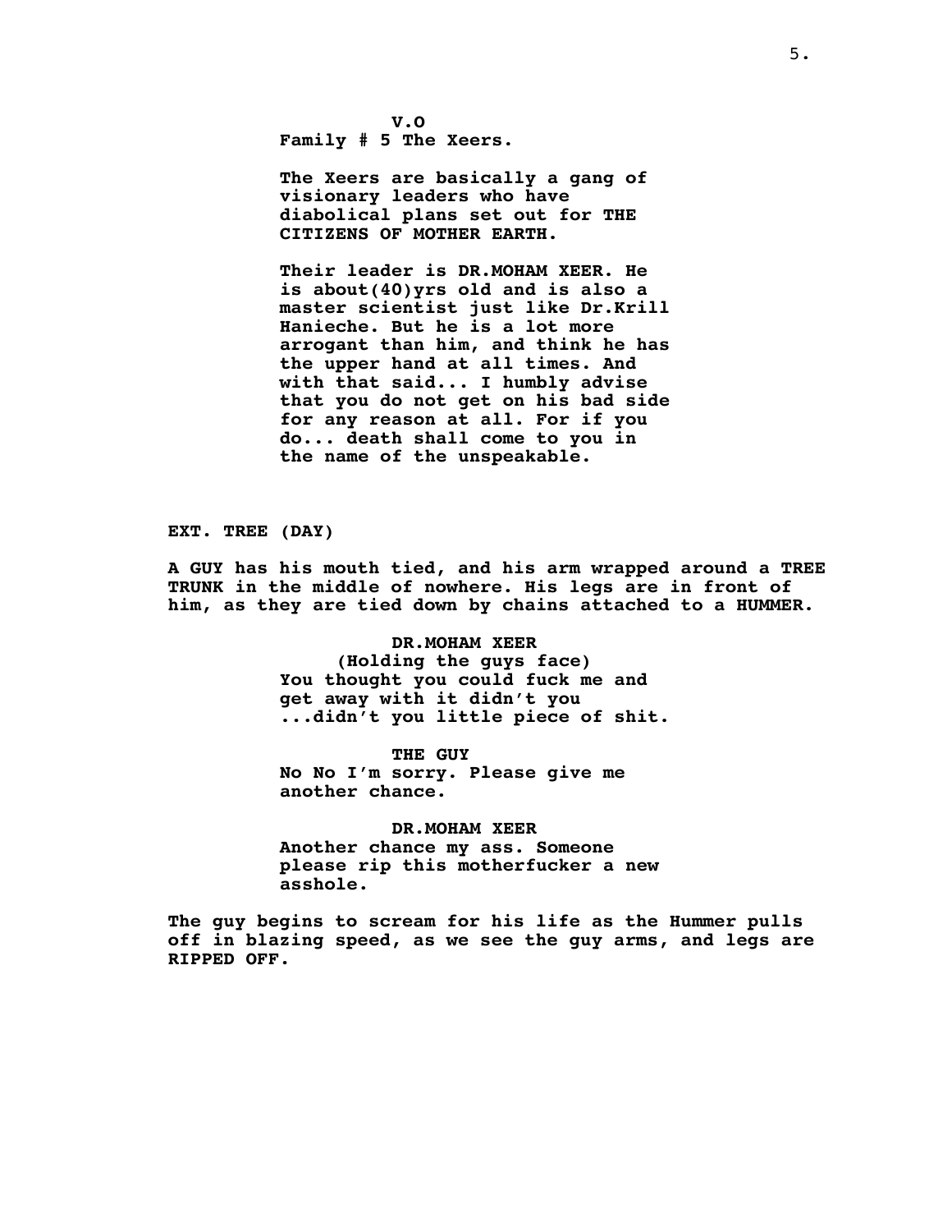**V.O**
**Family # 5 The Xeers.**

**The Xeers are basically a gang of visionary leaders who have diabolical plans set out for THE CITIZENS OF MOTHER EARTH.**

**Their leader is DR.MOHAM XEER. He is about(40)yrs old and is also a master scientist just like Dr.Krill Hanieche. But he is a lot more arrogant than him, and think he has the upper hand at all times. And with that said... I humbly advise that you do not get on his bad side for any reason at all. For if you do... death shall come to you in the name of the unspeakable.**

**EXT. TREE (DAY)**

**A GUY has his mouth tied, and his arm wrapped around a TREE TRUNK in the middle of nowhere. His legs are in front of him, as they are tied down by chains attached to a HUMMER.**

**DR.MOHAM XEER**
**(Holding the guys face)**
**You thought you could fuck me and get away with it didn't you ...didn't you little piece of shit.**

**THE GUY**
**No No I'm sorry. Please give me another chance.**

**DR.MOHAM XEER**
**Another chance my ass. Someone please rip this motherfucker a new asshole.**

**The guy begins to scream for his life as the Hummer pulls off in blazing speed, as we see the guy arms, and legs are RIPPED OFF.**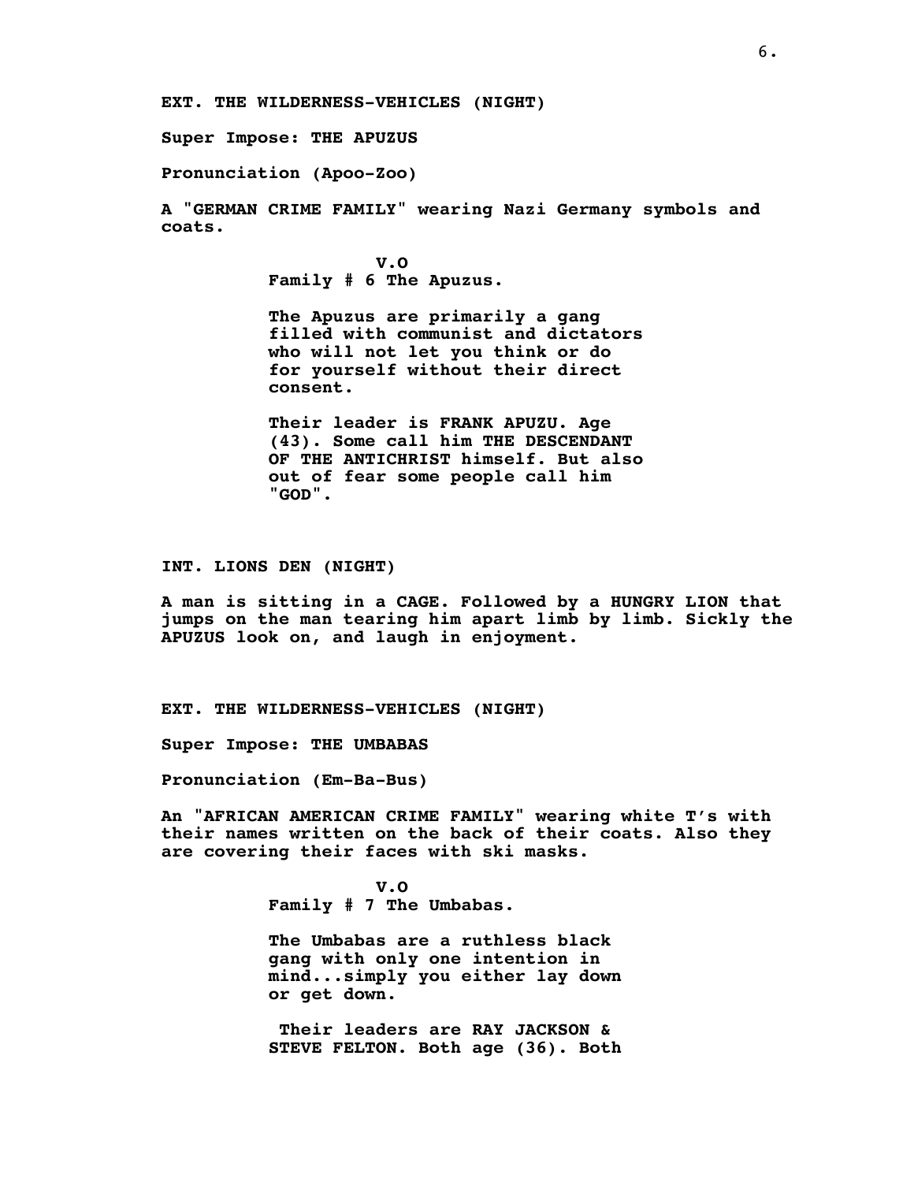**EXT. THE WILDERNESS-VEHICLES (NIGHT)**

**Super Impose: THE APUZUS**

**Pronunciation (Apoo-Zoo)**

**A "GERMAN CRIME FAMILY" wearing Nazi Germany symbols and coats.**

**V.O**

**Family # 6 The Apuzus.**

**The Apuzus are primarily a gang filled with communist and dictators who will not let you think or do for yourself without their direct consent.**

**Their leader is FRANK APUZU. Age (43). Some call him THE DESCENDANT OF THE ANTICHRIST himself. But also out of fear some people call him "GOD".**

**INT. LIONS DEN (NIGHT)**

**A man is sitting in a CAGE. Followed by a HUNGRY LION that jumps on the man tearing him apart limb by limb. Sickly the APUZUS look on, and laugh in enjoyment.**

**EXT. THE WILDERNESS-VEHICLES (NIGHT)**

**Super Impose: THE UMBABAS**

**Pronunciation (Em-Ba-Bus)**

**An "AFRICAN AMERICAN CRIME FAMILY" wearing white T's with their names written on the back of their coats. Also they are covering their faces with ski masks.**

**V.O**

**Family # 7 The Umbabas.**

**The Umbabas are a ruthless black gang with only one intention in mind...simply you either lay down or get down.**

**Their leaders are RAY JACKSON & STEVE FELTON. Both age (36). Both**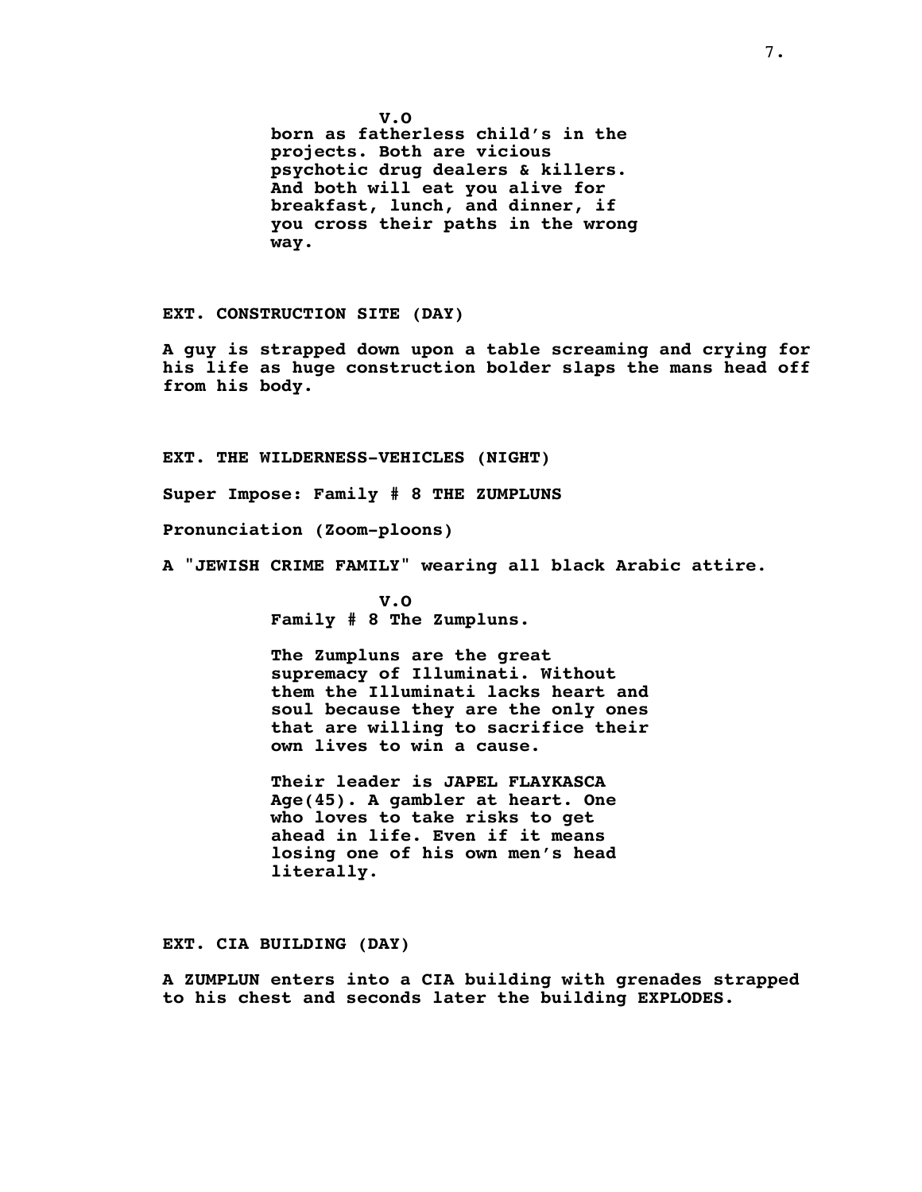V.O

born as fatherless child's in the projects. Both are vicious psychotic drug dealers & killers. And both will eat you alive for breakfast, lunch, and dinner, if you cross their paths in the wrong way.

EXT. CONSTRUCTION SITE (DAY)

A guy is strapped down upon a table screaming and crying for his life as huge construction bolder slaps the mans head off from his body.

EXT. THE WILDERNESS-VEHICLES (NIGHT)

Super Impose: Family # 8 THE ZUMPLUNS

Pronunciation (Zoom-ploons)

A "JEWISH CRIME FAMILY" wearing all black Arabic attire.

V.O

Family # 8 The Zumpluns.

The Zumpluns are the great supremacy of Illuminati. Without them the Illuminati lacks heart and soul because they are the only ones that are willing to sacrifice their own lives to win a cause.

Their leader is JAPEL FLAYKASCA Age(45). A gambler at heart. One who loves to take risks to get ahead in life. Even if it means losing one of his own men's head literally.

EXT. CIA BUILDING (DAY)

A ZUMPLUN enters into a CIA building with grenades strapped to his chest and seconds later the building EXPLODES.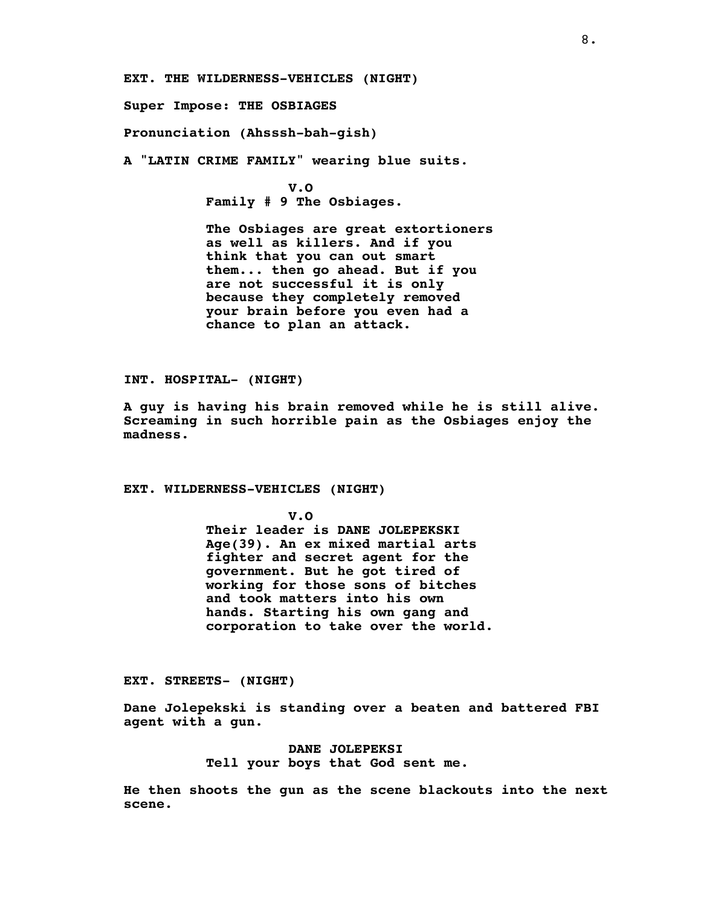**EXT. THE WILDERNESS-VEHICLES (NIGHT)**

**Super Impose: THE OSBIAGES**

**Pronunciation (Ahsssh-bah-gish)**

**A "LATIN CRIME FAMILY" wearing blue suits.**

**V.O**
**Family # 9 The Osbiages.**

**The Osbiages are great extortioners as well as killers. And if you think that you can out smart them... then go ahead. But if you are not successful it is only because they completely removed your brain before you even had a chance to plan an attack.**

**INT. HOSPITAL- (NIGHT)**

**A guy is having his brain removed while he is still alive. Screaming in such horrible pain as the Osbiages enjoy the madness.**

**EXT. WILDERNESS-VEHICLES (NIGHT)**

**V.O**
**Their leader is DANE JOLEPEKSKI Age(39). An ex mixed martial arts fighter and secret agent for the government. But he got tired of working for those sons of bitches and took matters into his own hands. Starting his own gang and corporation to take over the world.**

**EXT. STREETS- (NIGHT)**

**Dane Jolepekski is standing over a beaten and battered FBI agent with a gun.**

**DANE JOLEPEKSI**
**Tell your boys that God sent me.**

**He then shoots the gun as the scene blackouts into the next scene.**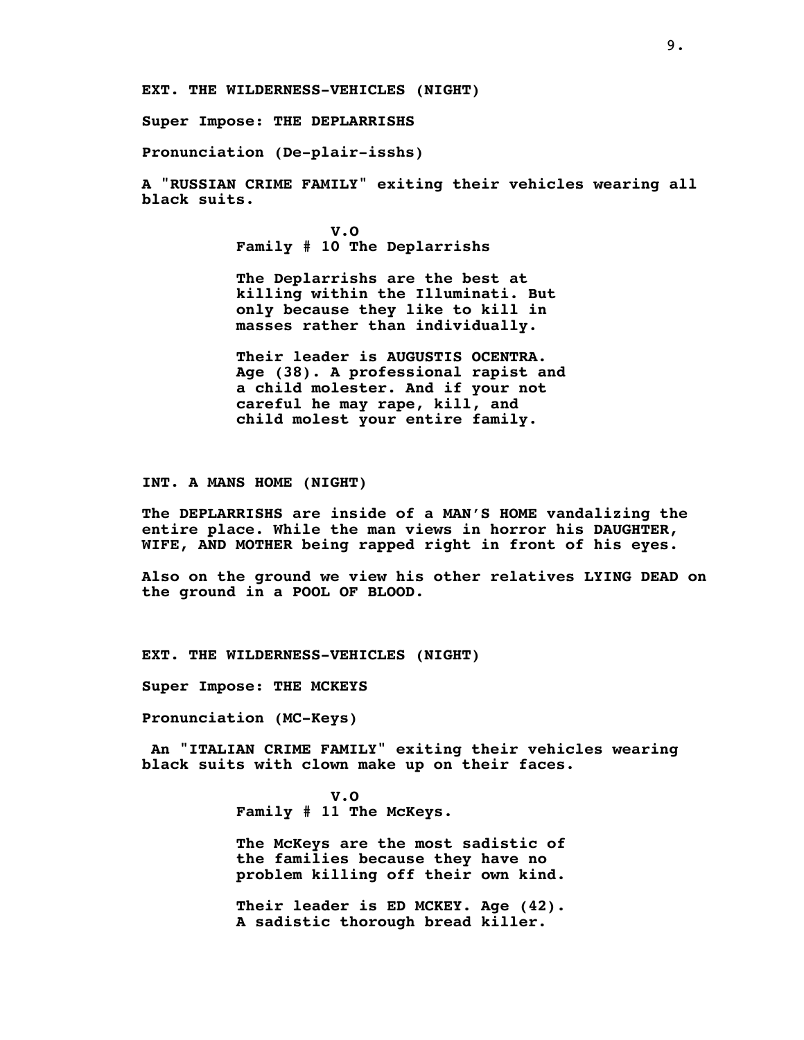**EXT. THE WILDERNESS-VEHICLES (NIGHT)**

**Super Impose: THE DEPLARRISHS**

**Pronunciation (De-plair-isshs)**

**A "RUSSIAN CRIME FAMILY" exiting their vehicles wearing all black suits.**

**V.O**
**Family # 10 The Deplarrishs**

**The Deplarrishs are the best at killing within the Illuminati. But only because they like to kill in masses rather than individually.**

**Their leader is AUGUSTIS OCENTRA. Age (38). A professional rapist and a child molester. And if your not careful he may rape, kill, and child molest your entire family.**

**INT. A MANS HOME (NIGHT)**

**The DEPLARRISHS are inside of a MAN'S HOME vandalizing the entire place. While the man views in horror his DAUGHTER, WIFE, AND MOTHER being rapped right in front of his eyes.**

**Also on the ground we view his other relatives LYING DEAD on the ground in a POOL OF BLOOD.**

**EXT. THE WILDERNESS-VEHICLES (NIGHT)**

**Super Impose: THE MCKEYS**

**Pronunciation (MC-Keys)**

**An "ITALIAN CRIME FAMILY" exiting their vehicles wearing black suits with clown make up on their faces.**

**V.O**
**Family # 11 The McKeys.**

**The McKeys are the most sadistic of the families because they have no problem killing off their own kind.**

**Their leader is ED MCKEY. Age (42). A sadistic thorough bread killer.**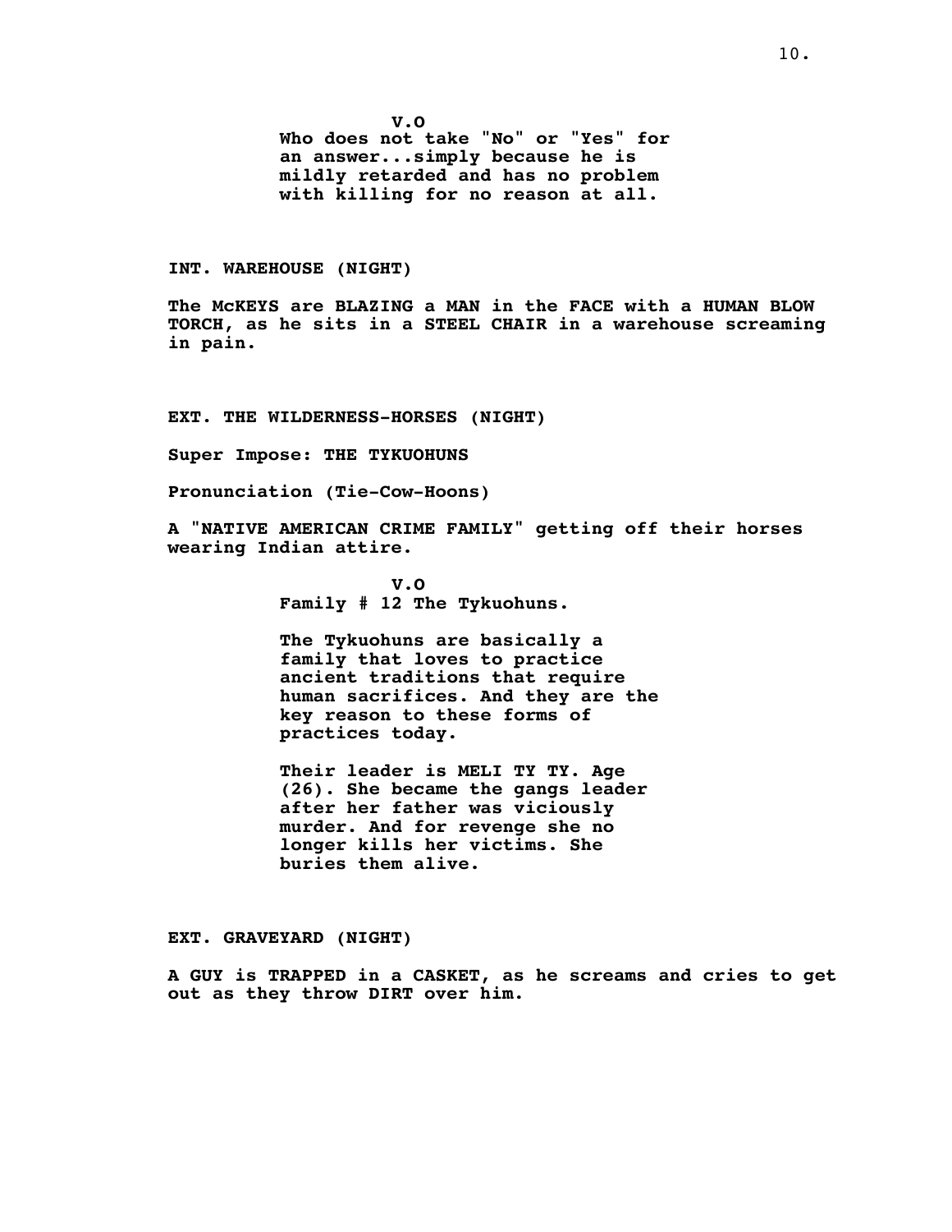**V.O**

**Who does not take "No" or "Yes" for an answer...simply because he is mildly retarded and has no problem with killing for no reason at all.**

**INT. WAREHOUSE (NIGHT)**

**The McKEYS are BLAZING a MAN in the FACE with a HUMAN BLOW TORCH, as he sits in a STEEL CHAIR in a warehouse screaming in pain.**

**EXT. THE WILDERNESS-HORSES (NIGHT)**

**Super Impose: THE TYKUOHUNS**

**Pronunciation (Tie-Cow-Hoons)**

**A "NATIVE AMERICAN CRIME FAMILY" getting off their horses wearing Indian attire.**

**V.O**

**Family # 12 The Tykuohuns.**

**The Tykuohuns are basically a family that loves to practice ancient traditions that require human sacrifices. And they are the key reason to these forms of practices today.**

**Their leader is MELI TY TY. Age (26). She became the gangs leader after her father was viciously murder. And for revenge she no longer kills her victims. She buries them alive.**

**EXT. GRAVEYARD (NIGHT)**

**A GUY is TRAPPED in a CASKET, as he screams and cries to get out as they throw DIRT over him.**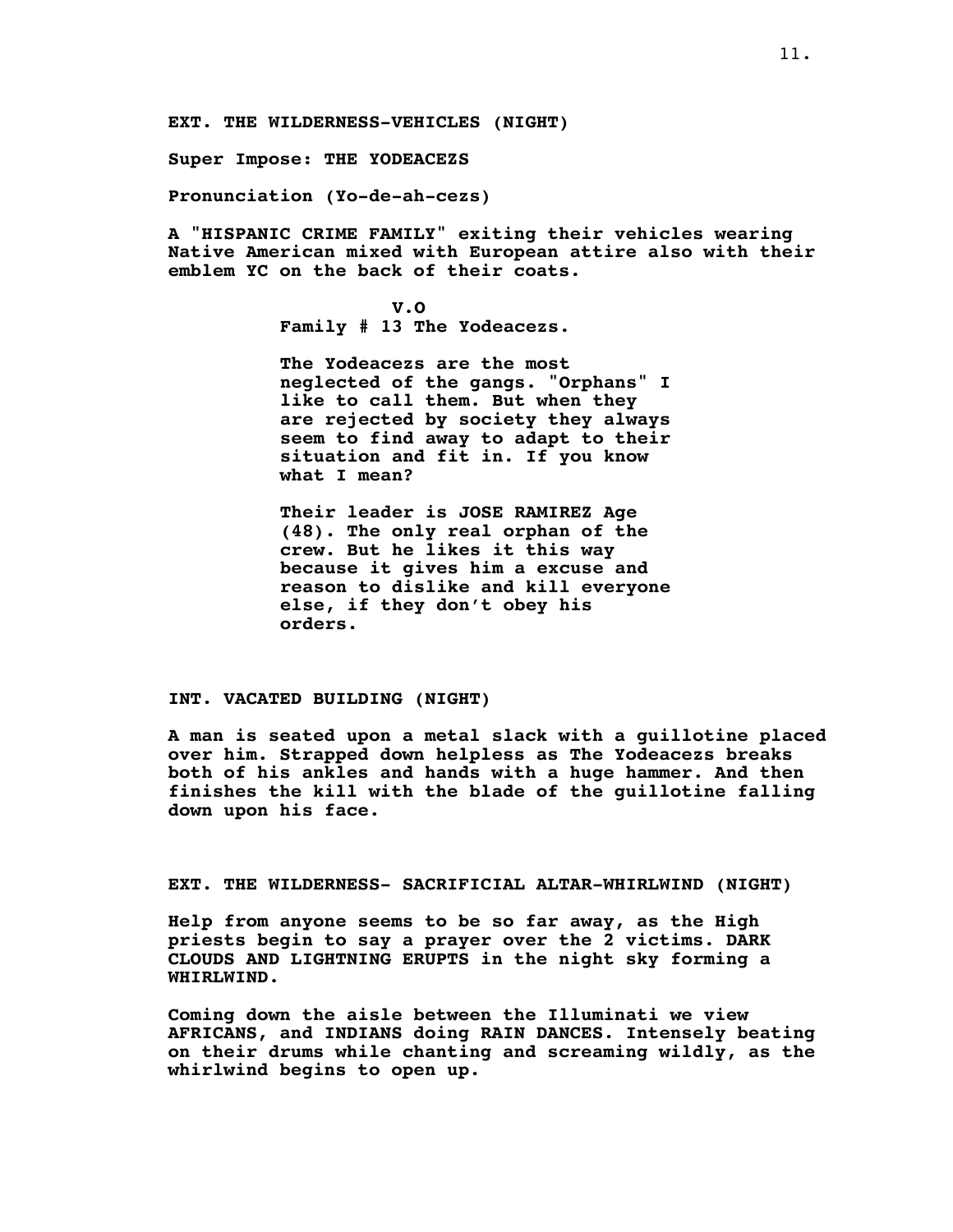**EXT. THE WILDERNESS-VEHICLES (NIGHT)**

**Super Impose: THE YODEACEZS**

**Pronunciation (Yo-de-ah-cezs)**

**A "HISPANIC CRIME FAMILY" exiting their vehicles wearing Native American mixed with European attire also with their emblem YC on the back of their coats.**

**V.O**

**Family # 13 The Yodeacezs.**

**The Yodeacezs are the most neglected of the gangs. "Orphans" I like to call them. But when they are rejected by society they always seem to find away to adapt to their situation and fit in. If you know what I mean?**

**Their leader is JOSE RAMIREZ Age (48). The only real orphan of the crew. But he likes it this way because it gives him a excuse and reason to dislike and kill everyone else, if they don't obey his orders.**

**INT. VACATED BUILDING (NIGHT)**

**A man is seated upon a metal slack with a guillotine placed over him. Strapped down helpless as The Yodeacezs breaks both of his ankles and hands with a huge hammer. And then finishes the kill with the blade of the guillotine falling down upon his face.**

**EXT. THE WILDERNESS- SACRIFICIAL ALTAR-WHIRLWIND (NIGHT)**

**Help from anyone seems to be so far away, as the High priests begin to say a prayer over the 2 victims. DARK CLOUDS AND LIGHTNING ERUPTS in the night sky forming a WHIRLWIND.**

**Coming down the aisle between the Illuminati we view AFRICANS, and INDIANS doing RAIN DANCES. Intensely beating on their drums while chanting and screaming wildly, as the whirlwind begins to open up.**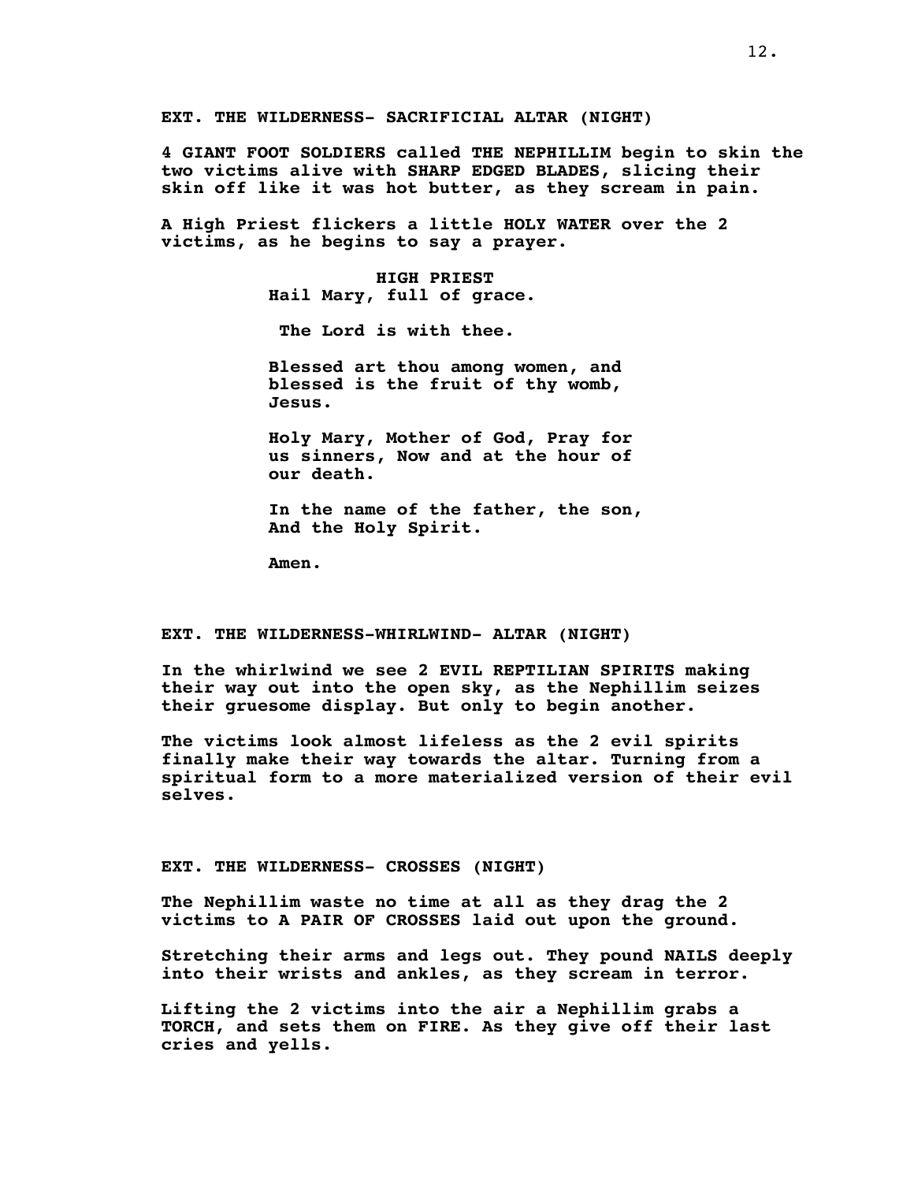**EXT. THE WILDERNESS- SACRIFICIAL ALTAR (NIGHT)**

**4 GIANT FOOT SOLDIERS called THE NEPHILLIM begin to skin the two victims alive with SHARP EDGED BLADES, slicing their skin off like it was hot butter, as they scream in pain.**

**A High Priest flickers a little HOLY WATER over the 2 victims, as he begins to say a prayer.**

**HIGH PRIEST**

**Hail Mary, full of grace.**

**The Lord is with thee.**

**Blessed art thou among women, and blessed is the fruit of thy womb, Jesus.**

**Holy Mary, Mother of God, Pray for us sinners, Now and at the hour of our death.**

**In the name of the father, the son, And the Holy Spirit.**

**Amen.**

**EXT. THE WILDERNESS-WHIRLWIND- ALTAR (NIGHT)**

**In the whirlwind we see 2 EVIL REPTILIAN SPIRITS making their way out into the open sky, as the Nephillim seizes their gruesome display. But only to begin another.**

**The victims look almost lifeless as the 2 evil spirits finally make their way towards the altar. Turning from a spiritual form to a more materialized version of their evil selves.**

**EXT. THE WILDERNESS- CROSSES (NIGHT)**

**The Nephillim waste no time at all as they drag the 2 victims to A PAIR OF CROSSES laid out upon the ground.**

**Stretching their arms and legs out. They pound NAILS deeply into their wrists and ankles, as they scream in terror.**

**Lifting the 2 victims into the air a Nephillim grabs a TORCH, and sets them on FIRE. As they give off their last cries and yells.**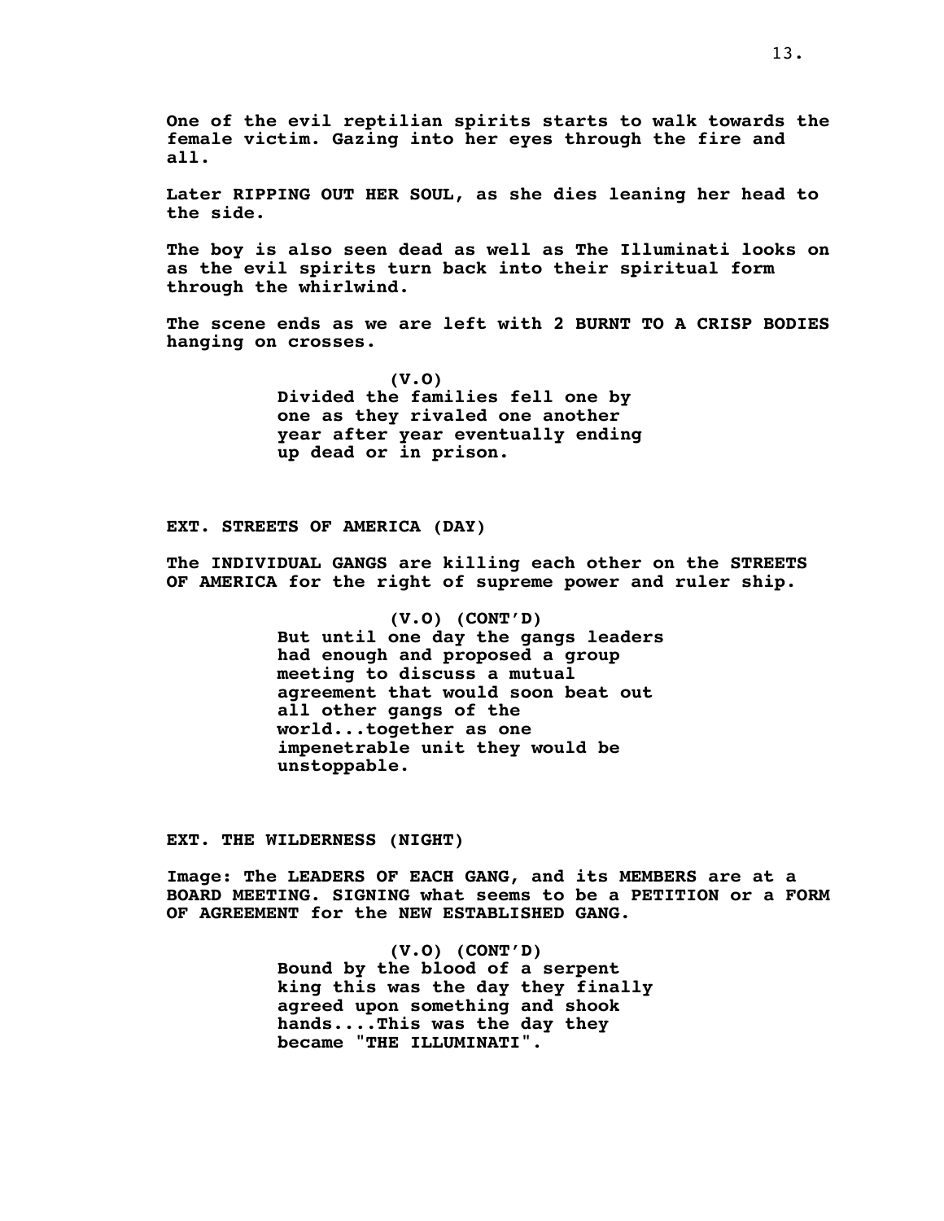**One of the evil reptilian spirits starts to walk towards the female victim. Gazing into her eyes through the fire and all.**

**Later RIPPING OUT HER SOUL, as she dies leaning her head to the side.**

**The boy is also seen dead as well as The Illuminati looks on as the evil spirits turn back into their spiritual form through the whirlwind.**

**The scene ends as we are left with 2 BURNT TO A CRISP BODIES hanging on crosses.**

**(V.O)**
**Divided the families fell one by one as they rivaled one another year after year eventually ending up dead or in prison.**

**EXT. STREETS OF AMERICA (DAY)**

**The INDIVIDUAL GANGS are killing each other on the STREETS OF AMERICA for the right of supreme power and ruler ship.**

**(V.O) (CONT'D)**
**But until one day the gangs leaders had enough and proposed a group meeting to discuss a mutual agreement that would soon beat out all other gangs of the world...together as one impenetrable unit they would be unstoppable.**

**EXT. THE WILDERNESS (NIGHT)**

**Image: The LEADERS OF EACH GANG, and its MEMBERS are at a BOARD MEETING. SIGNING what seems to be a PETITION or a FORM OF AGREEMENT for the NEW ESTABLISHED GANG.**

**(V.O) (CONT'D)**
**Bound by the blood of a serpent king this was the day they finally agreed upon something and shook hands....This was the day they became "THE ILLUMINATI".**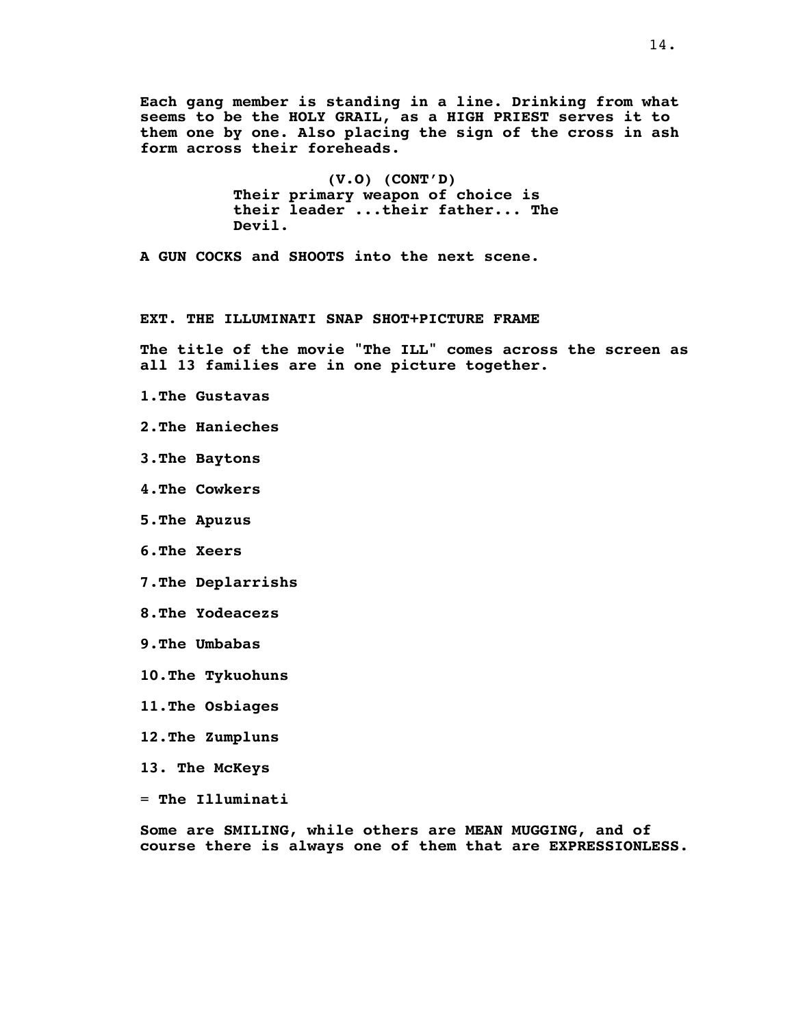**Each gang member is standing in a line. Drinking from what seems to be the HOLY GRAIL, as a HIGH PRIEST serves it to them one by one. Also placing the sign of the cross in ash form across their foreheads.**

**(V.O) (CONT'D)**
**Their primary weapon of choice is their leader ...their father... The Devil.**

**A GUN COCKS and SHOOTS into the next scene.**

**EXT. THE ILLUMINATI SNAP SHOT+PICTURE FRAME**

**The title of the movie "The ILL" comes across the screen as all 13 families are in one picture together.**

**1.The Gustavas**

**2.The Hanieches**

**3.The Baytons**

**4.The Cowkers**

**5.The Apuzus**

**6.The Xeers**

**7.The Deplarrishs**

**8.The Yodeacezs**

**9.The Umbabas**

**10.The Tykuohuns**

**11.The Osbiages**

**12.The Zumpluns**

**13. The McKeys**

**= The Illuminati**

**Some are SMILING, while others are MEAN MUGGING, and of course there is always one of them that are EXPRESSIONLESS.**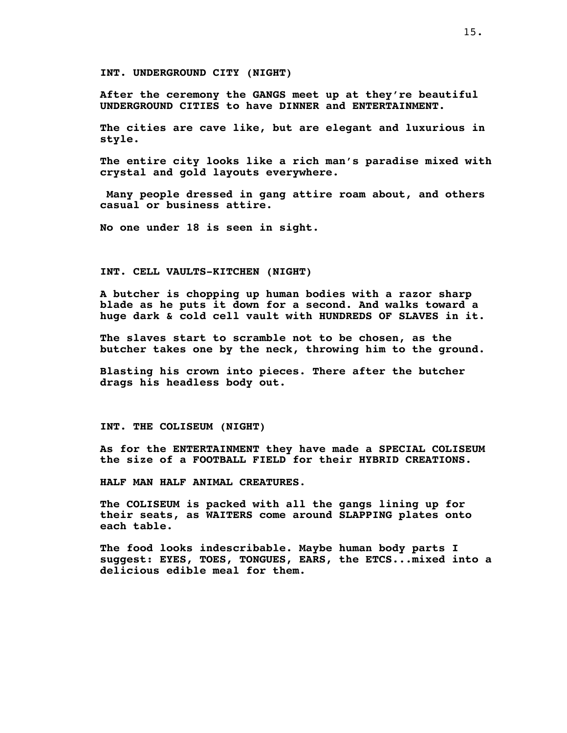**INT. UNDERGROUND CITY (NIGHT)**

**After the ceremony the GANGS meet up at they're beautiful UNDERGROUND CITIES to have DINNER and ENTERTAINMENT.**

**The cities are cave like, but are elegant and luxurious in style.**

**The entire city looks like a rich man's paradise mixed with crystal and gold layouts everywhere.**

**Many people dressed in gang attire roam about, and others casual or business attire.**

**No one under 18 is seen in sight.**

**INT. CELL VAULTS-KITCHEN (NIGHT)**

**A butcher is chopping up human bodies with a razor sharp blade as he puts it down for a second. And walks toward a huge dark & cold cell vault with HUNDREDS OF SLAVES in it.**

**The slaves start to scramble not to be chosen, as the butcher takes one by the neck, throwing him to the ground.**

**Blasting his crown into pieces. There after the butcher drags his headless body out.**

**INT. THE COLISEUM (NIGHT)**

**As for the ENTERTAINMENT they have made a SPECIAL COLISEUM the size of a FOOTBALL FIELD for their HYBRID CREATIONS.**

**HALF MAN HALF ANIMAL CREATURES.**

**The COLISEUM is packed with all the gangs lining up for their seats, as WAITERS come around SLAPPING plates onto each table.**

**The food looks indescribable. Maybe human body parts I suggest: EYES, TOES, TONGUES, EARS, the ETCS...mixed into a delicious edible meal for them.**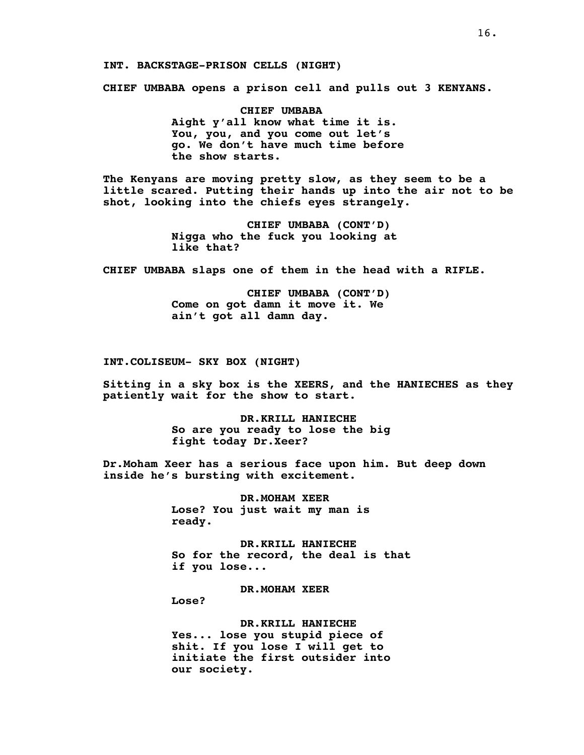INT. BACKSTAGE-PRISON CELLS (NIGHT)

CHIEF UMBABA opens a prison cell and pulls out 3 KENYANS.

CHIEF UMBABA
Aight y'all know what time it is. You, you, and you come out let's go. We don't have much time before the show starts.

The Kenyans are moving pretty slow, as they seem to be a little scared. Putting their hands up into the air not to be shot, looking into the chiefs eyes strangely.

CHIEF UMBABA (CONT'D)
Nigga who the fuck you looking at like that?

CHIEF UMBABA slaps one of them in the head with a RIFLE.

CHIEF UMBABA (CONT'D)
Come on got damn it move it. We ain't got all damn day.

INT.COLISEUM- SKY BOX (NIGHT)

Sitting in a sky box is the XEERS, and the HANIECHES as they patiently wait for the show to start.

DR.KRILL HANIECHE
So are you ready to lose the big fight today Dr.Xeer?

Dr.Moham Xeer has a serious face upon him. But deep down inside he's bursting with excitement.

DR.MOHAM XEER
Lose? You just wait my man is ready.

DR.KRILL HANIECHE
So for the record, the deal is that if you lose...

DR.MOHAM XEER
Lose?

DR.KRILL HANIECHE
Yes... lose you stupid piece of shit. If you lose I will get to initiate the first outsider into our society.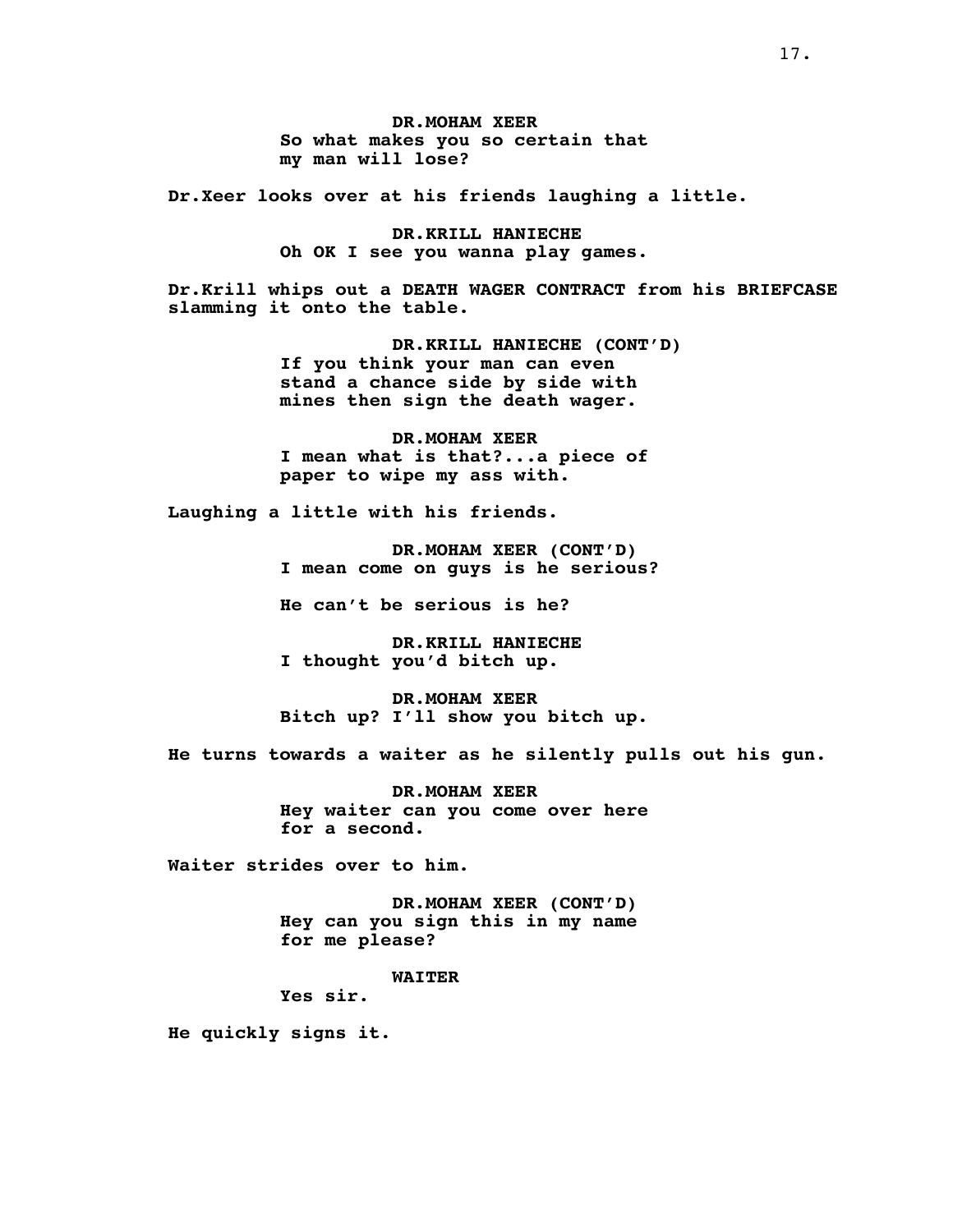**DR.MOHAM XEER**
**So what makes you so certain that my man will lose?**

**Dr.Xeer looks over at his friends laughing a little.**

**DR.KRILL HANIECHE**
**Oh OK I see you wanna play games.**

**Dr.Krill whips out a DEATH WAGER CONTRACT from his BRIEFCASE slamming it onto the table.**

**DR.KRILL HANIECHE (CONT'D)**
**If you think your man can even stand a chance side by side with mines then sign the death wager.**

**DR.MOHAM XEER**
**I mean what is that?...a piece of paper to wipe my ass with.**

**Laughing a little with his friends.**

**DR.MOHAM XEER (CONT'D)**
**I mean come on guys is he serious?**

**He can't be serious is he?**

**DR.KRILL HANIECHE**
**I thought you'd bitch up.**

**DR.MOHAM XEER**
**Bitch up? I'll show you bitch up.**

**He turns towards a waiter as he silently pulls out his gun.**

**DR.MOHAM XEER**
**Hey waiter can you come over here for a second.**

**Waiter strides over to him.**

**DR.MOHAM XEER (CONT'D)**
**Hey can you sign this in my name for me please?**

**WAITER**
**Yes sir.**

**He quickly signs it.**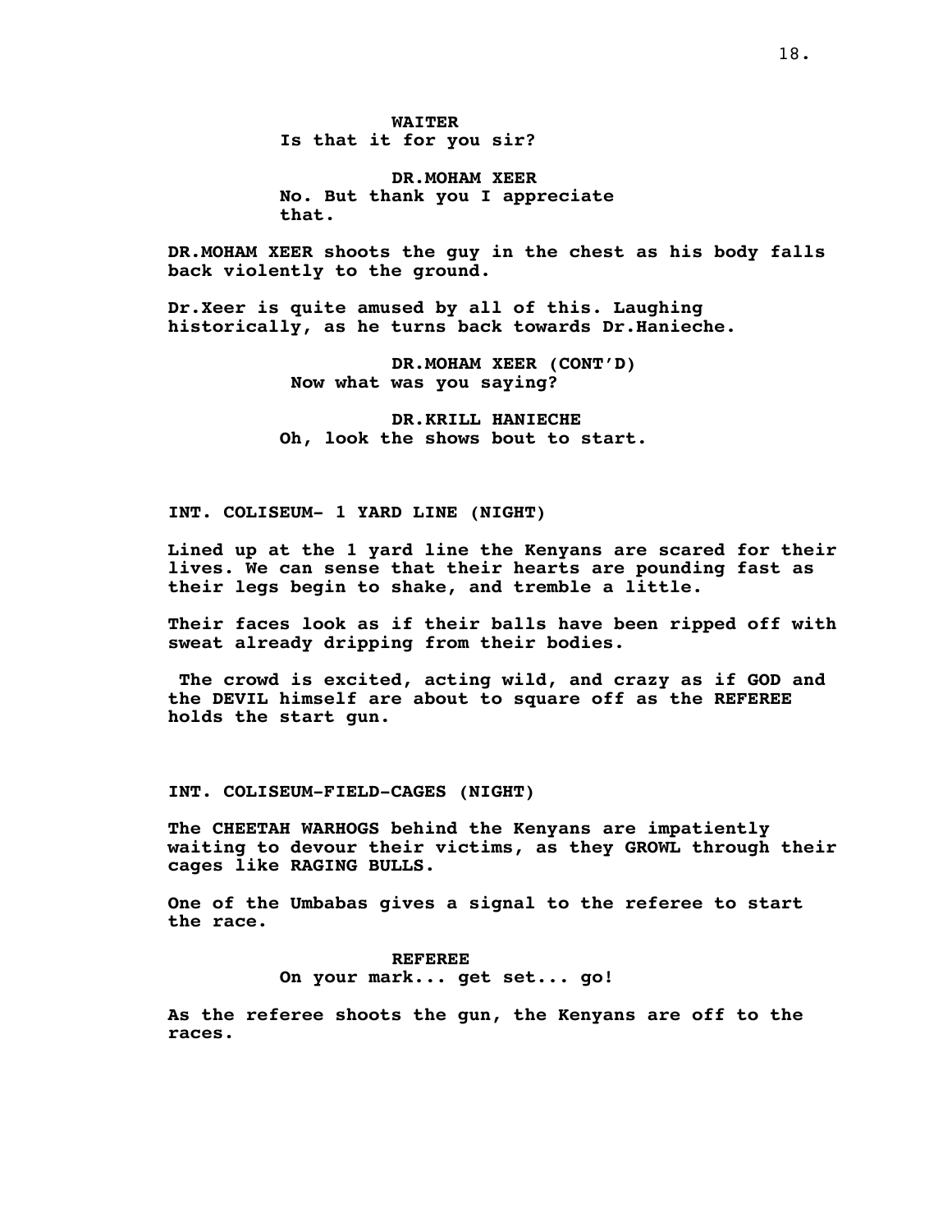WAITER
Is that it for you sir?

DR.MOHAM XEER
No. But thank you I appreciate that.

DR.MOHAM XEER shoots the guy in the chest as his body falls back violently to the ground.

Dr.Xeer is quite amused by all of this. Laughing historically, as he turns back towards Dr.Hanieche.

DR.MOHAM XEER (CONT'D)
Now what was you saying?

DR.KRILL HANIECHE
Oh, look the shows bout to start.

INT. COLISEUM- 1 YARD LINE (NIGHT)

Lined up at the 1 yard line the Kenyans are scared for their lives. We can sense that their hearts are pounding fast as their legs begin to shake, and tremble a little.

Their faces look as if their balls have been ripped off with sweat already dripping from their bodies.

The crowd is excited, acting wild, and crazy as if GOD and the DEVIL himself are about to square off as the REFEREE holds the start gun.

INT. COLISEUM-FIELD-CAGES (NIGHT)

The CHEETAH WARHOGS behind the Kenyans are impatiently waiting to devour their victims, as they GROWL through their cages like RAGING BULLS.

One of the Umbabas gives a signal to the referee to start the race.

REFEREE
On your mark... get set... go!

As the referee shoots the gun, the Kenyans are off to the races.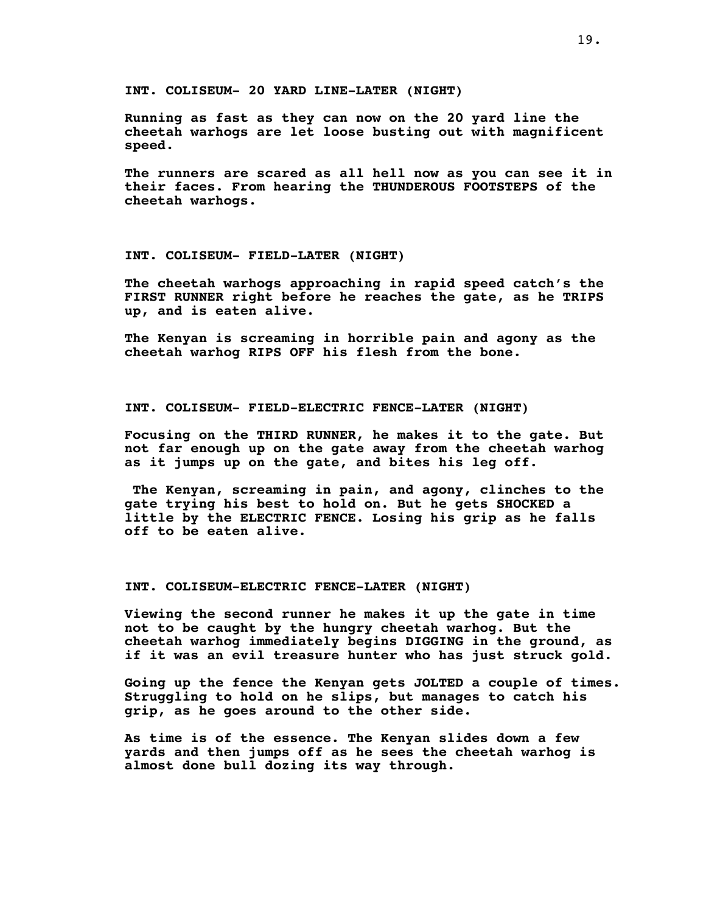**INT. COLISEUM- 20 YARD LINE-LATER (NIGHT)**

**Running as fast as they can now on the 20 yard line the cheetah warhogs are let loose busting out with magnificent speed.**

**The runners are scared as all hell now as you can see it in their faces. From hearing the THUNDEROUS FOOTSTEPS of the cheetah warhogs.**

**INT. COLISEUM- FIELD-LATER (NIGHT)**

**The cheetah warhogs approaching in rapid speed catch's the FIRST RUNNER right before he reaches the gate, as he TRIPS up, and is eaten alive.**

**The Kenyan is screaming in horrible pain and agony as the cheetah warhog RIPS OFF his flesh from the bone.**

**INT. COLISEUM- FIELD-ELECTRIC FENCE-LATER (NIGHT)**

**Focusing on the THIRD RUNNER, he makes it to the gate. But not far enough up on the gate away from the cheetah warhog as it jumps up on the gate, and bites his leg off.**

**The Kenyan, screaming in pain, and agony, clinches to the gate trying his best to hold on. But he gets SHOCKED a little by the ELECTRIC FENCE. Losing his grip as he falls off to be eaten alive.**

**INT. COLISEUM-ELECTRIC FENCE-LATER (NIGHT)**

**Viewing the second runner he makes it up the gate in time not to be caught by the hungry cheetah warhog. But the cheetah warhog immediately begins DIGGING in the ground, as if it was an evil treasure hunter who has just struck gold.**

**Going up the fence the Kenyan gets JOLTED a couple of times. Struggling to hold on he slips, but manages to catch his grip, as he goes around to the other side.**

**As time is of the essence. The Kenyan slides down a few yards and then jumps off as he sees the cheetah warhog is almost done bull dozing its way through.**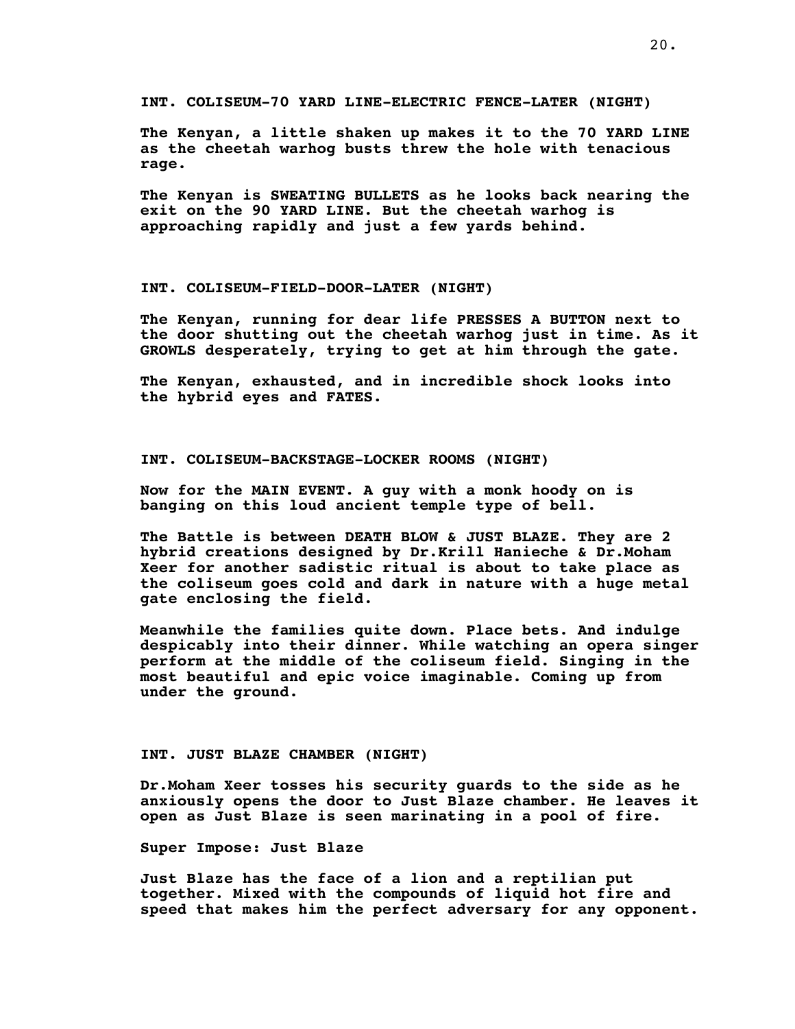**INT. COLISEUM-70 YARD LINE-ELECTRIC FENCE-LATER (NIGHT)**

**The Kenyan, a little shaken up makes it to the 70 YARD LINE as the cheetah warhog busts threw the hole with tenacious rage.**

**The Kenyan is SWEATING BULLETS as he looks back nearing the exit on the 90 YARD LINE. But the cheetah warhog is approaching rapidly and just a few yards behind.**

**INT. COLISEUM-FIELD-DOOR-LATER (NIGHT)**

**The Kenyan, running for dear life PRESSES A BUTTON next to the door shutting out the cheetah warhog just in time. As it GROWLS desperately, trying to get at him through the gate.**

**The Kenyan, exhausted, and in incredible shock looks into the hybrid eyes and FATES.**

**INT. COLISEUM-BACKSTAGE-LOCKER ROOMS (NIGHT)**

**Now for the MAIN EVENT. A guy with a monk hoody on is banging on this loud ancient temple type of bell.**

**The Battle is between DEATH BLOW & JUST BLAZE. They are 2 hybrid creations designed by Dr.Krill Hanieche & Dr.Moham Xeer for another sadistic ritual is about to take place as the coliseum goes cold and dark in nature with a huge metal gate enclosing the field.**

**Meanwhile the families quite down. Place bets. And indulge despicably into their dinner. While watching an opera singer perform at the middle of the coliseum field. Singing in the most beautiful and epic voice imaginable. Coming up from under the ground.**

**INT. JUST BLAZE CHAMBER (NIGHT)**

**Dr.Moham Xeer tosses his security guards to the side as he anxiously opens the door to Just Blaze chamber. He leaves it open as Just Blaze is seen marinating in a pool of fire.**

**Super Impose: Just Blaze**

**Just Blaze has the face of a lion and a reptilian put together. Mixed with the compounds of liquid hot fire and speed that makes him the perfect adversary for any opponent.**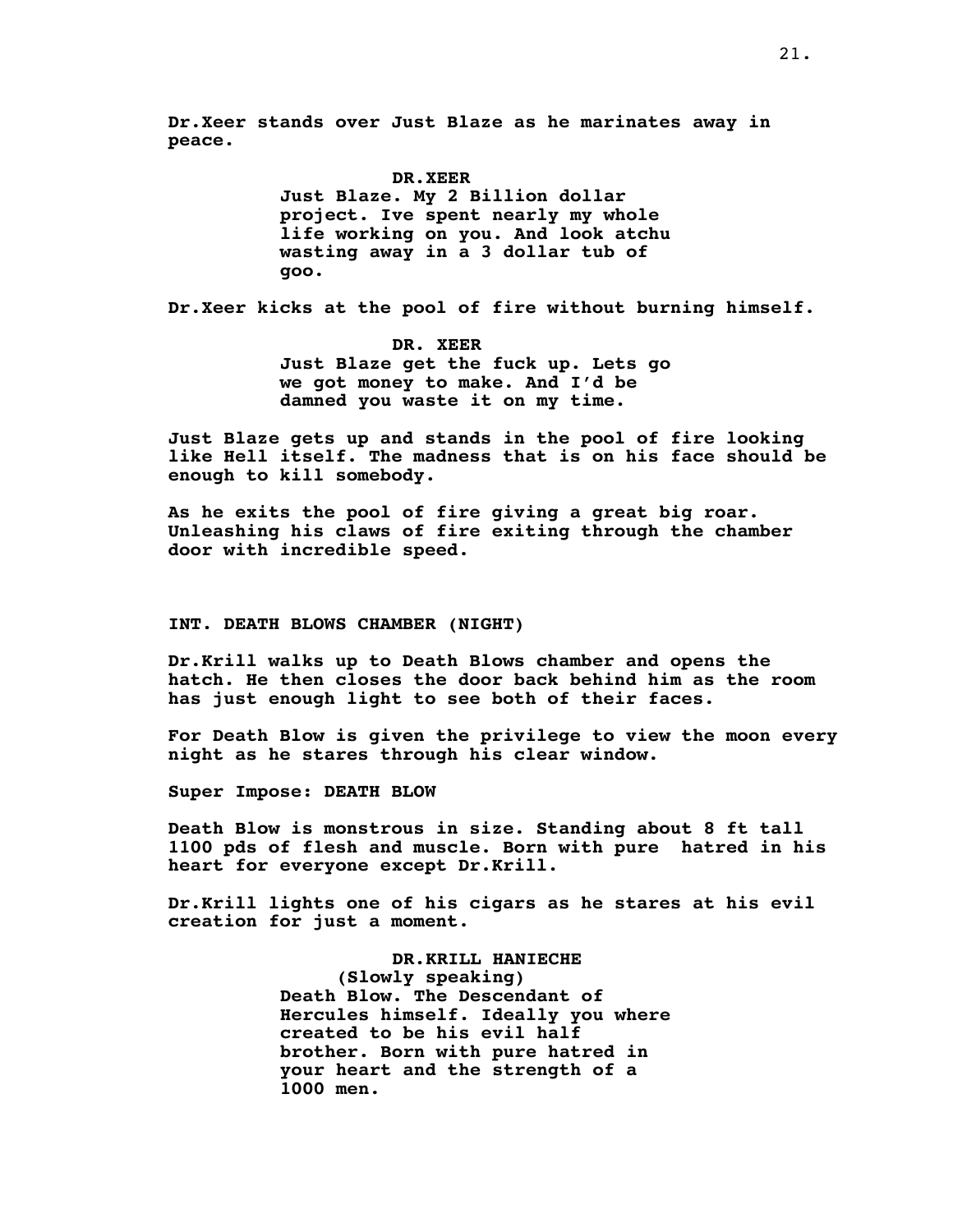**Dr.Xeer stands over Just Blaze as he marinates away in peace.**

**DR.XEER**
**Just Blaze. My 2 Billion dollar project. Ive spent nearly my whole life working on you. And look atchu wasting away in a 3 dollar tub of goo.**

**Dr.Xeer kicks at the pool of fire without burning himself.**

**DR. XEER**
**Just Blaze get the fuck up. Lets go we got money to make. And I'd be damned you waste it on my time.**

**Just Blaze gets up and stands in the pool of fire looking like Hell itself. The madness that is on his face should be enough to kill somebody.**

**As he exits the pool of fire giving a great big roar. Unleashing his claws of fire exiting through the chamber door with incredible speed.**

**INT. DEATH BLOWS CHAMBER (NIGHT)**

**Dr.Krill walks up to Death Blows chamber and opens the hatch. He then closes the door back behind him as the room has just enough light to see both of their faces.**

**For Death Blow is given the privilege to view the moon every night as he stares through his clear window.**

**Super Impose: DEATH BLOW**

**Death Blow is monstrous in size. Standing about 8 ft tall 1100 pds of flesh and muscle. Born with pure hatred in his heart for everyone except Dr.Krill.**

**Dr.Krill lights one of his cigars as he stares at his evil creation for just a moment.**

**DR.KRILL HANIECHE**
**(Slowly speaking)**
**Death Blow. The Descendant of Hercules himself. Ideally you where created to be his evil half brother. Born with pure hatred in your heart and the strength of a 1000 men.**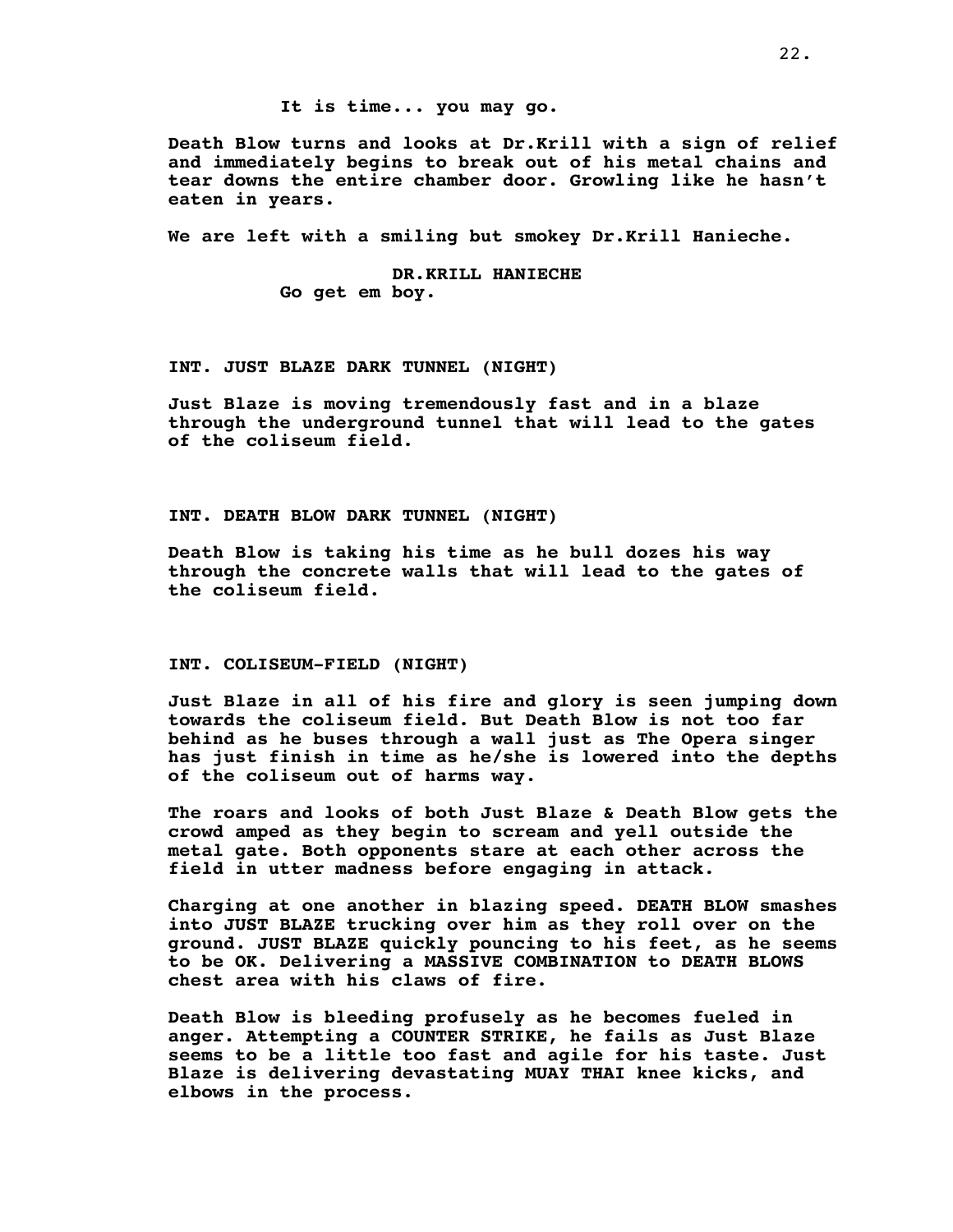It is time... you may go.

Death Blow turns and looks at Dr.Krill with a sign of relief and immediately begins to break out of his metal chains and tear downs the entire chamber door. Growling like he hasn't eaten in years.

We are left with a smiling but smokey Dr.Krill Hanieche.

DR.KRILL HANIECHE
Go get em boy.

INT. JUST BLAZE DARK TUNNEL (NIGHT)

Just Blaze is moving tremendously fast and in a blaze through the underground tunnel that will lead to the gates of the coliseum field.

INT. DEATH BLOW DARK TUNNEL (NIGHT)

Death Blow is taking his time as he bull dozes his way through the concrete walls that will lead to the gates of the coliseum field.

INT. COLISEUM-FIELD (NIGHT)

Just Blaze in all of his fire and glory is seen jumping down towards the coliseum field. But Death Blow is not too far behind as he buses through a wall just as The Opera singer has just finish in time as he/she is lowered into the depths of the coliseum out of harms way.

The roars and looks of both Just Blaze & Death Blow gets the crowd amped as they begin to scream and yell outside the metal gate. Both opponents stare at each other across the field in utter madness before engaging in attack.

Charging at one another in blazing speed. DEATH BLOW smashes into JUST BLAZE trucking over him as they roll over on the ground. JUST BLAZE quickly pouncing to his feet, as he seems to be OK. Delivering a MASSIVE COMBINATION to DEATH BLOWS chest area with his claws of fire.

Death Blow is bleeding profusely as he becomes fueled in anger. Attempting a COUNTER STRIKE, he fails as Just Blaze seems to be a little too fast and agile for his taste. Just Blaze is delivering devastating MUAY THAI knee kicks, and elbows in the process.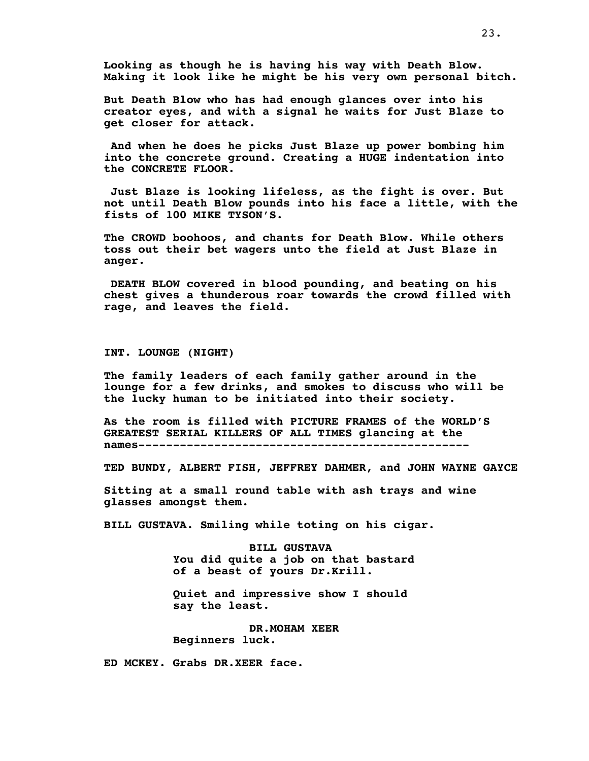**Looking as though he is having his way with Death Blow. Making it look like he might be his very own personal bitch.**

**But Death Blow who has had enough glances over into his creator eyes, and with a signal he waits for Just Blaze to get closer for attack.**

**And when he does he picks Just Blaze up power bombing him into the concrete ground. Creating a HUGE indentation into the CONCRETE FLOOR.**

**Just Blaze is looking lifeless, as the fight is over. But not until Death Blow pounds into his face a little, with the fists of 100 MIKE TYSON'S.**

**The CROWD boohoos, and chants for Death Blow. While others toss out their bet wagers unto the field at Just Blaze in anger.**

**DEATH BLOW covered in blood pounding, and beating on his chest gives a thunderous roar towards the crowd filled with rage, and leaves the field.**

**INT. LOUNGE (NIGHT)**

**The family leaders of each family gather around in the lounge for a few drinks, and smokes to discuss who will be the lucky human to be initiated into their society.**

**As the room is filled with PICTURE FRAMES of the WORLD'S GREATEST SERIAL KILLERS OF ALL TIMES glancing at the names------------------------------------------------**

**TED BUNDY, ALBERT FISH, JEFFREY DAHMER, and JOHN WAYNE GAYCE**

**Sitting at a small round table with ash trays and wine glasses amongst them.**

**BILL GUSTAVA. Smiling while toting on his cigar.**

**BILL GUSTAVA**
**You did quite a job on that bastard of a beast of yours Dr.Krill.**

**Quiet and impressive show I should say the least.**

**DR.MOHAM XEER**
**Beginners luck.**

**ED MCKEY. Grabs DR.XEER face.**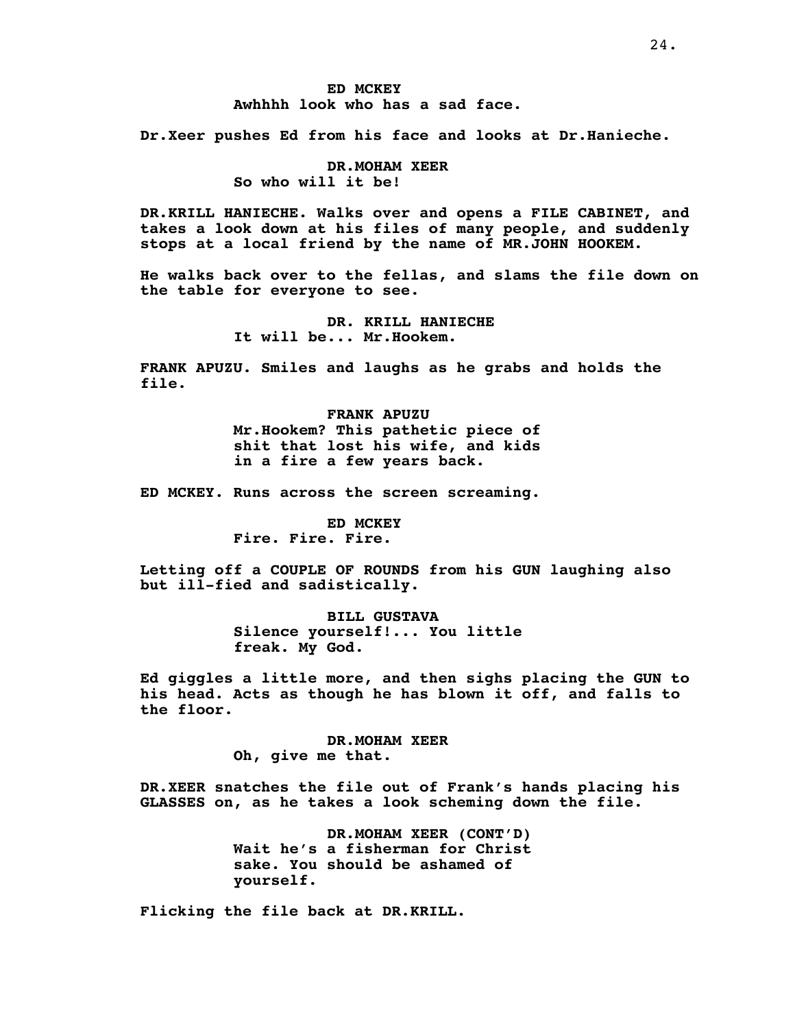**ED MCKEY**
**Awhhhh look who has a sad face.**

**Dr.Xeer pushes Ed from his face and looks at Dr.Hanieche.**

**DR.MOHAM XEER**
**So who will it be!**

**DR.KRILL HANIECHE. Walks over and opens a FILE CABINET, and takes a look down at his files of many people, and suddenly stops at a local friend by the name of MR.JOHN HOOKEM.**

**He walks back over to the fellas, and slams the file down on the table for everyone to see.**

**DR. KRILL HANIECHE**
**It will be... Mr.Hookem.**

**FRANK APUZU. Smiles and laughs as he grabs and holds the file.**

**FRANK APUZU**
**Mr.Hookem? This pathetic piece of shit that lost his wife, and kids in a fire a few years back.**

**ED MCKEY. Runs across the screen screaming.**

**ED MCKEY**
**Fire. Fire. Fire.**

**Letting off a COUPLE OF ROUNDS from his GUN laughing also but ill-fied and sadistically.**

**BILL GUSTAVA**
**Silence yourself!... You little freak. My God.**

**Ed giggles a little more, and then sighs placing the GUN to his head. Acts as though he has blown it off, and falls to the floor.**

**DR.MOHAM XEER**
**Oh, give me that.**

**DR.XEER snatches the file out of Frank's hands placing his GLASSES on, as he takes a look scheming down the file.**

**DR.MOHAM XEER (CONT'D)**
**Wait he's a fisherman for Christ sake. You should be ashamed of yourself.**

**Flicking the file back at DR.KRILL.**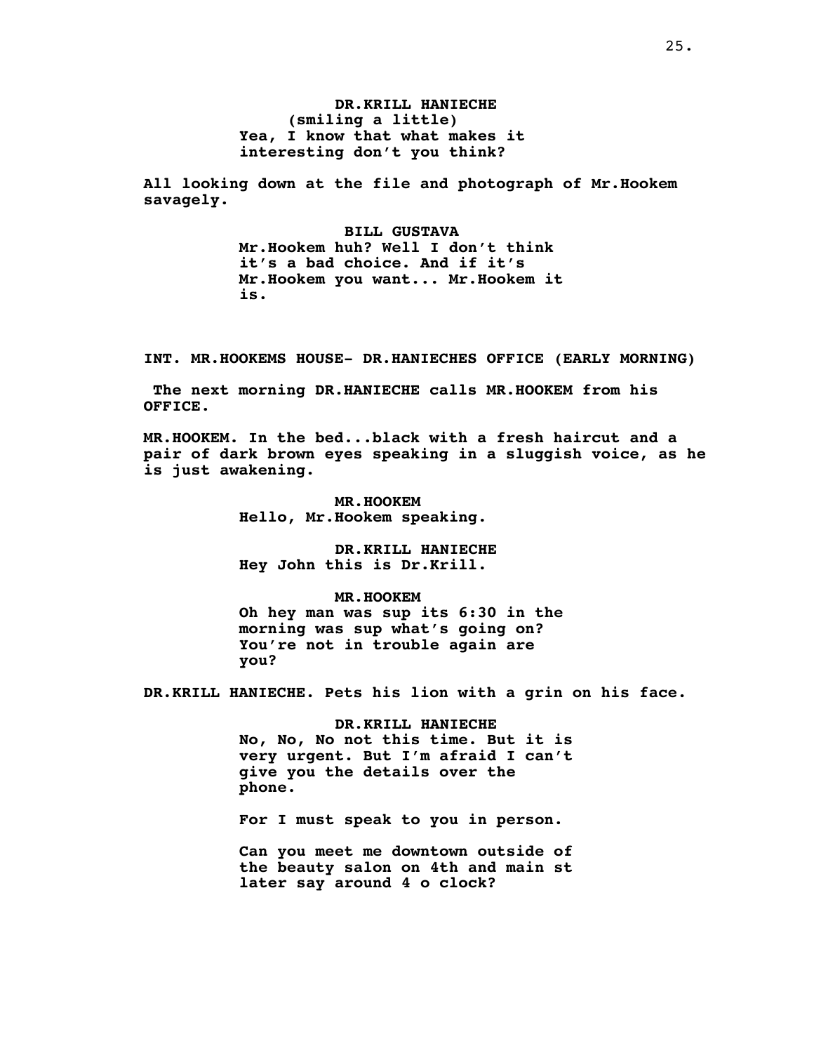**DR.KRILL HANIECHE**
**(smiling a little)**
**Yea, I know that what makes it interesting don't you think?**

**All looking down at the file and photograph of Mr.Hookem savagely.**

**BILL GUSTAVA**
**Mr.Hookem huh? Well I don't think it's a bad choice. And if it's Mr.Hookem you want... Mr.Hookem it is.**

**INT. MR.HOOKEMS HOUSE- DR.HANIECHES OFFICE (EARLY MORNING)**

**The next morning DR.HANIECHE calls MR.HOOKEM from his OFFICE.**

**MR.HOOKEM. In the bed...black with a fresh haircut and a pair of dark brown eyes speaking in a sluggish voice, as he is just awakening.**

**MR.HOOKEM**
**Hello, Mr.Hookem speaking.**

**DR.KRILL HANIECHE**
**Hey John this is Dr.Krill.**

**MR.HOOKEM**
**Oh hey man was sup its 6:30 in the morning was sup what's going on? You're not in trouble again are you?**

**DR.KRILL HANIECHE. Pets his lion with a grin on his face.**

**DR.KRILL HANIECHE**
**No, No, No not this time. But it is very urgent. But I'm afraid I can't give you the details over the phone.**

**For I must speak to you in person.**

**Can you meet me downtown outside of the beauty salon on 4th and main st later say around 4 o clock?**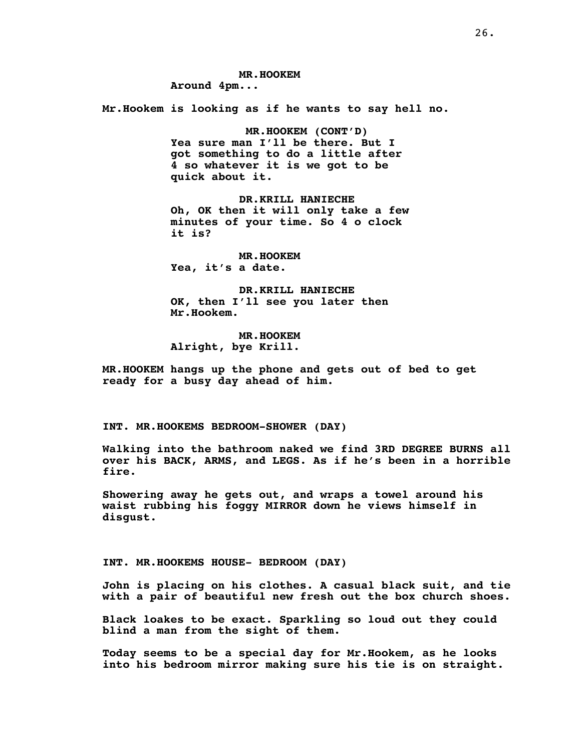**MR.HOOKEM**
**Around 4pm...**

**Mr.Hookem is looking as if he wants to say hell no.**

**MR.HOOKEM (CONT'D)**
**Yea sure man I'll be there. But I got something to do a little after 4 so whatever it is we got to be quick about it.**

**DR.KRILL HANIECHE**
**Oh, OK then it will only take a few minutes of your time. So 4 o clock it is?**

**MR.HOOKEM**
**Yea, it's a date.**

**DR.KRILL HANIECHE**
**OK, then I'll see you later then Mr.Hookem.**

**MR.HOOKEM**
**Alright, bye Krill.**

**MR.HOOKEM hangs up the phone and gets out of bed to get ready for a busy day ahead of him.**

**INT. MR.HOOKEMS BEDROOM-SHOWER (DAY)**

**Walking into the bathroom naked we find 3RD DEGREE BURNS all over his BACK, ARMS, and LEGS. As if he's been in a horrible fire.**

**Showering away he gets out, and wraps a towel around his waist rubbing his foggy MIRROR down he views himself in disgust.**

**INT. MR.HOOKEMS HOUSE- BEDROOM (DAY)**

**John is placing on his clothes. A casual black suit, and tie with a pair of beautiful new fresh out the box church shoes.**

**Black loakes to be exact. Sparkling so loud out they could blind a man from the sight of them.**

**Today seems to be a special day for Mr.Hookem, as he looks into his bedroom mirror making sure his tie is on straight.**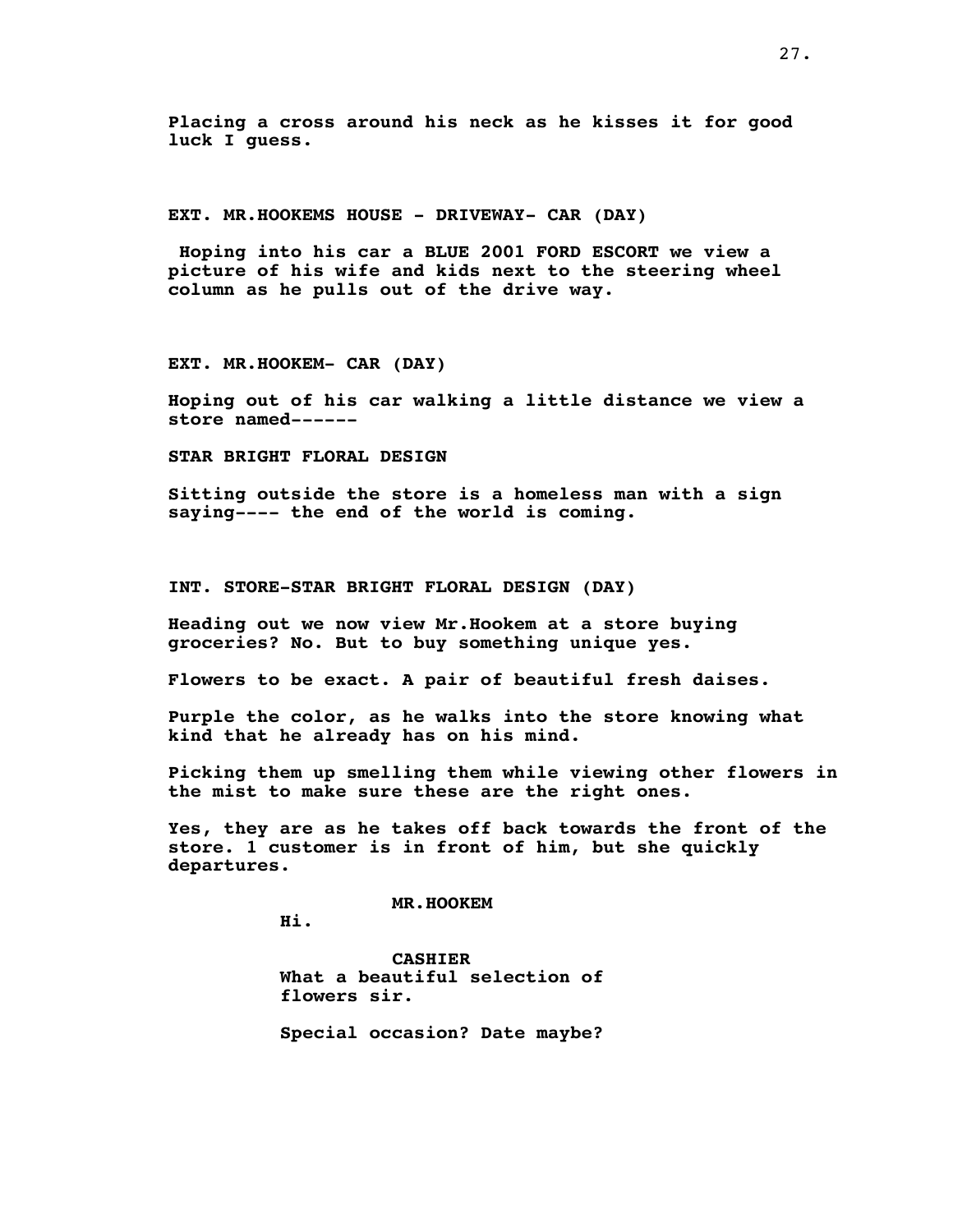**Placing a cross around his neck as he kisses it for good luck I guess.**

**EXT. MR.HOOKEMS HOUSE - DRIVEWAY- CAR (DAY)**

**Hoping into his car a BLUE 2001 FORD ESCORT we view a picture of his wife and kids next to the steering wheel column as he pulls out of the drive way.**

**EXT. MR.HOOKEM- CAR (DAY)**

**Hoping out of his car walking a little distance we view a store named------**

**STAR BRIGHT FLORAL DESIGN**

**Sitting outside the store is a homeless man with a sign saying---- the end of the world is coming.**

**INT. STORE-STAR BRIGHT FLORAL DESIGN (DAY)**

**Heading out we now view Mr.Hookem at a store buying groceries? No. But to buy something unique yes.**

**Flowers to be exact. A pair of beautiful fresh daises.**

**Purple the color, as he walks into the store knowing what kind that he already has on his mind.**

**Picking them up smelling them while viewing other flowers in the mist to make sure these are the right ones.**

**Yes, they are as he takes off back towards the front of the store. 1 customer is in front of him, but she quickly departures.**

**MR.HOOKEM**
**Hi.**

**CASHIER**
**What a beautiful selection of flowers sir.**

**Special occasion? Date maybe?**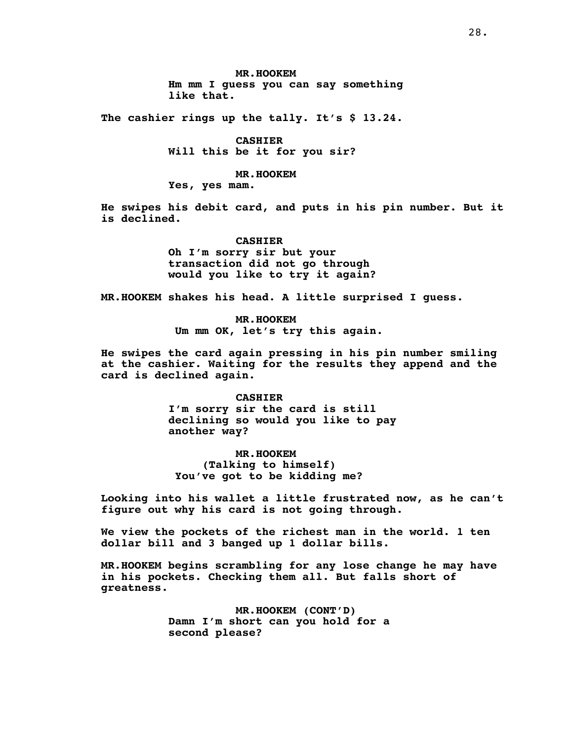MR.HOOKEM
Hm mm I guess you can say something like that.

The cashier rings up the tally. It's $ 13.24.

CASHIER
Will this be it for you sir?

MR.HOOKEM
Yes, yes mam.

He swipes his debit card, and puts in his pin number. But it is declined.

CASHIER
Oh I'm sorry sir but your transaction did not go through would you like to try it again?

MR.HOOKEM shakes his head. A little surprised I guess.

MR.HOOKEM
Um mm OK, let's try this again.

He swipes the card again pressing in his pin number smiling at the cashier. Waiting for the results they append and the card is declined again.

CASHIER
I'm sorry sir the card is still declining so would you like to pay another way?

MR.HOOKEM
(Talking to himself)
You've got to be kidding me?

Looking into his wallet a little frustrated now, as he can't figure out why his card is not going through.

We view the pockets of the richest man in the world. 1 ten dollar bill and 3 banged up 1 dollar bills.

MR.HOOKEM begins scrambling for any lose change he may have in his pockets. Checking them all. But falls short of greatness.

MR.HOOKEM (CONT'D)
Damn I'm short can you hold for a second please?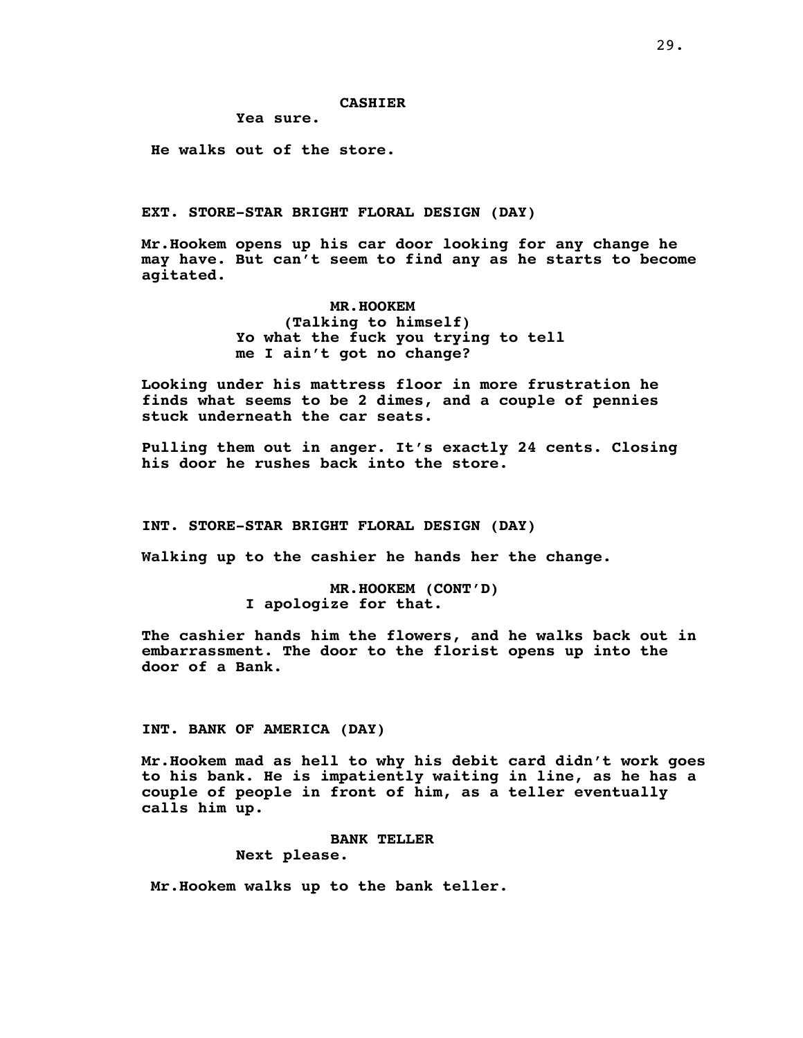**CASHIER**

Yea sure.

He walks out of the store.

**EXT. STORE-STAR BRIGHT FLORAL DESIGN (DAY)**

Mr.Hookem opens up his car door looking for any change he may have. But can't seem to find any as he starts to become agitated.

**MR.HOOKEM**

(Talking to himself)

Yo what the fuck you trying to tell me I ain't got no change?

Looking under his mattress floor in more frustration he finds what seems to be 2 dimes, and a couple of pennies stuck underneath the car seats.

Pulling them out in anger. It's exactly 24 cents. Closing his door he rushes back into the store.

**INT. STORE-STAR BRIGHT FLORAL DESIGN (DAY)**

Walking up to the cashier he hands her the change.

**MR.HOOKEM (CONT'D)**

I apologize for that.

The cashier hands him the flowers, and he walks back out in embarrassment. The door to the florist opens up into the door of a Bank.

**INT. BANK OF AMERICA (DAY)**

Mr.Hookem mad as hell to why his debit card didn't work goes to his bank. He is impatiently waiting in line, as he has a couple of people in front of him, as a teller eventually calls him up.

**BANK TELLER**

Next please.

Mr.Hookem walks up to the bank teller.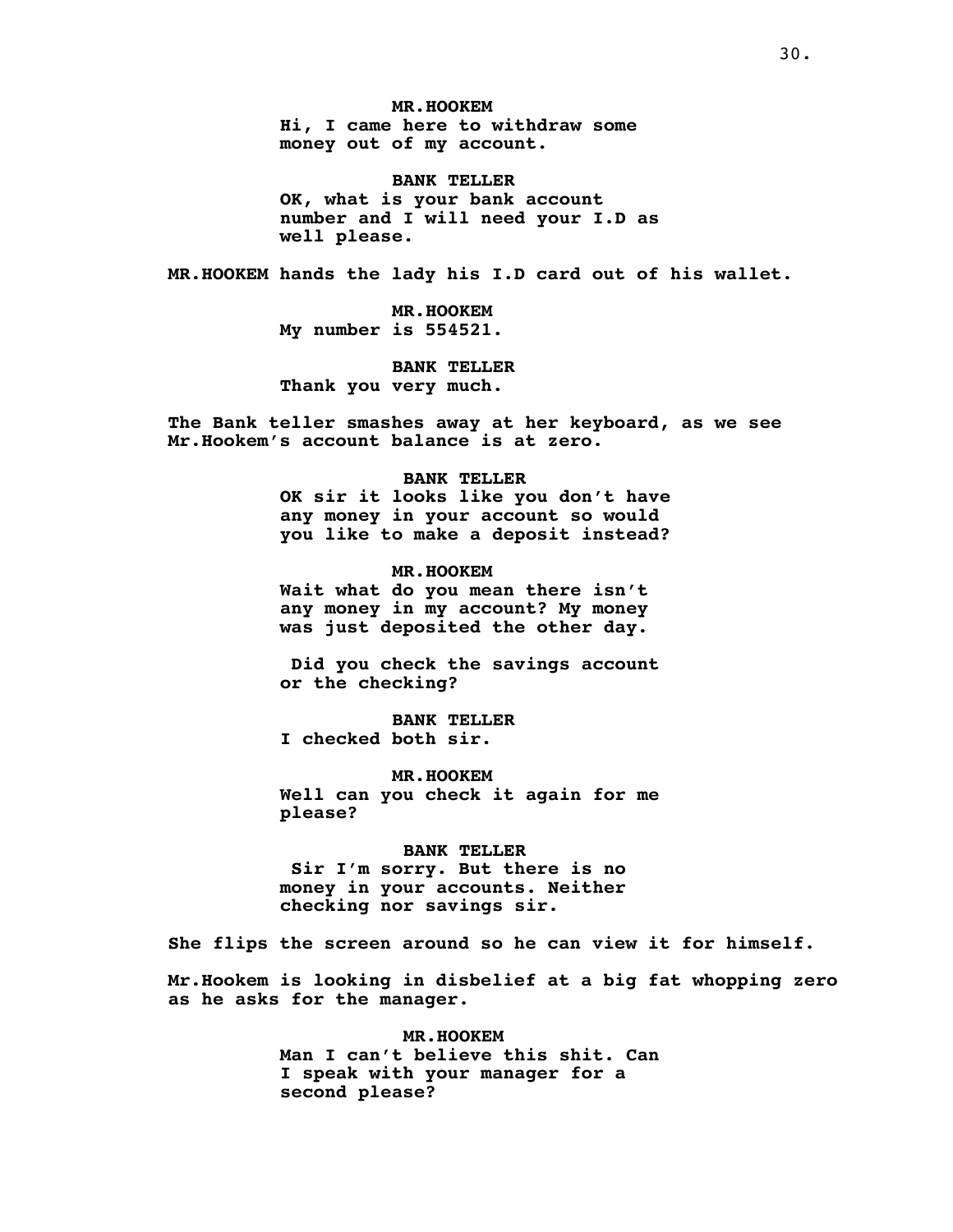**MR.HOOKEM**
**Hi, I came here to withdraw some money out of my account.**

**BANK TELLER**
**OK, what is your bank account number and I will need your I.D as well please.**

**MR.HOOKEM hands the lady his I.D card out of his wallet.**

**MR.HOOKEM**
**My number is 554521.**

**BANK TELLER**
**Thank you very much.**

**The Bank teller smashes away at her keyboard, as we see Mr.Hookem's account balance is at zero.**

**BANK TELLER**
**OK sir it looks like you don't have any money in your account so would you like to make a deposit instead?**

**MR.HOOKEM**
**Wait what do you mean there isn't any money in my account? My money was just deposited the other day.**

**Did you check the savings account or the checking?**

**BANK TELLER**
**I checked both sir.**

**MR.HOOKEM**
**Well can you check it again for me please?**

**BANK TELLER**
**Sir I'm sorry. But there is no money in your accounts. Neither checking nor savings sir.**

**She flips the screen around so he can view it for himself.**

**Mr.Hookem is looking in disbelief at a big fat whopping zero as he asks for the manager.**

**MR.HOOKEM**
**Man I can't believe this shit. Can I speak with your manager for a second please?**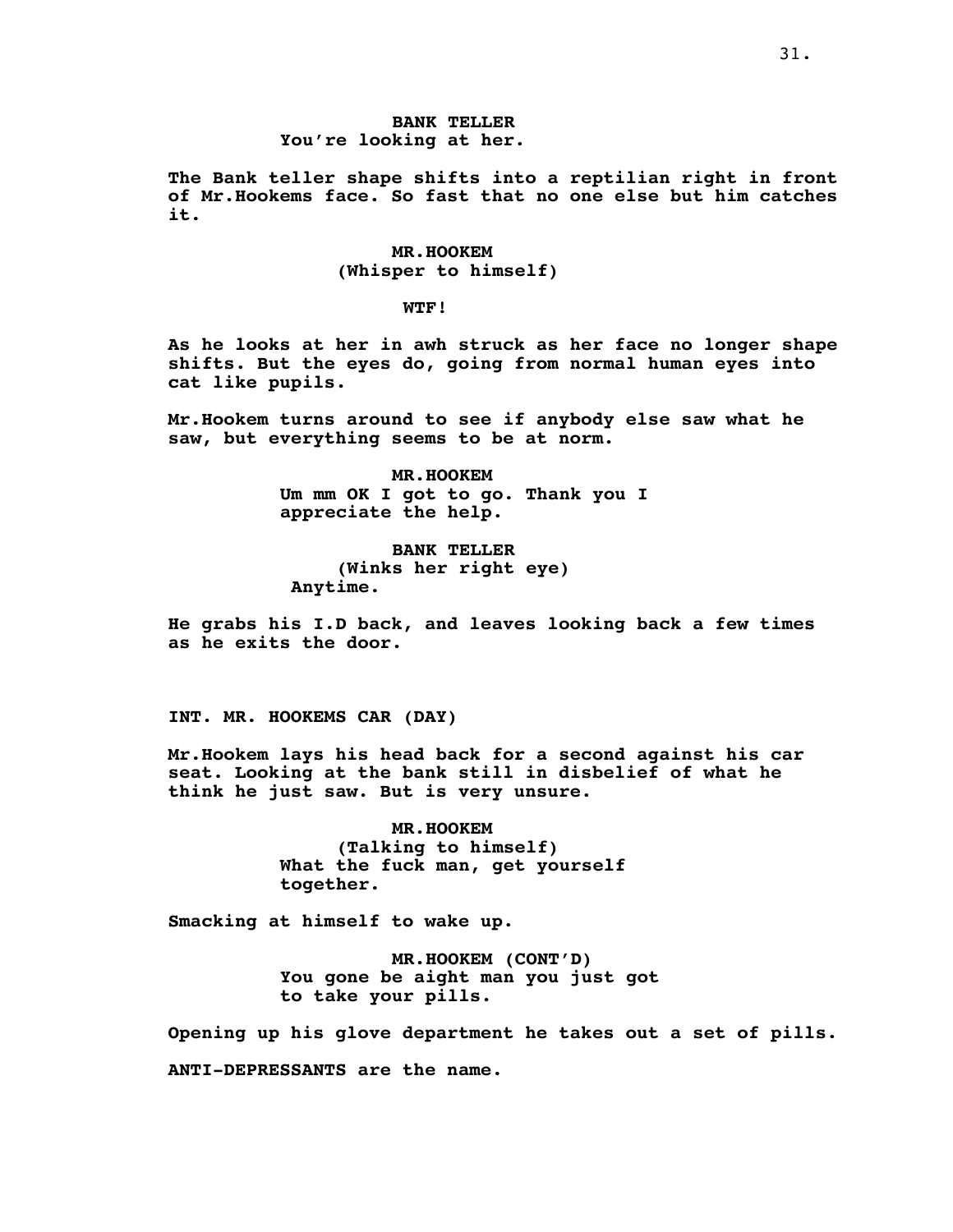**BANK TELLER**
**You're looking at her.**

**The Bank teller shape shifts into a reptilian right in front of Mr.Hookems face. So fast that no one else but him catches it.**

**MR.HOOKEM**
**(Whisper to himself)**

**WTF!**

**As he looks at her in awh struck as her face no longer shape shifts. But the eyes do, going from normal human eyes into cat like pupils.**

**Mr.Hookem turns around to see if anybody else saw what he saw, but everything seems to be at norm.**

**MR.HOOKEM**
**Um mm OK I got to go. Thank you I appreciate the help.**

**BANK TELLER**
**(Winks her right eye)**
**Anytime.**

**He grabs his I.D back, and leaves looking back a few times as he exits the door.**

**INT. MR. HOOKEMS CAR (DAY)**

**Mr.Hookem lays his head back for a second against his car seat. Looking at the bank still in disbelief of what he think he just saw. But is very unsure.**

**MR.HOOKEM**
**(Talking to himself)**
**What the fuck man, get yourself together.**

**Smacking at himself to wake up.**

**MR.HOOKEM (CONT'D)**
**You gone be aight man you just got to take your pills.**

**Opening up his glove department he takes out a set of pills.**

**ANTI-DEPRESSANTS are the name.**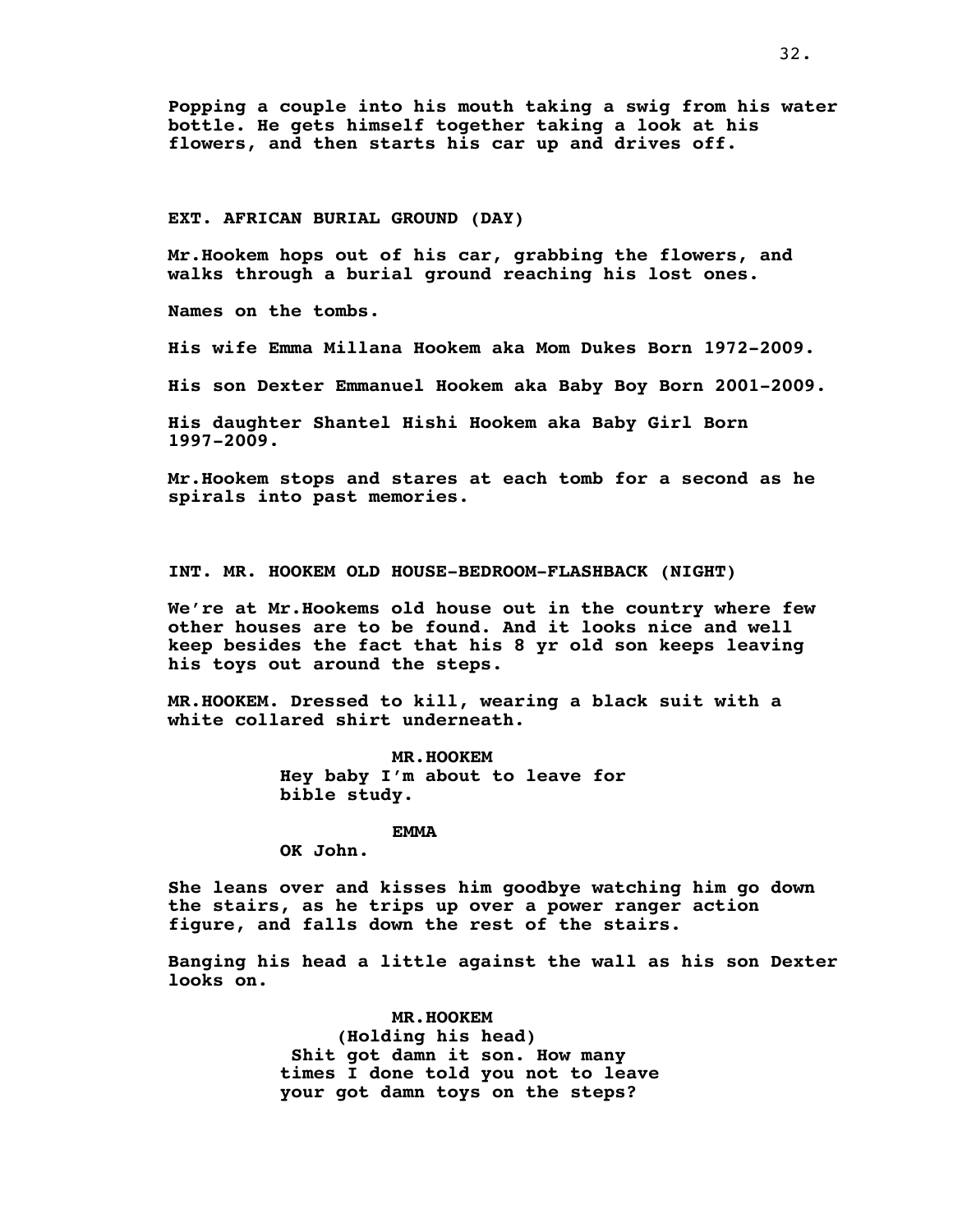Popping a couple into his mouth taking a swig from his water bottle. He gets himself together taking a look at his flowers, and then starts his car up and drives off.

EXT. AFRICAN BURIAL GROUND (DAY)

Mr.Hookem hops out of his car, grabbing the flowers, and walks through a burial ground reaching his lost ones.

Names on the tombs.

His wife Emma Millana Hookem aka Mom Dukes Born 1972-2009.

His son Dexter Emmanuel Hookem aka Baby Boy Born 2001-2009.

His daughter Shantel Hishi Hookem aka Baby Girl Born 1997-2009.

Mr.Hookem stops and stares at each tomb for a second as he spirals into past memories.

INT. MR. HOOKEM OLD HOUSE-BEDROOM-FLASHBACK (NIGHT)

We're at Mr.Hookems old house out in the country where few other houses are to be found. And it looks nice and well keep besides the fact that his 8 yr old son keeps leaving his toys out around the steps.

MR.HOOKEM. Dressed to kill, wearing a black suit with a white collared shirt underneath.

MR.HOOKEM
Hey baby I'm about to leave for bible study.

EMMA
OK John.

She leans over and kisses him goodbye watching him go down the stairs, as he trips up over a power ranger action figure, and falls down the rest of the stairs.

Banging his head a little against the wall as his son Dexter looks on.

MR.HOOKEM
(Holding his head)
Shit got damn it son. How many times I done told you not to leave your got damn toys on the steps?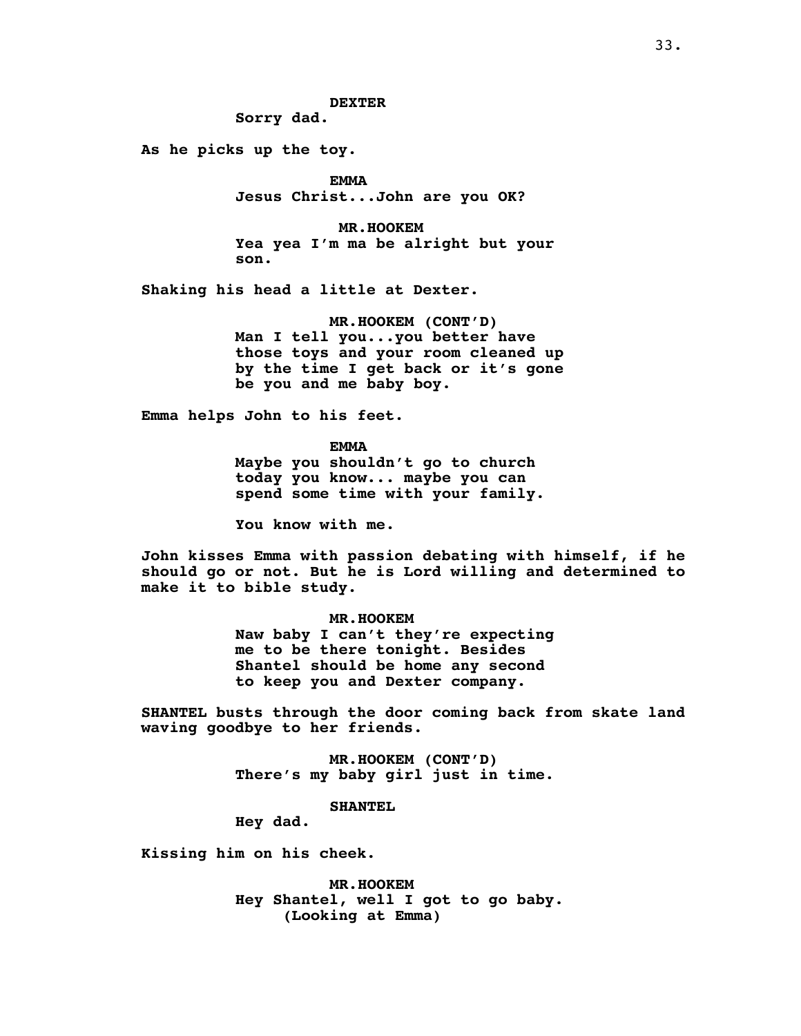**DEXTER**
**Sorry dad.**

**As he picks up the toy.**

**EMMA**
**Jesus Christ...John are you OK?**

**MR.HOOKEM**
**Yea yea I'm ma be alright but your son.**

**Shaking his head a little at Dexter.**

**MR.HOOKEM (CONT'D)**
**Man I tell you...you better have those toys and your room cleaned up by the time I get back or it's gone be you and me baby boy.**

**Emma helps John to his feet.**

**EMMA**
**Maybe you shouldn't go to church today you know... maybe you can spend some time with your family.**

**You know with me.**

**John kisses Emma with passion debating with himself, if he should go or not. But he is Lord willing and determined to make it to bible study.**

**MR.HOOKEM**
**Naw baby I can't they're expecting me to be there tonight. Besides Shantel should be home any second to keep you and Dexter company.**

**SHANTEL busts through the door coming back from skate land waving goodbye to her friends.**

**MR.HOOKEM (CONT'D)**
**There's my baby girl just in time.**

**SHANTEL**
**Hey dad.**

**Kissing him on his cheek.**

**MR.HOOKEM**
**Hey Shantel, well I got to go baby.**
**(Looking at Emma)**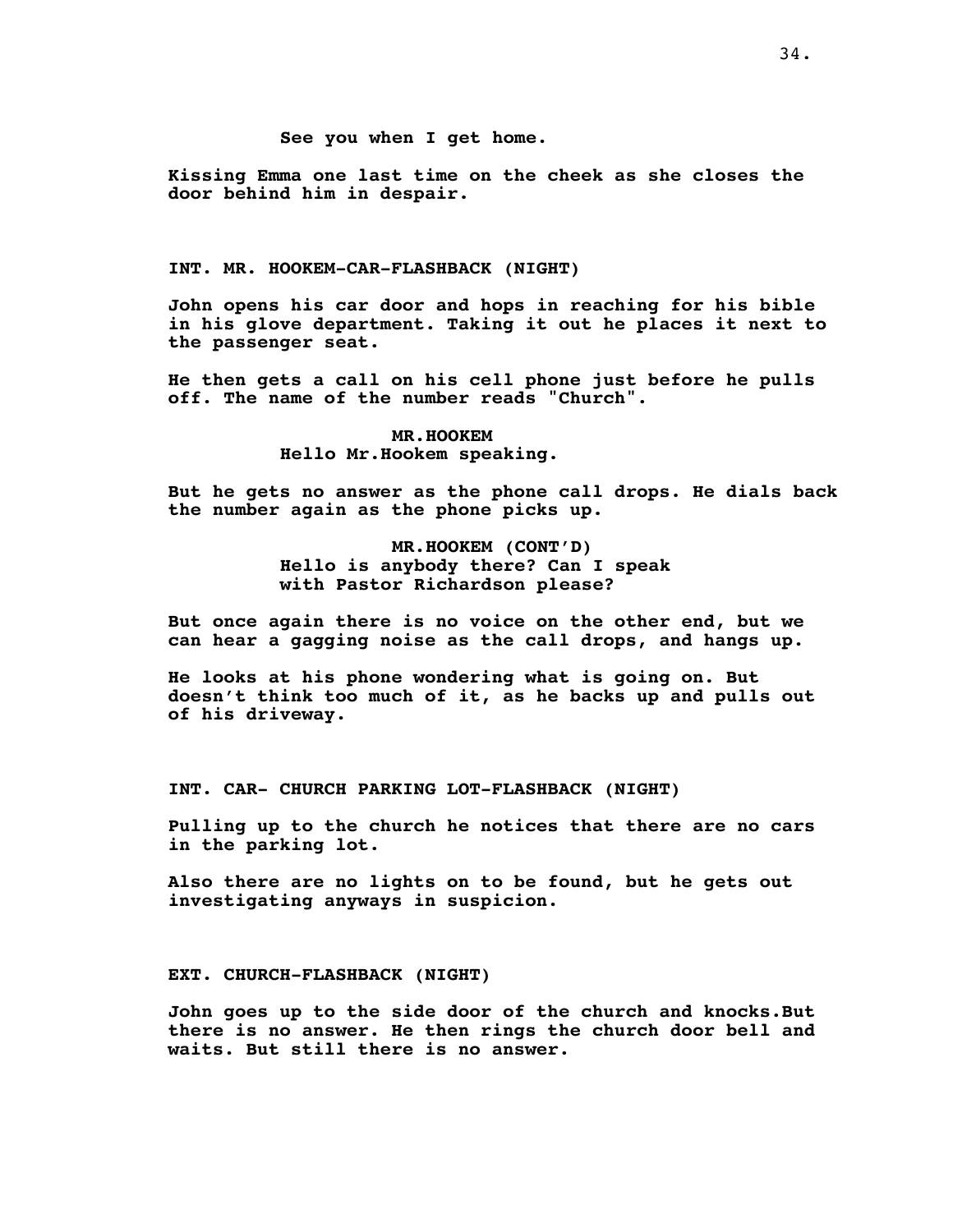See you when I get home.

Kissing Emma one last time on the cheek as she closes the door behind him in despair.

INT. MR. HOOKEM-CAR-FLASHBACK (NIGHT)

John opens his car door and hops in reaching for his bible in his glove department. Taking it out he places it next to the passenger seat.

He then gets a call on his cell phone just before he pulls off. The name of the number reads "Church".

MR.HOOKEM
Hello Mr.Hookem speaking.

But he gets no answer as the phone call drops. He dials back the number again as the phone picks up.

MR.HOOKEM (CONT'D)
Hello is anybody there? Can I speak with Pastor Richardson please?

But once again there is no voice on the other end, but we can hear a gagging noise as the call drops, and hangs up.

He looks at his phone wondering what is going on. But doesn't think too much of it, as he backs up and pulls out of his driveway.

INT. CAR- CHURCH PARKING LOT-FLASHBACK (NIGHT)

Pulling up to the church he notices that there are no cars in the parking lot.

Also there are no lights on to be found, but he gets out investigating anyways in suspicion.

EXT. CHURCH-FLASHBACK (NIGHT)

John goes up to the side door of the church and knocks.But there is no answer. He then rings the church door bell and waits. But still there is no answer.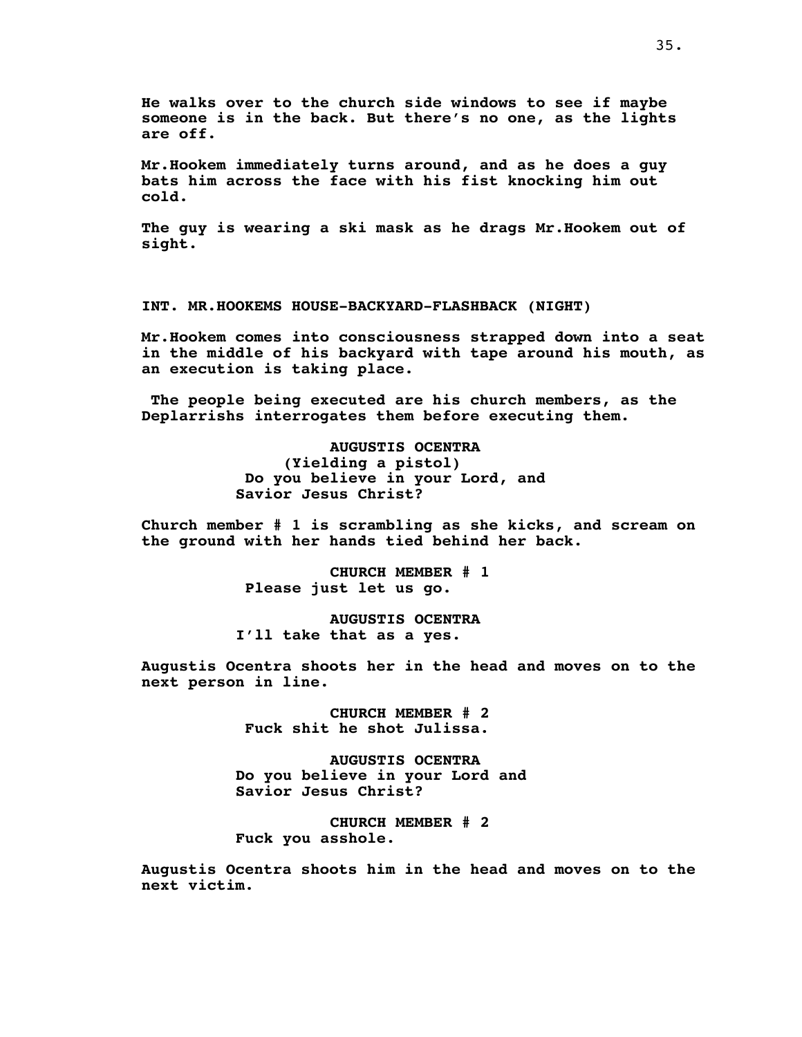**He walks over to the church side windows to see if maybe someone is in the back. But there's no one, as the lights are off.**

**Mr.Hookem immediately turns around, and as he does a guy bats him across the face with his fist knocking him out cold.**

**The guy is wearing a ski mask as he drags Mr.Hookem out of sight.**

**INT. MR.HOOKEMS HOUSE-BACKYARD-FLASHBACK (NIGHT)**

**Mr.Hookem comes into consciousness strapped down into a seat in the middle of his backyard with tape around his mouth, as an execution is taking place.**

**The people being executed are his church members, as the Deplarrishs interrogates them before executing them.**

**AUGUSTIS OCENTRA**
**(Yielding a pistol)**
**Do you believe in your Lord, and Savior Jesus Christ?**

**Church member # 1 is scrambling as she kicks, and scream on the ground with her hands tied behind her back.**

**CHURCH MEMBER # 1**
**Please just let us go.**

**AUGUSTIS OCENTRA**
**I'll take that as a yes.**

**Augustis Ocentra shoots her in the head and moves on to the next person in line.**

**CHURCH MEMBER # 2**
**Fuck shit he shot Julissa.**

**AUGUSTIS OCENTRA**
**Do you believe in your Lord and Savior Jesus Christ?**

**CHURCH MEMBER # 2**
**Fuck you asshole.**

**Augustis Ocentra shoots him in the head and moves on to the next victim.**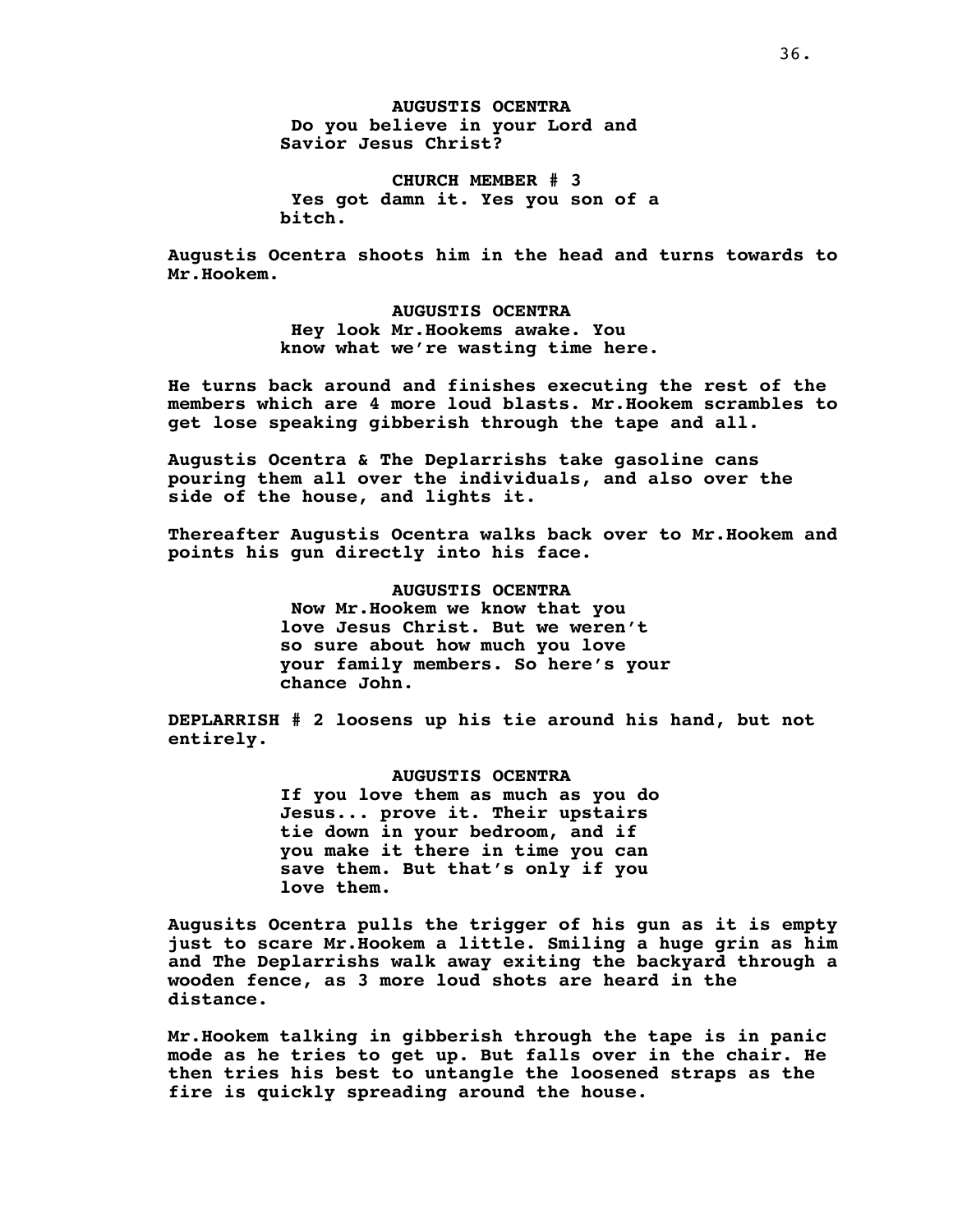**AUGUSTIS OCENTRA**
**Do you believe in your Lord and Savior Jesus Christ?**

**CHURCH MEMBER # 3**
**Yes got damn it. Yes you son of a bitch.**

**Augustis Ocentra shoots him in the head and turns towards to Mr.Hookem.**

**AUGUSTIS OCENTRA**
**Hey look Mr.Hookems awake. You know what we're wasting time here.**

**He turns back around and finishes executing the rest of the members which are 4 more loud blasts. Mr.Hookem scrambles to get lose speaking gibberish through the tape and all.**

**Augustis Ocentra & The Deplarrishs take gasoline cans pouring them all over the individuals, and also over the side of the house, and lights it.**

**Thereafter Augustis Ocentra walks back over to Mr.Hookem and points his gun directly into his face.**

**AUGUSTIS OCENTRA**
**Now Mr.Hookem we know that you love Jesus Christ. But we weren't so sure about how much you love your family members. So here's your chance John.**

**DEPLARRISH # 2 loosens up his tie around his hand, but not entirely.**

**AUGUSTIS OCENTRA**
**If you love them as much as you do Jesus... prove it. Their upstairs tie down in your bedroom, and if you make it there in time you can save them. But that's only if you love them.**

**Augusits Ocentra pulls the trigger of his gun as it is empty just to scare Mr.Hookem a little. Smiling a huge grin as him and The Deplarrishs walk away exiting the backyard through a wooden fence, as 3 more loud shots are heard in the distance.**

**Mr.Hookem talking in gibberish through the tape is in panic mode as he tries to get up. But falls over in the chair. He then tries his best to untangle the loosened straps as the fire is quickly spreading around the house.**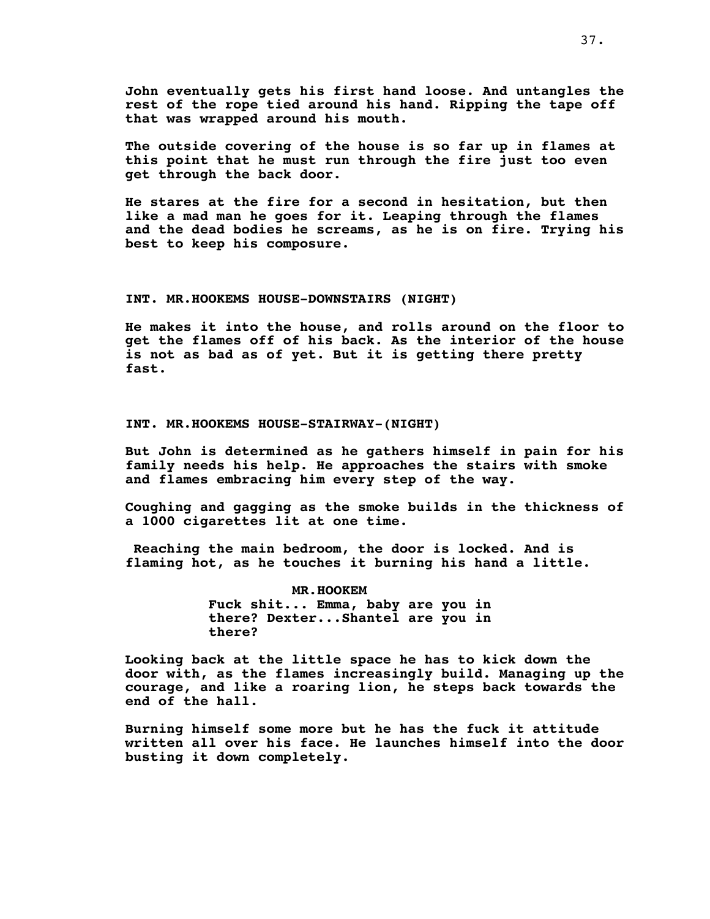**John eventually gets his first hand loose. And untangles the rest of the rope tied around his hand. Ripping the tape off that was wrapped around his mouth.**

**The outside covering of the house is so far up in flames at this point that he must run through the fire just too even get through the back door.**

**He stares at the fire for a second in hesitation, but then like a mad man he goes for it. Leaping through the flames and the dead bodies he screams, as he is on fire. Trying his best to keep his composure.**

**INT. MR.HOOKEMS HOUSE-DOWNSTAIRS (NIGHT)**

**He makes it into the house, and rolls around on the floor to get the flames off of his back. As the interior of the house is not as bad as of yet. But it is getting there pretty fast.**

**INT. MR.HOOKEMS HOUSE-STAIRWAY-(NIGHT)**

**But John is determined as he gathers himself in pain for his family needs his help. He approaches the stairs with smoke and flames embracing him every step of the way.**

**Coughing and gagging as the smoke builds in the thickness of a 1000 cigarettes lit at one time.**

**Reaching the main bedroom, the door is locked. And is flaming hot, as he touches it burning his hand a little.**

**MR.HOOKEM**
**Fuck shit... Emma, baby are you in there? Dexter...Shantel are you in there?**

**Looking back at the little space he has to kick down the door with, as the flames increasingly build. Managing up the courage, and like a roaring lion, he steps back towards the end of the hall.**

**Burning himself some more but he has the fuck it attitude written all over his face. He launches himself into the door busting it down completely.**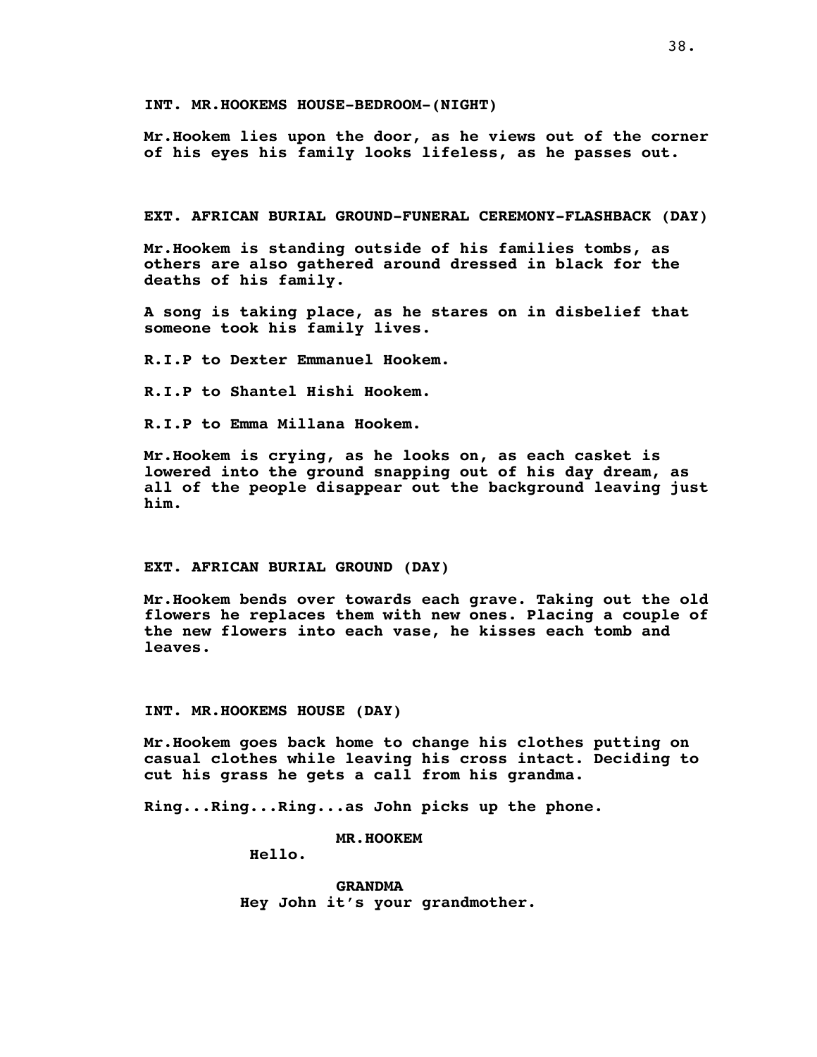**INT. MR.HOOKEMS HOUSE-BEDROOM-(NIGHT)**

**Mr.Hookem lies upon the door, as he views out of the corner of his eyes his family looks lifeless, as he passes out.**

**EXT. AFRICAN BURIAL GROUND-FUNERAL CEREMONY-FLASHBACK (DAY)**

**Mr.Hookem is standing outside of his families tombs, as others are also gathered around dressed in black for the deaths of his family.**

**A song is taking place, as he stares on in disbelief that someone took his family lives.**

**R.I.P to Dexter Emmanuel Hookem.**

**R.I.P to Shantel Hishi Hookem.**

**R.I.P to Emma Millana Hookem.**

**Mr.Hookem is crying, as he looks on, as each casket is lowered into the ground snapping out of his day dream, as all of the people disappear out the background leaving just him.**

**EXT. AFRICAN BURIAL GROUND (DAY)**

**Mr.Hookem bends over towards each grave. Taking out the old flowers he replaces them with new ones. Placing a couple of the new flowers into each vase, he kisses each tomb and leaves.**

**INT. MR.HOOKEMS HOUSE (DAY)**

**Mr.Hookem goes back home to change his clothes putting on casual clothes while leaving his cross intact. Deciding to cut his grass he gets a call from his grandma.**

**Ring...Ring...Ring...as John picks up the phone.**

**MR.HOOKEM**
**Hello.**

**GRANDMA**
**Hey John it's your grandmother.**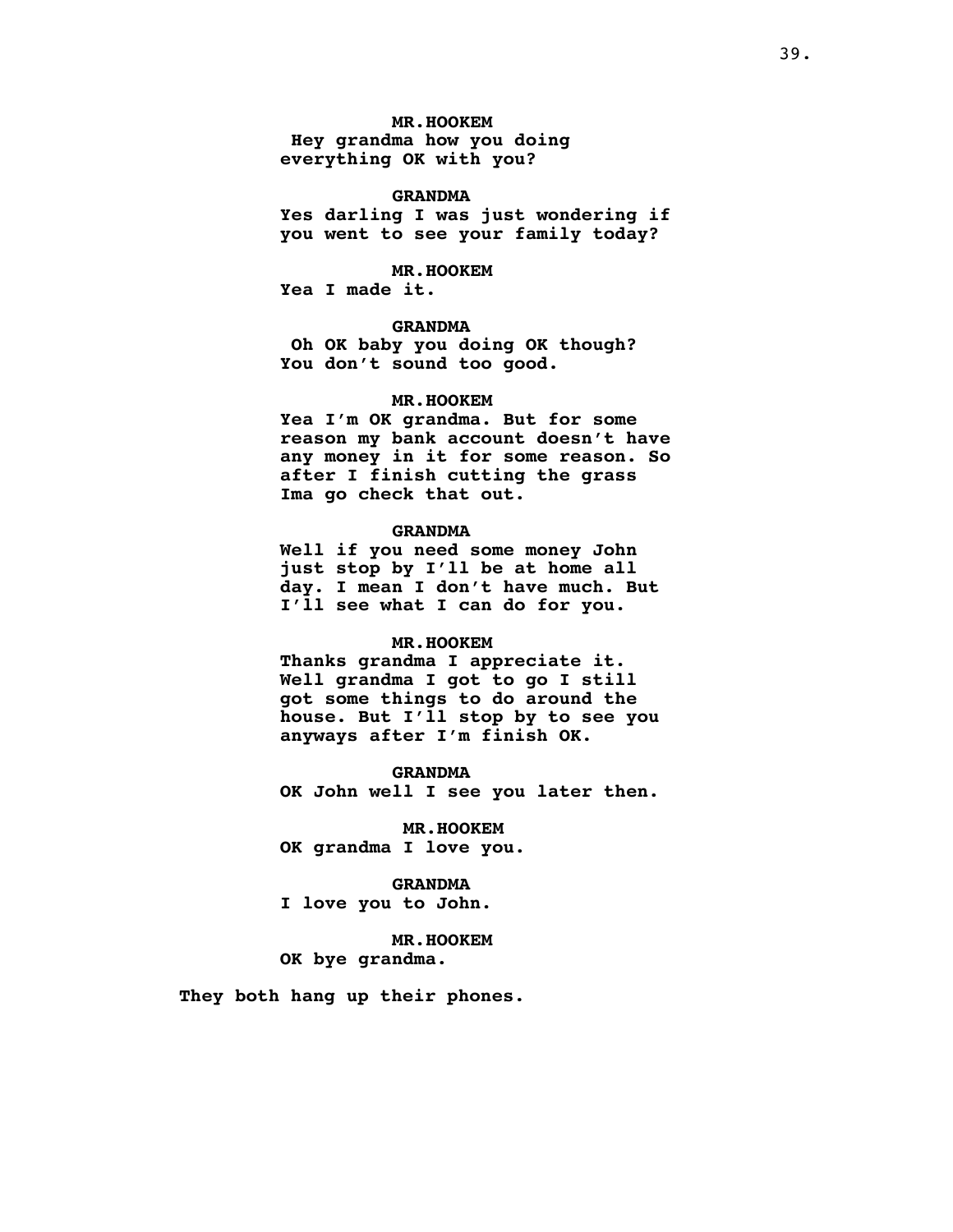MR.HOOKEM
Hey grandma how you doing everything OK with you?

GRANDMA
Yes darling I was just wondering if you went to see your family today?

MR.HOOKEM
Yea I made it.

GRANDMA
Oh OK baby you doing OK though? You don't sound too good.

MR.HOOKEM
Yea I'm OK grandma. But for some reason my bank account doesn't have any money in it for some reason. So after I finish cutting the grass Ima go check that out.

GRANDMA
Well if you need some money John just stop by I'll be at home all day. I mean I don't have much. But I'll see what I can do for you.

MR.HOOKEM
Thanks grandma I appreciate it. Well grandma I got to go I still got some things to do around the house. But I'll stop by to see you anyways after I'm finish OK.

GRANDMA
OK John well I see you later then.

MR.HOOKEM
OK grandma I love you.

GRANDMA
I love you to John.

MR.HOOKEM
OK bye grandma.

They both hang up their phones.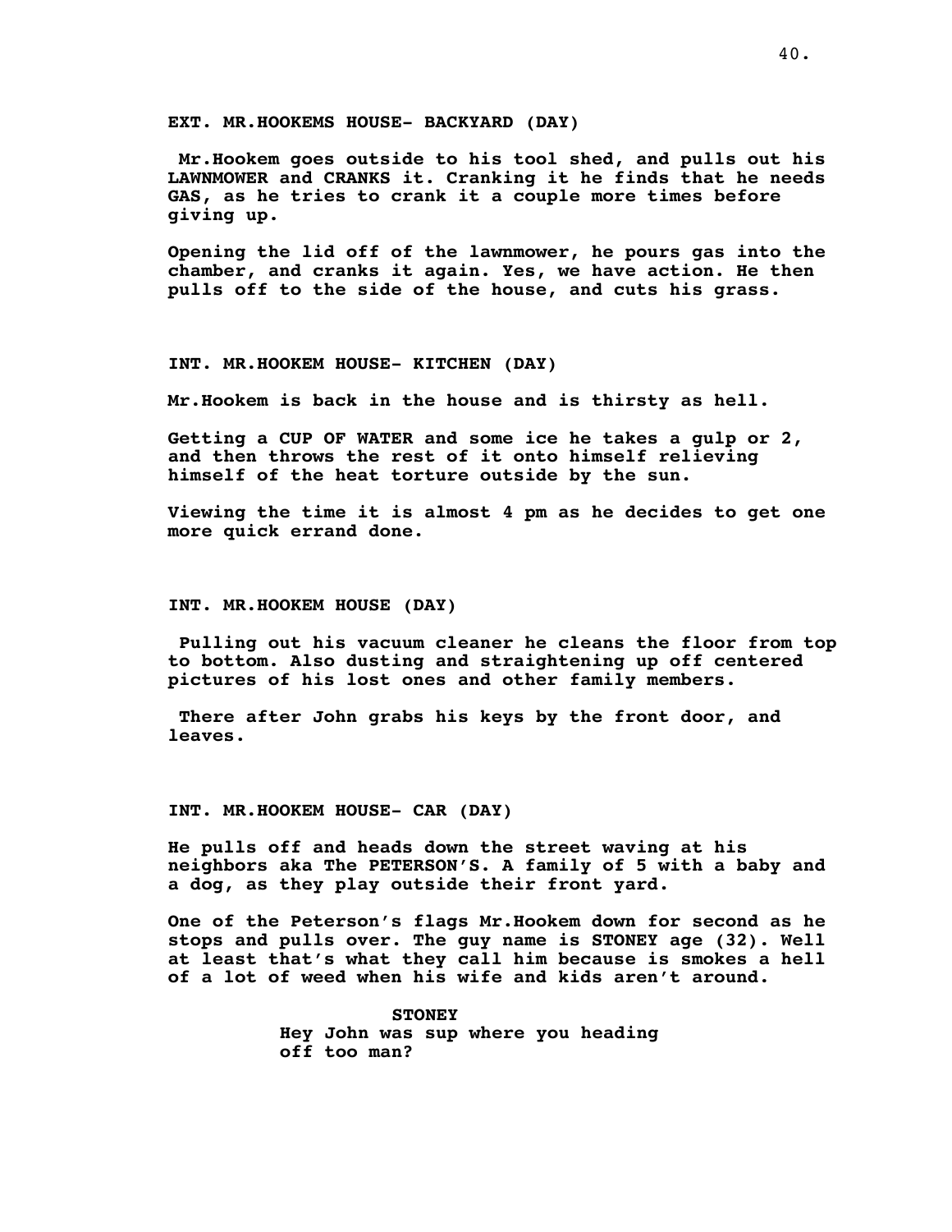**EXT. MR.HOOKEMS HOUSE- BACKYARD (DAY)**

**Mr.Hookem goes outside to his tool shed, and pulls out his LAWNMOWER and CRANKS it. Cranking it he finds that he needs GAS, as he tries to crank it a couple more times before giving up.**

**Opening the lid off of the lawnmower, he pours gas into the chamber, and cranks it again. Yes, we have action. He then pulls off to the side of the house, and cuts his grass.**

**INT. MR.HOOKEM HOUSE- KITCHEN (DAY)**

**Mr.Hookem is back in the house and is thirsty as hell.**

**Getting a CUP OF WATER and some ice he takes a gulp or 2, and then throws the rest of it onto himself relieving himself of the heat torture outside by the sun.**

**Viewing the time it is almost 4 pm as he decides to get one more quick errand done.**

**INT. MR.HOOKEM HOUSE (DAY)**

**Pulling out his vacuum cleaner he cleans the floor from top to bottom. Also dusting and straightening up off centered pictures of his lost ones and other family members.**

**There after John grabs his keys by the front door, and leaves.**

**INT. MR.HOOKEM HOUSE- CAR (DAY)**

**He pulls off and heads down the street waving at his neighbors aka The PETERSON'S. A family of 5 with a baby and a dog, as they play outside their front yard.**

**One of the Peterson's flags Mr.Hookem down for second as he stops and pulls over. The guy name is STONEY age (32). Well at least that's what they call him because is smokes a hell of a lot of weed when his wife and kids aren't around.**

**STONEY**
**Hey John was sup where you heading off too man?**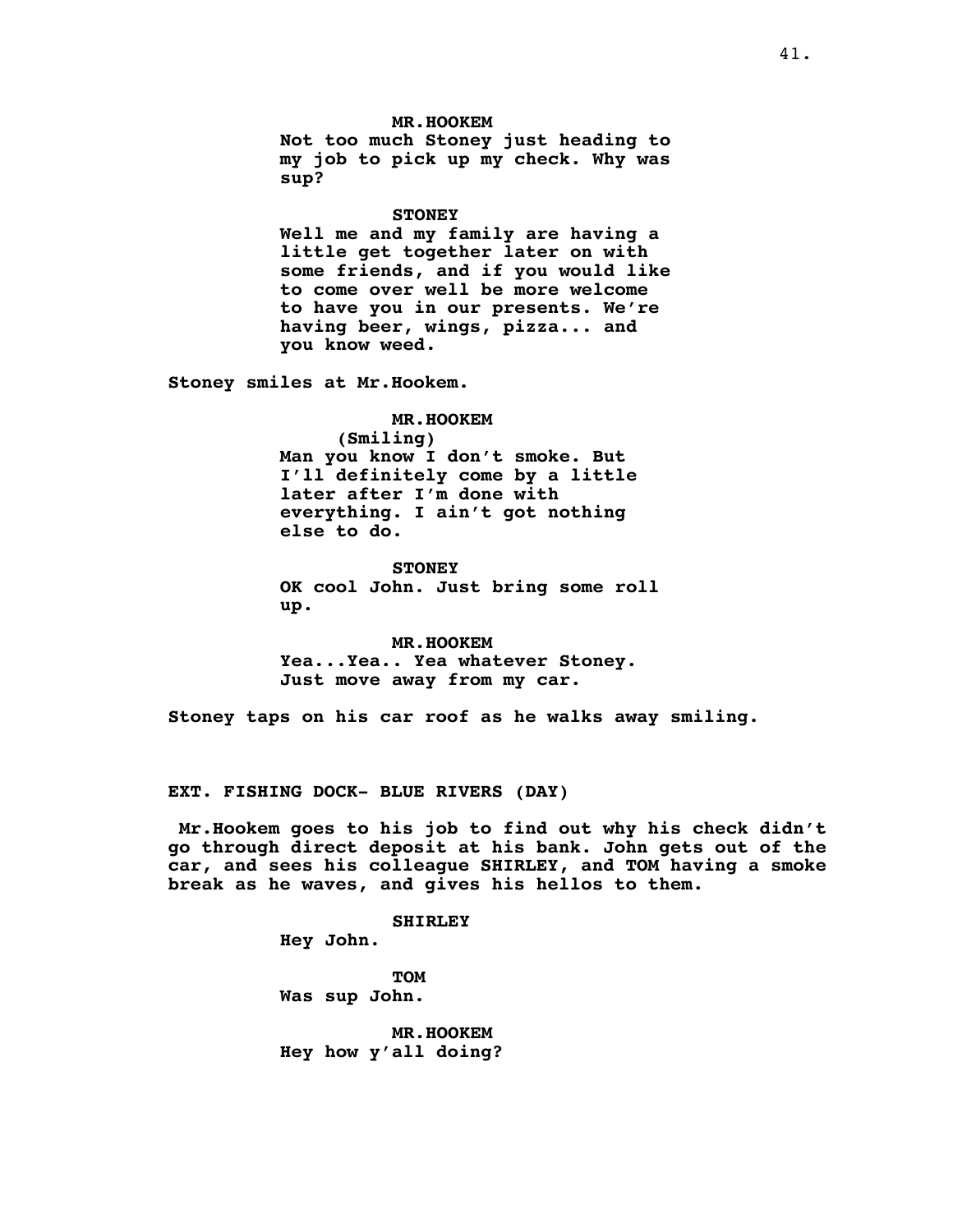**MR.HOOKEM**
**Not too much Stoney just heading to my job to pick up my check. Why was sup?**

**STONEY**
**Well me and my family are having a little get together later on with some friends, and if you would like to come over well be more welcome to have you in our presents. We're having beer, wings, pizza... and you know weed.**

**Stoney smiles at Mr.Hookem.**

**MR.HOOKEM**
**(Smiling)**
**Man you know I don't smoke. But I'll definitely come by a little later after I'm done with everything. I ain't got nothing else to do.**

**STONEY**
**OK cool John. Just bring some roll up.**

**MR.HOOKEM**
**Yea...Yea.. Yea whatever Stoney. Just move away from my car.**

**Stoney taps on his car roof as he walks away smiling.**

**EXT. FISHING DOCK- BLUE RIVERS (DAY)**

**Mr.Hookem goes to his job to find out why his check didn't go through direct deposit at his bank. John gets out of the car, and sees his colleague SHIRLEY, and TOM having a smoke break as he waves, and gives his hellos to them.**

**SHIRLEY**
**Hey John.**

**TOM**
**Was sup John.**

**MR.HOOKEM**
**Hey how y'all doing?**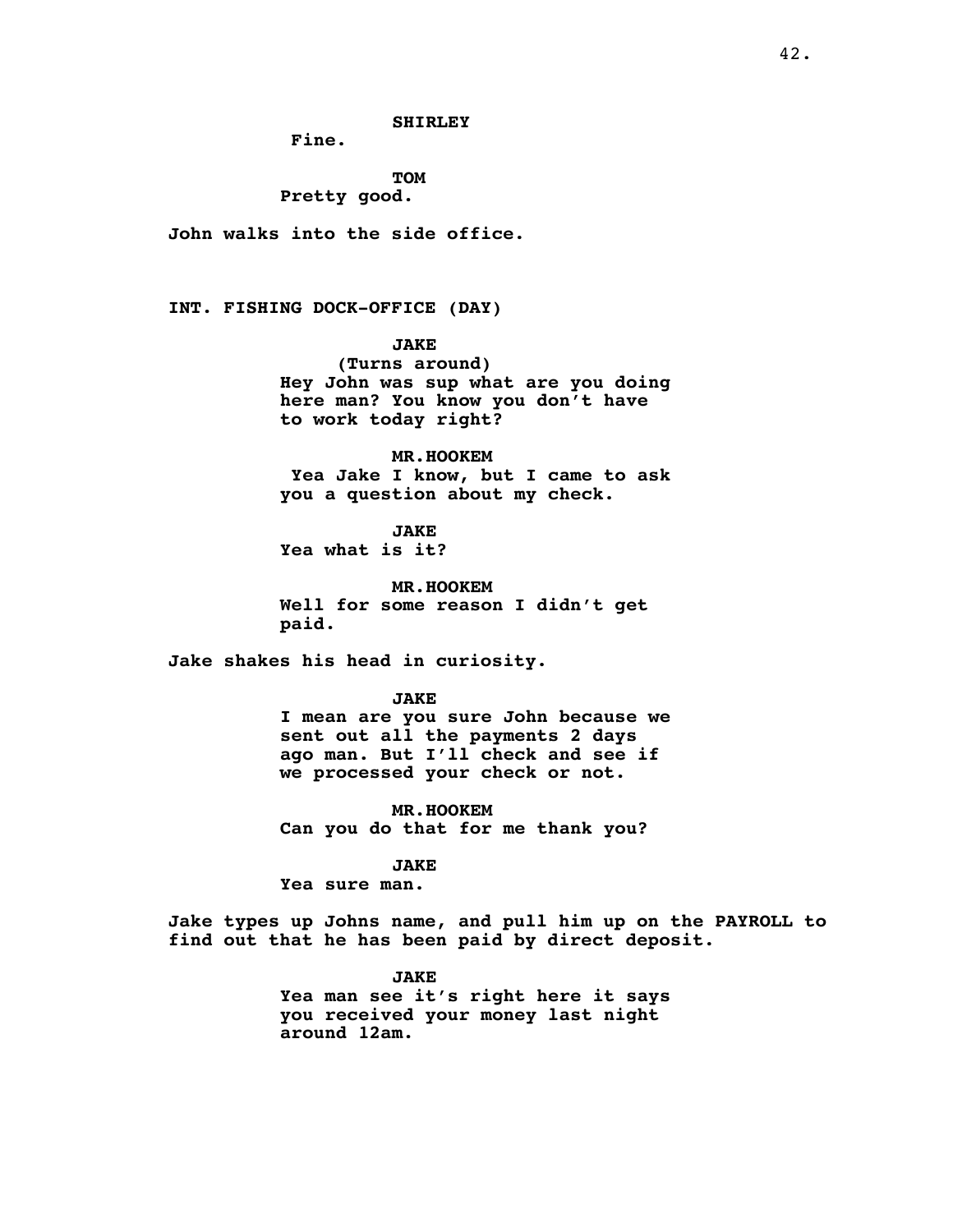**SHIRLEY**

**Fine.**

**TOM**

**Pretty good.**

**John walks into the side office.**

**INT. FISHING DOCK-OFFICE (DAY)**

**JAKE**

**(Turns around)**

**Hey John was sup what are you doing here man? You know you don't have to work today right?**

**MR.HOOKEM**

**Yea Jake I know, but I came to ask you a question about my check.**

**JAKE**

**Yea what is it?**

**MR.HOOKEM**

**Well for some reason I didn't get paid.**

**Jake shakes his head in curiosity.**

**JAKE**

**I mean are you sure John because we sent out all the payments 2 days ago man. But I'll check and see if we processed your check or not.**

**MR.HOOKEM**

**Can you do that for me thank you?**

**JAKE**

**Yea sure man.**

**Jake types up Johns name, and pull him up on the PAYROLL to find out that he has been paid by direct deposit.**

**JAKE**

**Yea man see it's right here it says you received your money last night around 12am.**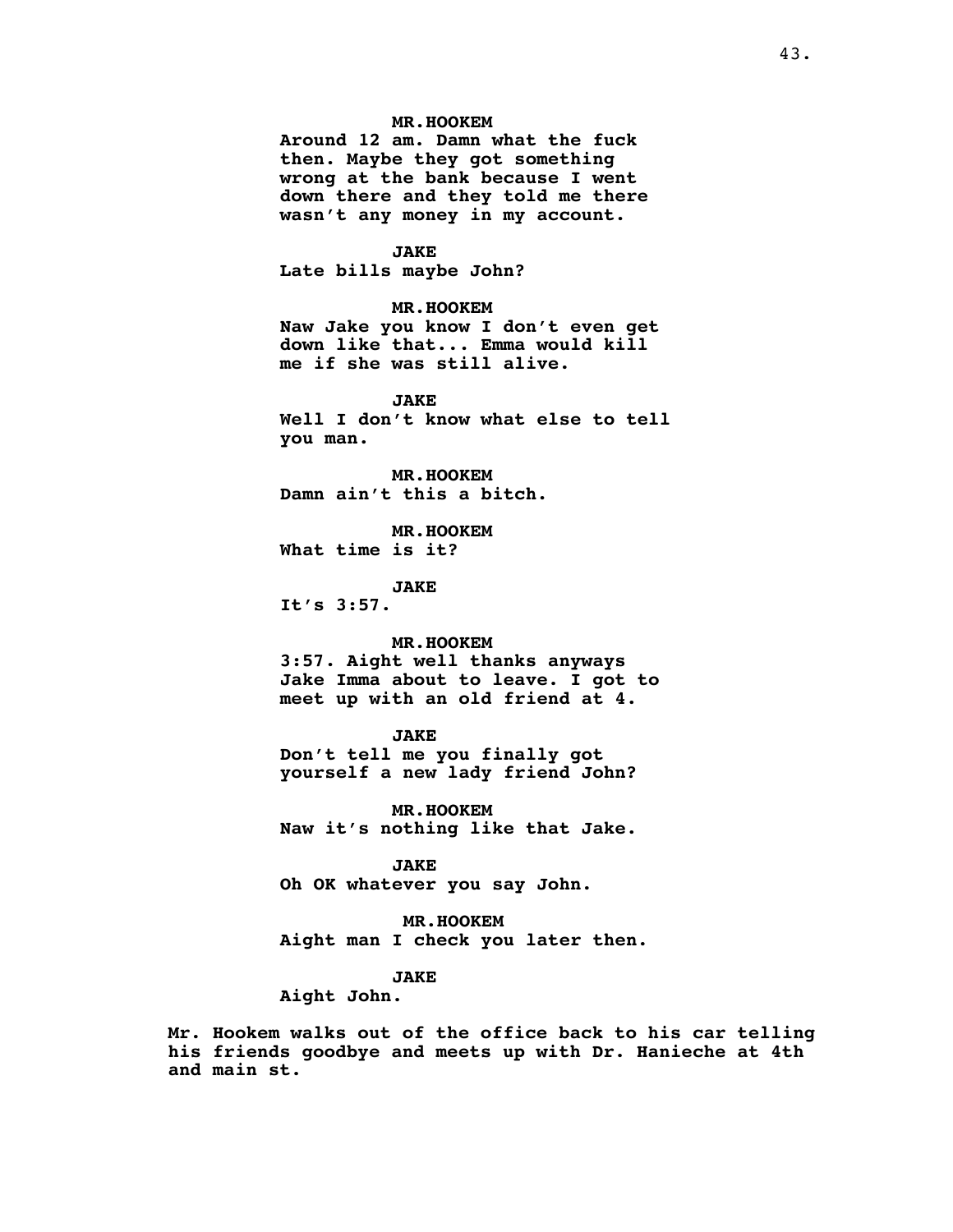**MR.HOOKEM**
**Around 12 am. Damn what the fuck then. Maybe they got something wrong at the bank because I went down there and they told me there wasn't any money in my account.**

**JAKE**
**Late bills maybe John?**

**MR.HOOKEM**
**Naw Jake you know I don't even get down like that... Emma would kill me if she was still alive.**

**JAKE**
**Well I don't know what else to tell you man.**

**MR.HOOKEM**
**Damn ain't this a bitch.**

**MR.HOOKEM**
**What time is it?**

**JAKE**
**It's 3:57.**

**MR.HOOKEM**
**3:57. Aight well thanks anyways Jake Imma about to leave. I got to meet up with an old friend at 4.**

**JAKE**
**Don't tell me you finally got yourself a new lady friend John?**

**MR.HOOKEM**
**Naw it's nothing like that Jake.**

**JAKE**
**Oh OK whatever you say John.**

**MR.HOOKEM**
**Aight man I check you later then.**

**JAKE**
**Aight John.**

**Mr. Hookem walks out of the office back to his car telling his friends goodbye and meets up with Dr. Hanieche at 4th and main st.**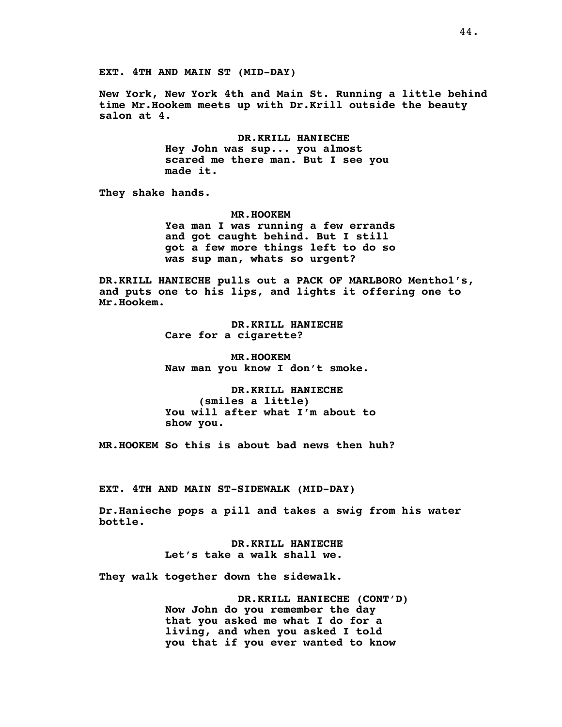**EXT. 4TH AND MAIN ST (MID-DAY)**

**New York, New York 4th and Main St. Running a little behind time Mr.Hookem meets up with Dr.Krill outside the beauty salon at 4.**

**DR.KRILL HANIECHE**
**Hey John was sup... you almost scared me there man. But I see you made it.**

**They shake hands.**

**MR.HOOKEM**
**Yea man I was running a few errands and got caught behind. But I still got a few more things left to do so was sup man, whats so urgent?**

**DR.KRILL HANIECHE pulls out a PACK OF MARLBORO Menthol's, and puts one to his lips, and lights it offering one to Mr.Hookem.**

**DR.KRILL HANIECHE**
**Care for a cigarette?**

**MR.HOOKEM**
**Naw man you know I don't smoke.**

**DR.KRILL HANIECHE**
**(smiles a little)**
**You will after what I'm about to show you.**

**MR.HOOKEM So this is about bad news then huh?**

**EXT. 4TH AND MAIN ST-SIDEWALK (MID-DAY)**

**Dr.Hanieche pops a pill and takes a swig from his water bottle.**

**DR.KRILL HANIECHE**
**Let's take a walk shall we.**

**They walk together down the sidewalk.**

**DR.KRILL HANIECHE (CONT'D)**
**Now John do you remember the day that you asked me what I do for a living, and when you asked I told you that if you ever wanted to know**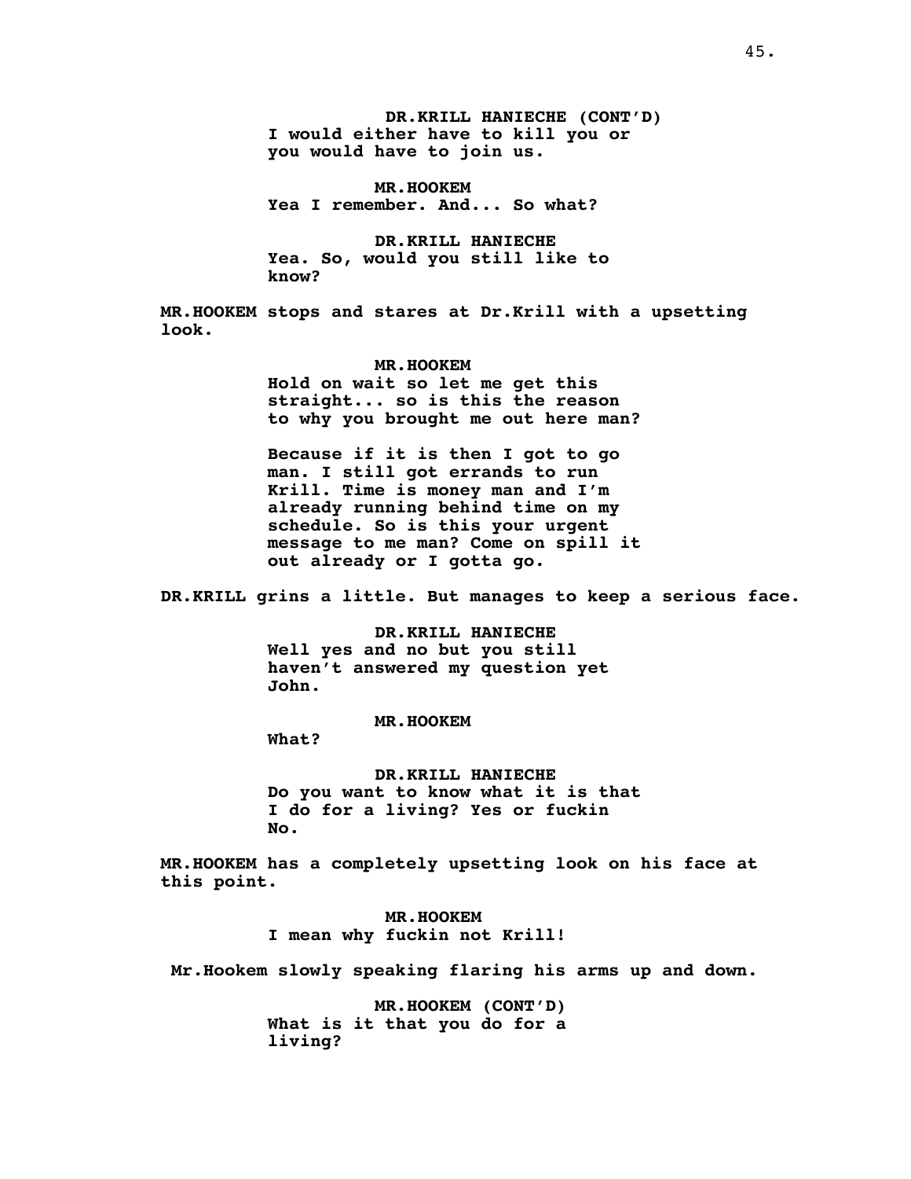**DR.KRILL HANIECHE (CONT'D)**
**I would either have to kill you or you would have to join us.**

**MR.HOOKEM**
**Yea I remember. And... So what?**

**DR.KRILL HANIECHE**
**Yea. So, would you still like to know?**

**MR.HOOKEM stops and stares at Dr.Krill with a upsetting look.**

**MR.HOOKEM**
**Hold on wait so let me get this straight... so is this the reason to why you brought me out here man?**

**Because if it is then I got to go man. I still got errands to run Krill. Time is money man and I'm already running behind time on my schedule. So is this your urgent message to me man? Come on spill it out already or I gotta go.**

**DR.KRILL grins a little. But manages to keep a serious face.**

**DR.KRILL HANIECHE**
**Well yes and no but you still haven't answered my question yet John.**

**MR.HOOKEM**
**What?**

**DR.KRILL HANIECHE**
**Do you want to know what it is that I do for a living? Yes or fuckin No.**

**MR.HOOKEM has a completely upsetting look on his face at this point.**

**MR.HOOKEM**
**I mean why fuckin not Krill!**

**Mr.Hookem slowly speaking flaring his arms up and down.**

**MR.HOOKEM (CONT'D)**
**What is it that you do for a living?**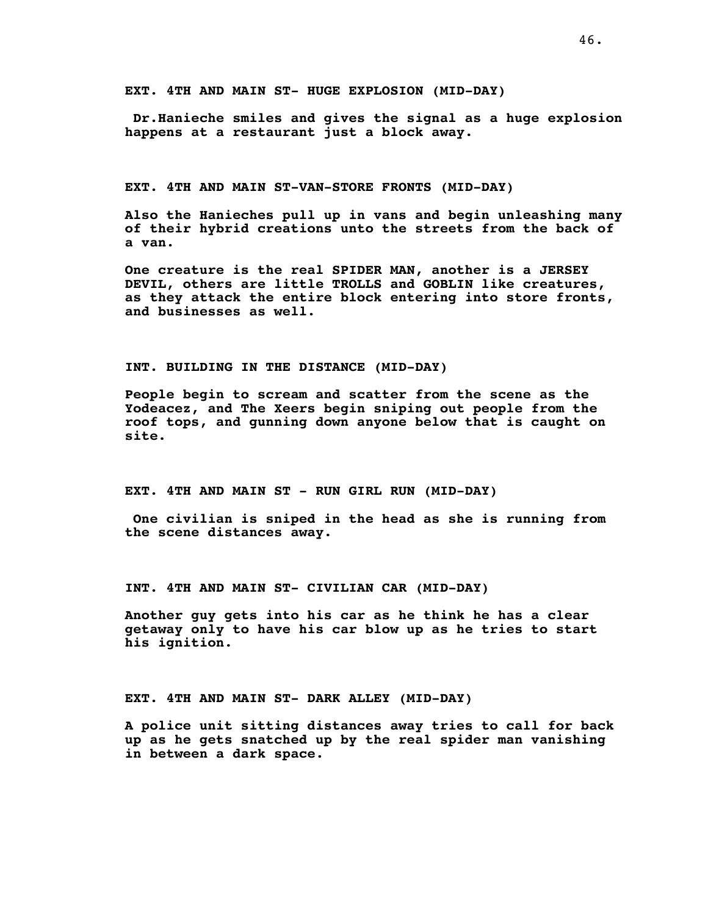**EXT. 4TH AND MAIN ST- HUGE EXPLOSION (MID-DAY)**

**Dr.Hanieche smiles and gives the signal as a huge explosion happens at a restaurant just a block away.**

**EXT. 4TH AND MAIN ST-VAN-STORE FRONTS (MID-DAY)**

**Also the Hanieches pull up in vans and begin unleashing many of their hybrid creations unto the streets from the back of a van.**

**One creature is the real SPIDER MAN, another is a JERSEY DEVIL, others are little TROLLS and GOBLIN like creatures, as they attack the entire block entering into store fronts, and businesses as well.**

**INT. BUILDING IN THE DISTANCE (MID-DAY)**

**People begin to scream and scatter from the scene as the Yodeacez, and The Xeers begin sniping out people from the roof tops, and gunning down anyone below that is caught on site.**

**EXT. 4TH AND MAIN ST - RUN GIRL RUN (MID-DAY)**

**One civilian is sniped in the head as she is running from the scene distances away.**

**INT. 4TH AND MAIN ST- CIVILIAN CAR (MID-DAY)**

**Another guy gets into his car as he think he has a clear getaway only to have his car blow up as he tries to start his ignition.**

**EXT. 4TH AND MAIN ST- DARK ALLEY (MID-DAY)**

**A police unit sitting distances away tries to call for back up as he gets snatched up by the real spider man vanishing in between a dark space.**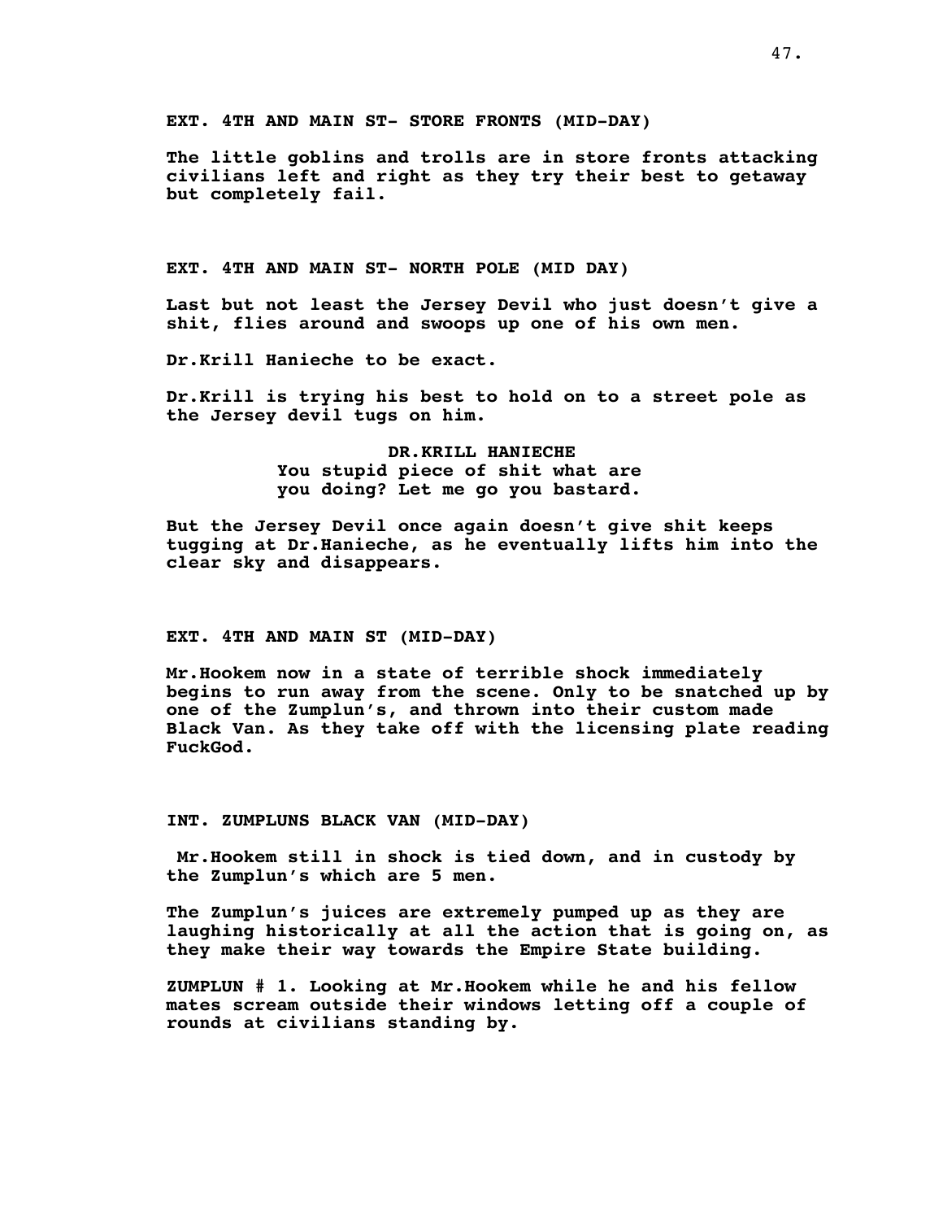**EXT. 4TH AND MAIN ST- STORE FRONTS (MID-DAY)**

**The little goblins and trolls are in store fronts attacking civilians left and right as they try their best to getaway but completely fail.**

**EXT. 4TH AND MAIN ST- NORTH POLE (MID DAY)**

**Last but not least the Jersey Devil who just doesn't give a shit, flies around and swoops up one of his own men.**

**Dr.Krill Hanieche to be exact.**

**Dr.Krill is trying his best to hold on to a street pole as the Jersey devil tugs on him.**

**DR.KRILL HANIECHE**
**You stupid piece of shit what are you doing? Let me go you bastard.**

**But the Jersey Devil once again doesn't give shit keeps tugging at Dr.Hanieche, as he eventually lifts him into the clear sky and disappears.**

**EXT. 4TH AND MAIN ST (MID-DAY)**

**Mr.Hookem now in a state of terrible shock immediately begins to run away from the scene. Only to be snatched up by one of the Zumplun's, and thrown into their custom made Black Van. As they take off with the licensing plate reading FuckGod.**

**INT. ZUMPLUNS BLACK VAN (MID-DAY)**

**Mr.Hookem still in shock is tied down, and in custody by the Zumplun's which are 5 men.**

**The Zumplun's juices are extremely pumped up as they are laughing historically at all the action that is going on, as they make their way towards the Empire State building.**

**ZUMPLUN # 1. Looking at Mr.Hookem while he and his fellow mates scream outside their windows letting off a couple of rounds at civilians standing by.**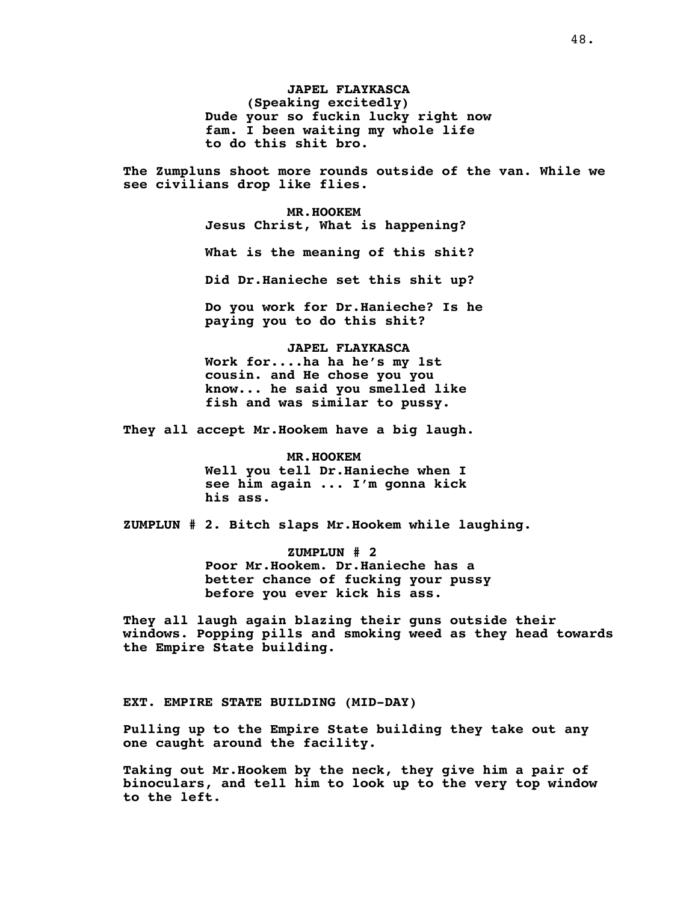**JAPEL FLAYKASCA**
**(Speaking excitedly)**
**Dude your so fuckin lucky right now fam. I been waiting my whole life to do this shit bro.**

**The Zumpluns shoot more rounds outside of the van. While we see civilians drop like flies.**

**MR.HOOKEM**
**Jesus Christ, What is happening?**

**What is the meaning of this shit?**

**Did Dr.Hanieche set this shit up?**

**Do you work for Dr.Hanieche? Is he paying you to do this shit?**

**JAPEL FLAYKASCA**
**Work for....ha ha he's my 1st cousin. and He chose you you know... he said you smelled like fish and was similar to pussy.**

**They all accept Mr.Hookem have a big laugh.**

**MR.HOOKEM**
**Well you tell Dr.Hanieche when I see him again ... I'm gonna kick his ass.**

**ZUMPLUN # 2. Bitch slaps Mr.Hookem while laughing.**

**ZUMPLUN # 2**
**Poor Mr.Hookem. Dr.Hanieche has a better chance of fucking your pussy before you ever kick his ass.**

**They all laugh again blazing their guns outside their windows. Popping pills and smoking weed as they head towards the Empire State building.**

**EXT. EMPIRE STATE BUILDING (MID-DAY)**

**Pulling up to the Empire State building they take out any one caught around the facility.**

**Taking out Mr.Hookem by the neck, they give him a pair of binoculars, and tell him to look up to the very top window to the left.**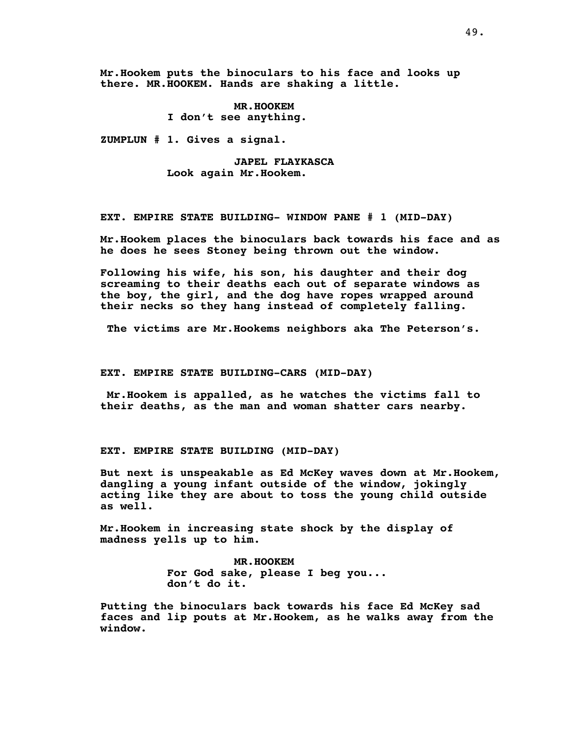Mr.Hookem puts the binoculars to his face and looks up there. MR.HOOKEM. Hands are shaking a little.

MR.HOOKEM
I don't see anything.

ZUMPLUN # 1. Gives a signal.

JAPEL FLAYKASCA
Look again Mr.Hookem.

EXT. EMPIRE STATE BUILDING- WINDOW PANE # 1 (MID-DAY)

Mr.Hookem places the binoculars back towards his face and as he does he sees Stoney being thrown out the window.

Following his wife, his son, his daughter and their dog screaming to their deaths each out of separate windows as the boy, the girl, and the dog have ropes wrapped around their necks so they hang instead of completely falling.

The victims are Mr.Hookems neighbors aka The Peterson's.

EXT. EMPIRE STATE BUILDING-CARS (MID-DAY)

Mr.Hookem is appalled, as he watches the victims fall to their deaths, as the man and woman shatter cars nearby.

EXT. EMPIRE STATE BUILDING (MID-DAY)

But next is unspeakable as Ed McKey waves down at Mr.Hookem, dangling a young infant outside of the window, jokingly acting like they are about to toss the young child outside as well.

Mr.Hookem in increasing state shock by the display of madness yells up to him.

MR.HOOKEM
For God sake, please I beg you...
don't do it.

Putting the binoculars back towards his face Ed McKey sad faces and lip pouts at Mr.Hookem, as he walks away from the window.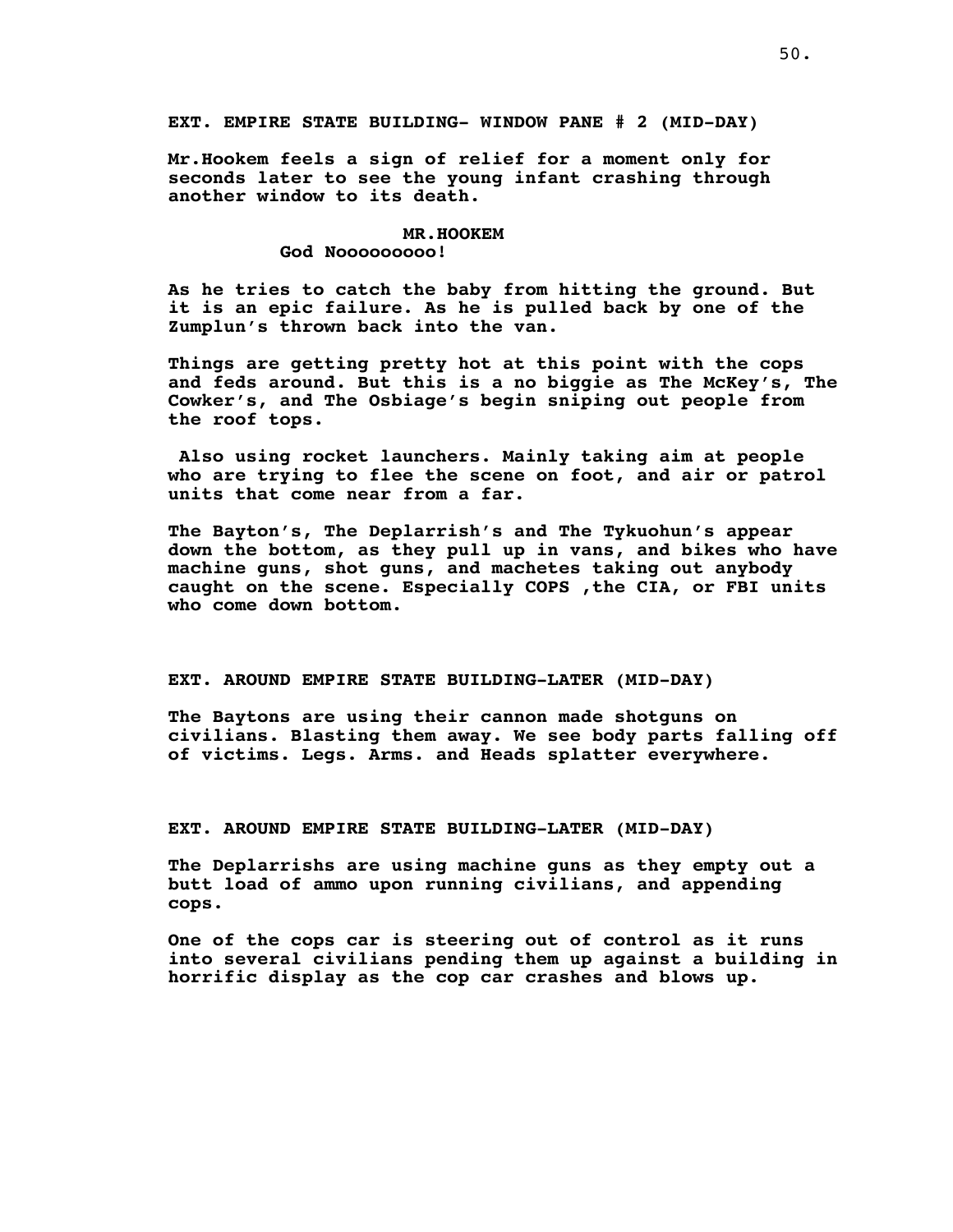**EXT. EMPIRE STATE BUILDING- WINDOW PANE # 2 (MID-DAY)**

**Mr.Hookem feels a sign of relief for a moment only for seconds later to see the young infant crashing through another window to its death.**

**MR.HOOKEM**
**God Nooooooooo!**

**As he tries to catch the baby from hitting the ground. But it is an epic failure. As he is pulled back by one of the Zumplun's thrown back into the van.**

**Things are getting pretty hot at this point with the cops and feds around. But this is a no biggie as The McKey's, The Cowker's, and The Osbiage's begin sniping out people from the roof tops.**

**Also using rocket launchers. Mainly taking aim at people who are trying to flee the scene on foot, and air or patrol units that come near from a far.**

**The Bayton's, The Deplarrish's and The Tykuohun's appear down the bottom, as they pull up in vans, and bikes who have machine guns, shot guns, and machetes taking out anybody caught on the scene. Especially COPS ,the CIA, or FBI units who come down bottom.**

**EXT. AROUND EMPIRE STATE BUILDING-LATER (MID-DAY)**

**The Baytons are using their cannon made shotguns on civilians. Blasting them away. We see body parts falling off of victims. Legs. Arms. and Heads splatter everywhere.**

**EXT. AROUND EMPIRE STATE BUILDING-LATER (MID-DAY)**

**The Deplarrishs are using machine guns as they empty out a butt load of ammo upon running civilians, and appending cops.**

**One of the cops car is steering out of control as it runs into several civilians pending them up against a building in horrific display as the cop car crashes and blows up.**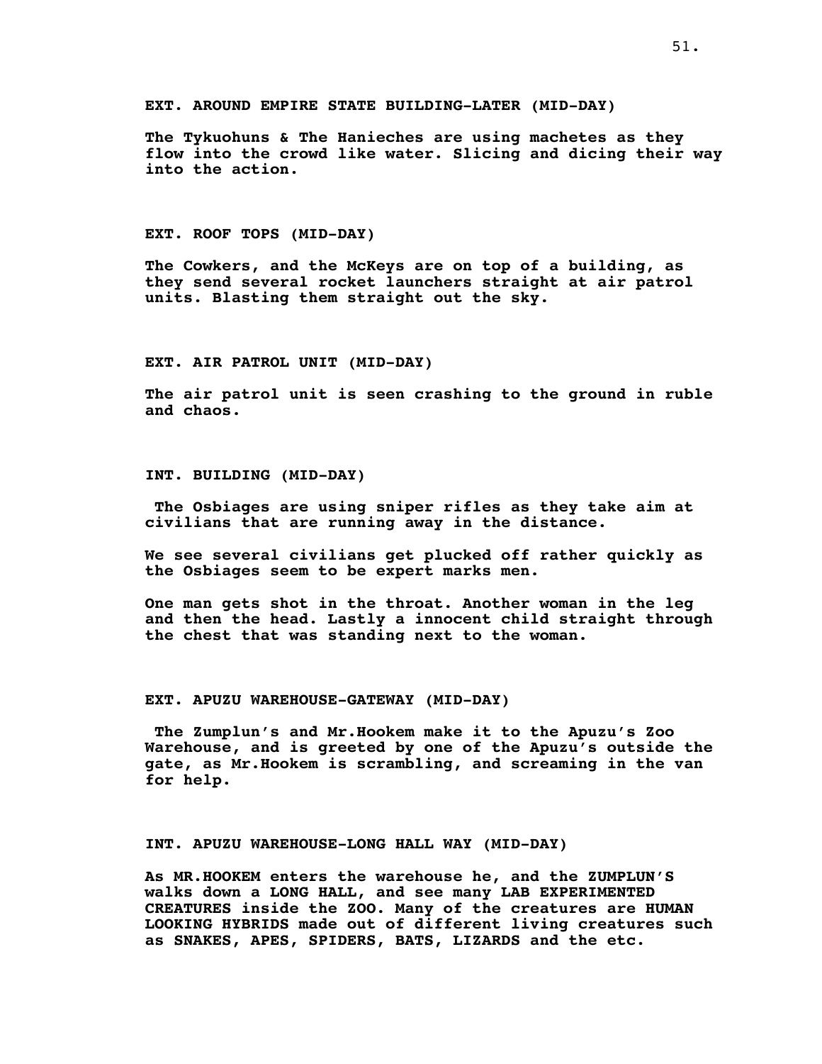**EXT. AROUND EMPIRE STATE BUILDING-LATER (MID-DAY)**

**The Tykuohuns & The Hanieches are using machetes as they flow into the crowd like water. Slicing and dicing their way into the action.**

**EXT. ROOF TOPS (MID-DAY)**

**The Cowkers, and the McKeys are on top of a building, as they send several rocket launchers straight at air patrol units. Blasting them straight out the sky.**

**EXT. AIR PATROL UNIT (MID-DAY)**

**The air patrol unit is seen crashing to the ground in ruble and chaos.**

**INT. BUILDING (MID-DAY)**

**The Osbiages are using sniper rifles as they take aim at civilians that are running away in the distance.**

**We see several civilians get plucked off rather quickly as the Osbiages seem to be expert marks men.**

**One man gets shot in the throat. Another woman in the leg and then the head. Lastly a innocent child straight through the chest that was standing next to the woman.**

**EXT. APUZU WAREHOUSE-GATEWAY (MID-DAY)**

**The Zumplun's and Mr.Hookem make it to the Apuzu's Zoo Warehouse, and is greeted by one of the Apuzu's outside the gate, as Mr.Hookem is scrambling, and screaming in the van for help.**

**INT. APUZU WAREHOUSE-LONG HALL WAY (MID-DAY)**

**As MR.HOOKEM enters the warehouse he, and the ZUMPLUN'S walks down a LONG HALL, and see many LAB EXPERIMENTED CREATURES inside the ZOO. Many of the creatures are HUMAN LOOKING HYBRIDS made out of different living creatures such as SNAKES, APES, SPIDERS, BATS, LIZARDS and the etc.**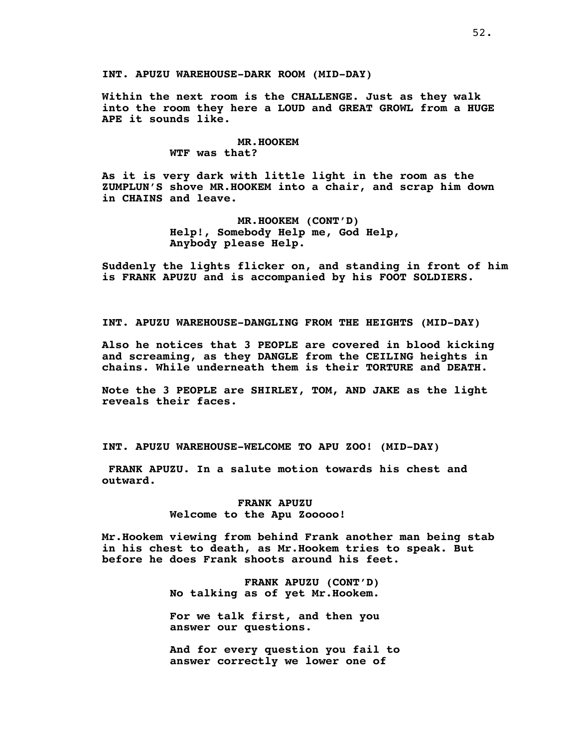INT. APUZU WAREHOUSE-DARK ROOM (MID-DAY)

Within the next room is the CHALLENGE. Just as they walk into the room they here a LOUD and GREAT GROWL from a HUGE APE it sounds like.

MR.HOOKEM
WTF was that?

As it is very dark with little light in the room as the ZUMPLUN'S shove MR.HOOKEM into a chair, and scrap him down in CHAINS and leave.

MR.HOOKEM (CONT'D)
Help!, Somebody Help me, God Help, Anybody please Help.

Suddenly the lights flicker on, and standing in front of him is FRANK APUZU and is accompanied by his FOOT SOLDIERS.

INT. APUZU WAREHOUSE-DANGLING FROM THE HEIGHTS (MID-DAY)

Also he notices that 3 PEOPLE are covered in blood kicking and screaming, as they DANGLE from the CEILING heights in chains. While underneath them is their TORTURE and DEATH.

Note the 3 PEOPLE are SHIRLEY, TOM, AND JAKE as the light reveals their faces.

INT. APUZU WAREHOUSE-WELCOME TO APU ZOO! (MID-DAY)

FRANK APUZU. In a salute motion towards his chest and outward.

FRANK APUZU
Welcome to the Apu Zooooo!

Mr.Hookem viewing from behind Frank another man being stab in his chest to death, as Mr.Hookem tries to speak. But before he does Frank shoots around his feet.

FRANK APUZU (CONT'D)
No talking as of yet Mr.Hookem.

For we talk first, and then you answer our questions.

And for every question you fail to answer correctly we lower one of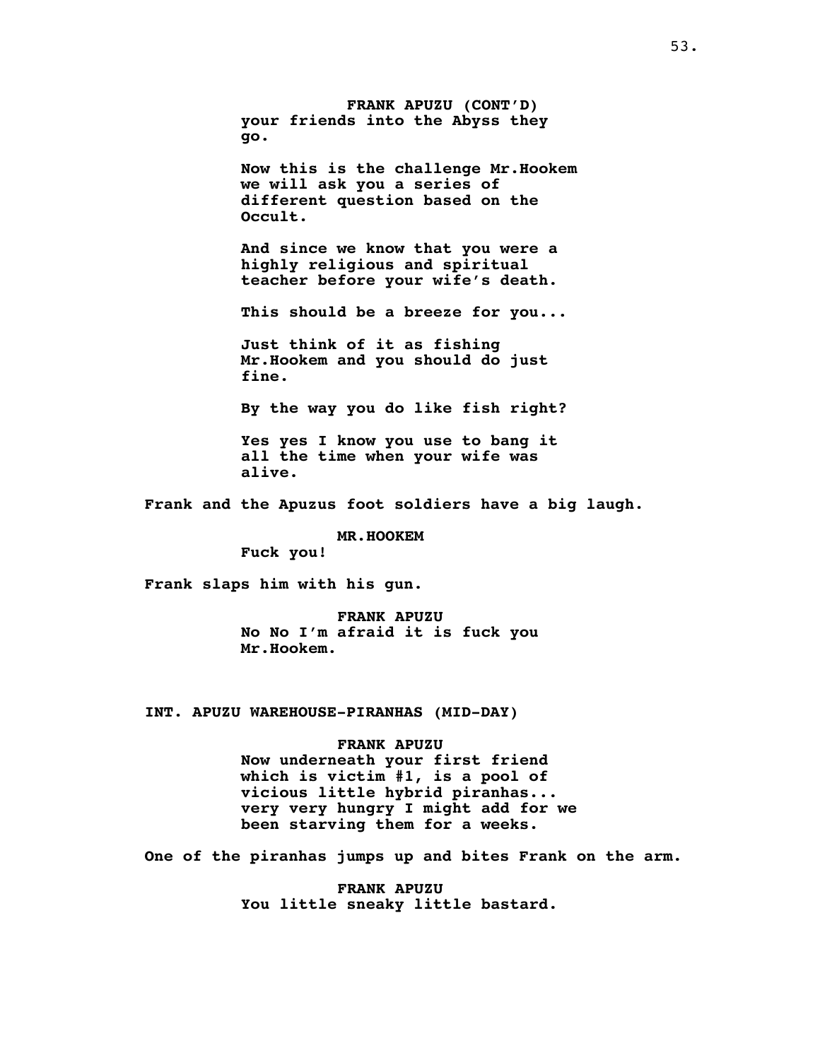**FRANK APUZU (CONT'D)**
**your friends into the Abyss they go.**

**Now this is the challenge Mr.Hookem we will ask you a series of different question based on the Occult.**

**And since we know that you were a highly religious and spiritual teacher before your wife's death.**

**This should be a breeze for you...**

**Just think of it as fishing Mr.Hookem and you should do just fine.**

**By the way you do like fish right?**

**Yes yes I know you use to bang it all the time when your wife was alive.**

**Frank and the Apuzus foot soldiers have a big laugh.**

**MR.HOOKEM**
**Fuck you!**

**Frank slaps him with his gun.**

**FRANK APUZU**
**No No I'm afraid it is fuck you Mr.Hookem.**

**INT. APUZU WAREHOUSE-PIRANHAS (MID-DAY)**

**FRANK APUZU**
**Now underneath your first friend which is victim #1, is a pool of vicious little hybrid piranhas... very very hungry I might add for we been starving them for a weeks.**

**One of the piranhas jumps up and bites Frank on the arm.**

**FRANK APUZU**
**You little sneaky little bastard.**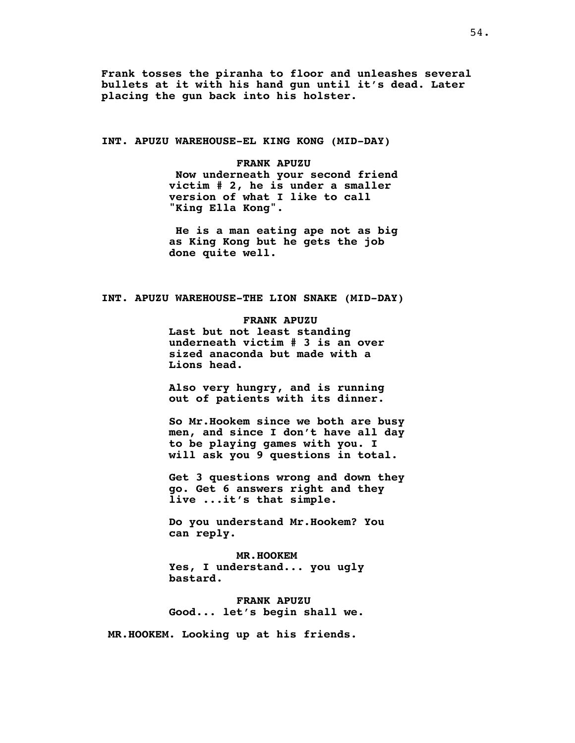Frank tosses the piranha to floor and unleashes several bullets at it with his hand gun until it's dead. Later placing the gun back into his holster.

INT. APUZU WAREHOUSE-EL KING KONG (MID-DAY)

FRANK APUZU

Now underneath your second friend victim # 2, he is under a smaller version of what I like to call "King Ella Kong".

He is a man eating ape not as big as King Kong but he gets the job done quite well.

INT. APUZU WAREHOUSE-THE LION SNAKE (MID-DAY)

FRANK APUZU

Last but not least standing underneath victim # 3 is an over sized anaconda but made with a Lions head.

Also very hungry, and is running out of patients with its dinner.

So Mr.Hookem since we both are busy men, and since I don't have all day to be playing games with you. I will ask you 9 questions in total.

Get 3 questions wrong and down they go. Get 6 answers right and they live ...it's that simple.

Do you understand Mr.Hookem? You can reply.

MR.HOOKEM

Yes, I understand... you ugly bastard.

FRANK APUZU

Good... let's begin shall we.

MR.HOOKEM. Looking up at his friends.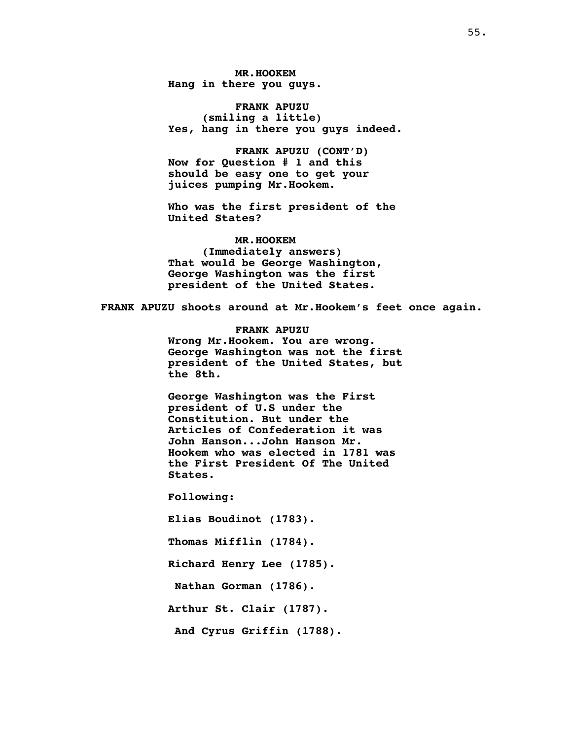**MR.HOOKEM**
Hang in there you guys.

**FRANK APUZU**
(smiling a little)
Yes, hang in there you guys indeed.

**FRANK APUZU (CONT'D)**
Now for Question # 1 and this should be easy one to get your juices pumping Mr.Hookem.

Who was the first president of the United States?

**MR.HOOKEM**
(Immediately answers)
That would be George Washington, George Washington was the first president of the United States.

FRANK APUZU shoots around at Mr.Hookem's feet once again.

**FRANK APUZU**
Wrong Mr.Hookem. You are wrong. George Washington was not the first president of the United States, but the 8th.

George Washington was the First president of U.S under the Constitution. But under the Articles of Confederation it was John Hanson...John Hanson Mr. Hookem who was elected in 1781 was the First President Of The United States.

Following:

Elias Boudinot (1783).

Thomas Mifflin (1784).

Richard Henry Lee (1785).

Nathan Gorman (1786).

Arthur St. Clair (1787).

And Cyrus Griffin (1788).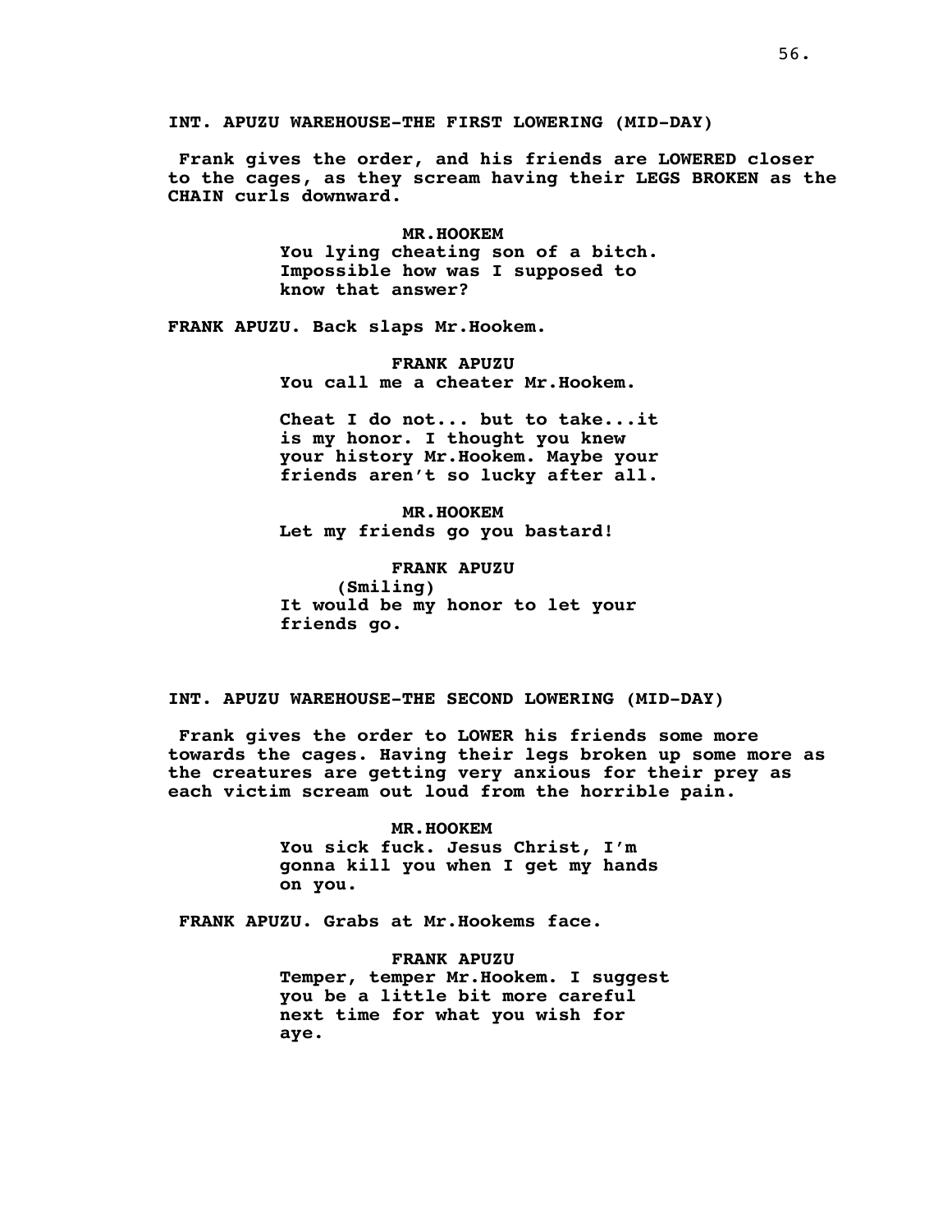**INT. APUZU WAREHOUSE-THE FIRST LOWERING (MID-DAY)**

**Frank gives the order, and his friends are LOWERED closer to the cages, as they scream having their LEGS BROKEN as the CHAIN curls downward.**

**MR.HOOKEM**
**You lying cheating son of a bitch. Impossible how was I supposed to know that answer?**

**FRANK APUZU. Back slaps Mr.Hookem.**

**FRANK APUZU**
**You call me a cheater Mr.Hookem.**

**Cheat I do not... but to take...it is my honor. I thought you knew your history Mr.Hookem. Maybe your friends aren't so lucky after all.**

**MR.HOOKEM**
**Let my friends go you bastard!**

**FRANK APUZU**
**(Smiling)**
**It would be my honor to let your friends go.**

**INT. APUZU WAREHOUSE-THE SECOND LOWERING (MID-DAY)**

**Frank gives the order to LOWER his friends some more towards the cages. Having their legs broken up some more as the creatures are getting very anxious for their prey as each victim scream out loud from the horrible pain.**

**MR.HOOKEM**
**You sick fuck. Jesus Christ, I'm gonna kill you when I get my hands on you.**

**FRANK APUZU. Grabs at Mr.Hookems face.**

**FRANK APUZU**
**Temper, temper Mr.Hookem. I suggest you be a little bit more careful next time for what you wish for aye.**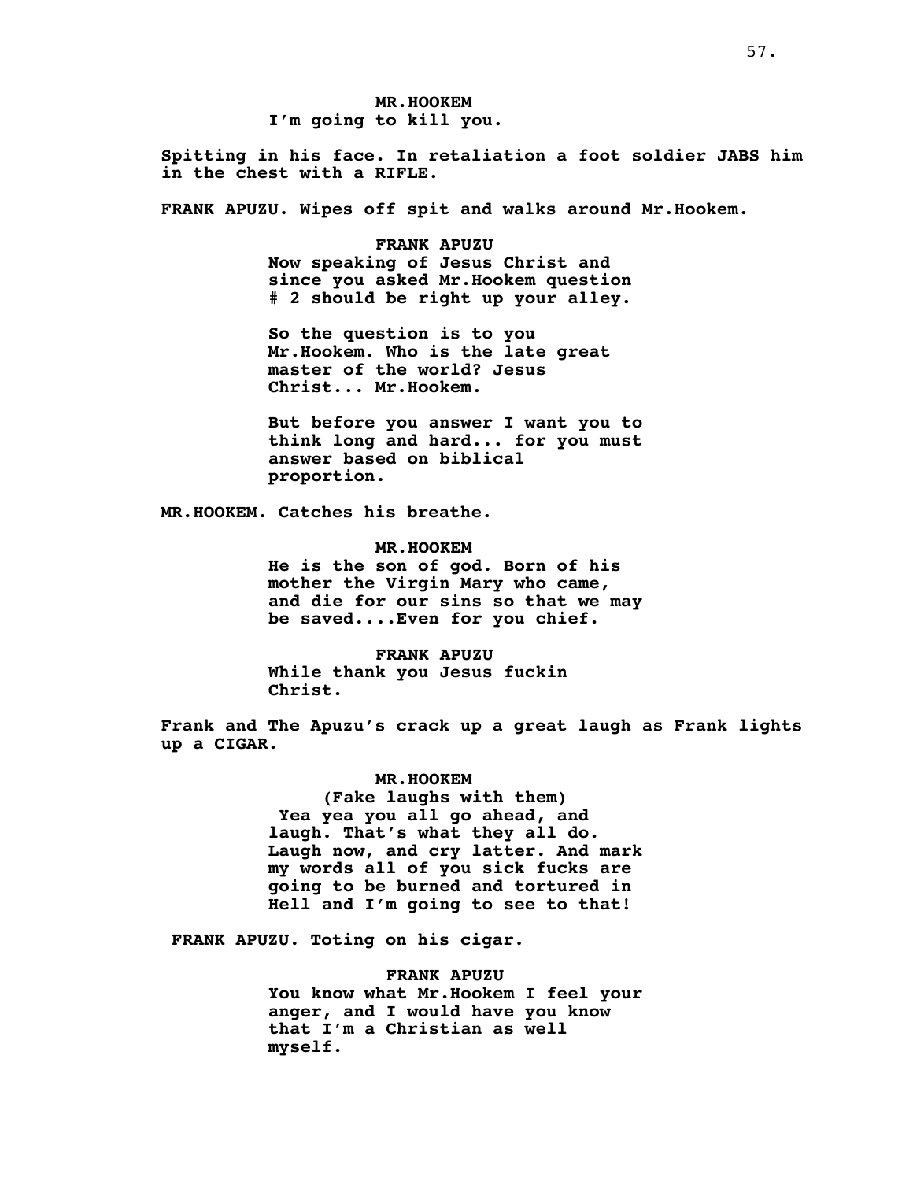**MR.HOOKEM**
**I'm going to kill you.**

**Spitting in his face. In retaliation a foot soldier JABS him in the chest with a RIFLE.**

**FRANK APUZU. Wipes off spit and walks around Mr.Hookem.**

**FRANK APUZU**
**Now speaking of Jesus Christ and since you asked Mr.Hookem question # 2 should be right up your alley.**

**So the question is to you Mr.Hookem. Who is the late great master of the world? Jesus Christ... Mr.Hookem.**

**But before you answer I want you to think long and hard... for you must answer based on biblical proportion.**

**MR.HOOKEM. Catches his breathe.**

**MR.HOOKEM**
**He is the son of god. Born of his mother the Virgin Mary who came, and die for our sins so that we may be saved....Even for you chief.**

**FRANK APUZU**
**While thank you Jesus fuckin Christ.**

**Frank and The Apuzu's crack up a great laugh as Frank lights up a CIGAR.**

**MR.HOOKEM**
**(Fake laughs with them)**
**Yea yea you all go ahead, and laugh. That's what they all do. Laugh now, and cry latter. And mark my words all of you sick fucks are going to be burned and tortured in Hell and I'm going to see to that!**

**FRANK APUZU. Toting on his cigar.**

**FRANK APUZU**
**You know what Mr.Hookem I feel your anger, and I would have you know that I'm a Christian as well myself.**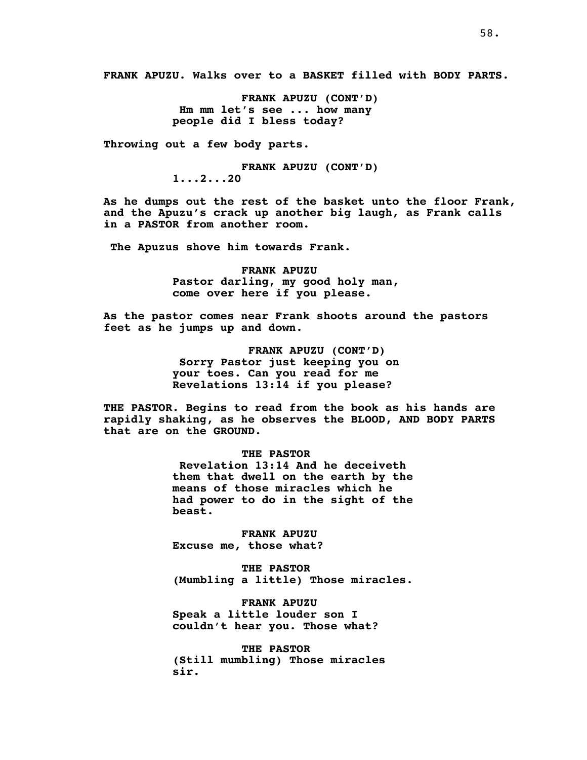**FRANK APUZU. Walks over to a BASKET filled with BODY PARTS.**

**FRANK APUZU (CONT'D)**
**Hm mm let's see ... how many people did I bless today?**

**Throwing out a few body parts.**

**FRANK APUZU (CONT'D)**
**1...2...20**

**As he dumps out the rest of the basket unto the floor Frank, and the Apuzu's crack up another big laugh, as Frank calls in a PASTOR from another room.**

**The Apuzus shove him towards Frank.**

**FRANK APUZU**
**Pastor darling, my good holy man, come over here if you please.**

**As the pastor comes near Frank shoots around the pastors feet as he jumps up and down.**

**FRANK APUZU (CONT'D)**
**Sorry Pastor just keeping you on your toes. Can you read for me Revelations 13:14 if you please?**

**THE PASTOR. Begins to read from the book as his hands are rapidly shaking, as he observes the BLOOD, AND BODY PARTS that are on the GROUND.**

**THE PASTOR**
**Revelation 13:14 And he deceiveth them that dwell on the earth by the means of those miracles which he had power to do in the sight of the beast.**

**FRANK APUZU**
**Excuse me, those what?**

**THE PASTOR**
**(Mumbling a little) Those miracles.**

**FRANK APUZU**
**Speak a little louder son I couldn't hear you. Those what?**

**THE PASTOR**
**(Still mumbling) Those miracles sir.**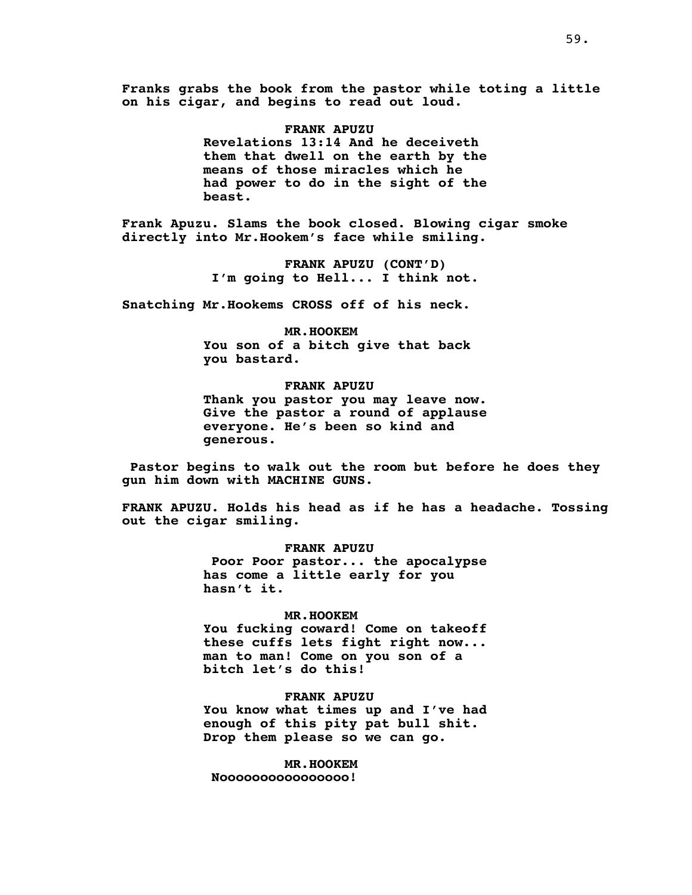**Franks grabs the book from the pastor while toting a little on his cigar, and begins to read out loud.**

**FRANK APUZU**
**Revelations 13:14 And he deceiveth them that dwell on the earth by the means of those miracles which he had power to do in the sight of the beast.**

**Frank Apuzu. Slams the book closed. Blowing cigar smoke directly into Mr.Hookem's face while smiling.**

**FRANK APUZU (CONT'D)**
**I'm going to Hell... I think not.**

**Snatching Mr.Hookems CROSS off of his neck.**

**MR.HOOKEM**
**You son of a bitch give that back you bastard.**

**FRANK APUZU**
**Thank you pastor you may leave now. Give the pastor a round of applause everyone. He's been so kind and generous.**

**Pastor begins to walk out the room but before he does they gun him down with MACHINE GUNS.**

**FRANK APUZU. Holds his head as if he has a headache. Tossing out the cigar smiling.**

**FRANK APUZU**
**Poor Poor pastor... the apocalypse has come a little early for you hasn't it.**

**MR.HOOKEM**
**You fucking coward! Come on takeoff these cuffs lets fight right now... man to man! Come on you son of a bitch let's do this!**

**FRANK APUZU**
**You know what times up and I've had enough of this pity pat bull shit. Drop them please so we can go.**

**MR.HOOKEM**
**Noooooooooooooooo!**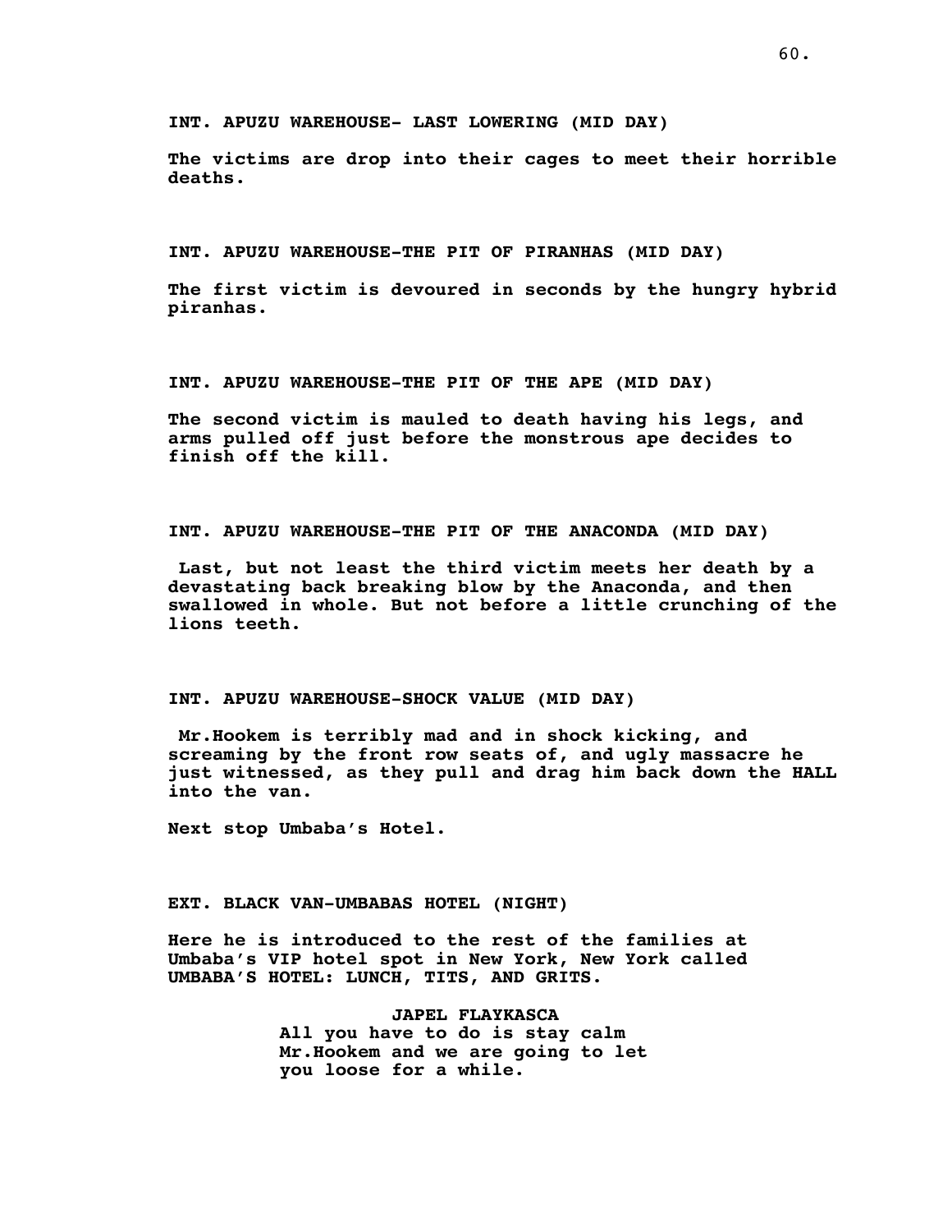**INT. APUZU WAREHOUSE- LAST LOWERING (MID DAY)**

**The victims are drop into their cages to meet their horrible deaths.**

**INT. APUZU WAREHOUSE-THE PIT OF PIRANHAS (MID DAY)**

**The first victim is devoured in seconds by the hungry hybrid piranhas.**

**INT. APUZU WAREHOUSE-THE PIT OF THE APE (MID DAY)**

**The second victim is mauled to death having his legs, and arms pulled off just before the monstrous ape decides to finish off the kill.**

**INT. APUZU WAREHOUSE-THE PIT OF THE ANACONDA (MID DAY)**

**Last, but not least the third victim meets her death by a devastating back breaking blow by the Anaconda, and then swallowed in whole. But not before a little crunching of the lions teeth.**

**INT. APUZU WAREHOUSE-SHOCK VALUE (MID DAY)**

**Mr.Hookem is terribly mad and in shock kicking, and screaming by the front row seats of, and ugly massacre he just witnessed, as they pull and drag him back down the HALL into the van.**

**Next stop Umbaba's Hotel.**

**EXT. BLACK VAN-UMBABAS HOTEL (NIGHT)**

**Here he is introduced to the rest of the families at Umbaba's VIP hotel spot in New York, New York called UMBABA'S HOTEL: LUNCH, TITS, AND GRITS.**

**JAPEL FLAYKASCA**

**All you have to do is stay calm Mr.Hookem and we are going to let you loose for a while.**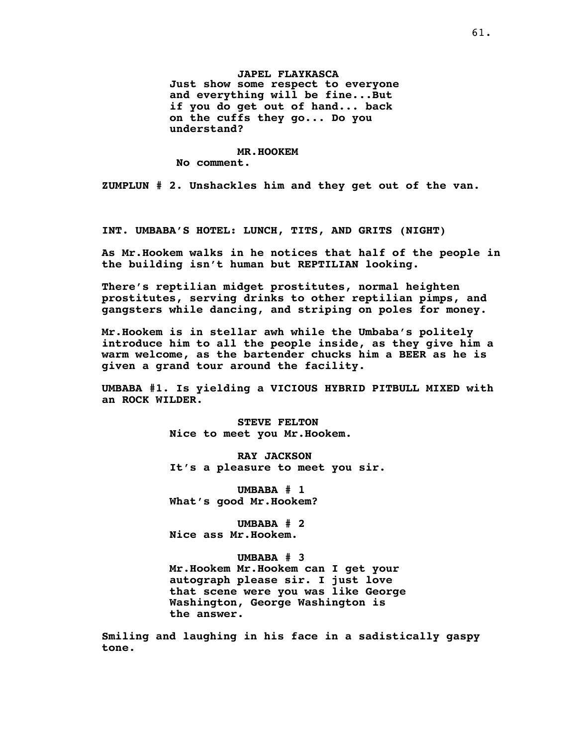**JAPEL FLAYKASCA**
**Just show some respect to everyone and everything will be fine...But if you do get out of hand... back on the cuffs they go... Do you understand?**

**MR.HOOKEM**
**No comment.**

**ZUMPLUN # 2. Unshackles him and they get out of the van.**

**INT. UMBABA'S HOTEL: LUNCH, TITS, AND GRITS (NIGHT)**

**As Mr.Hookem walks in he notices that half of the people in the building isn't human but REPTILIAN looking.**

**There's reptilian midget prostitutes, normal heighten prostitutes, serving drinks to other reptilian pimps, and gangsters while dancing, and striping on poles for money.**

**Mr.Hookem is in stellar awh while the Umbaba's politely introduce him to all the people inside, as they give him a warm welcome, as the bartender chucks him a BEER as he is given a grand tour around the facility.**

**UMBABA #1. Is yielding a VICIOUS HYBRID PITBULL MIXED with an ROCK WILDER.**

**STEVE FELTON**
**Nice to meet you Mr.Hookem.**

**RAY JACKSON**
**It's a pleasure to meet you sir.**

**UMBABA # 1**
**What's good Mr.Hookem?**

**UMBABA # 2**
**Nice ass Mr.Hookem.**

**UMBABA # 3**
**Mr.Hookem Mr.Hookem can I get your autograph please sir. I just love that scene were you was like George Washington, George Washington is the answer.**

**Smiling and laughing in his face in a sadistically gaspy tone.**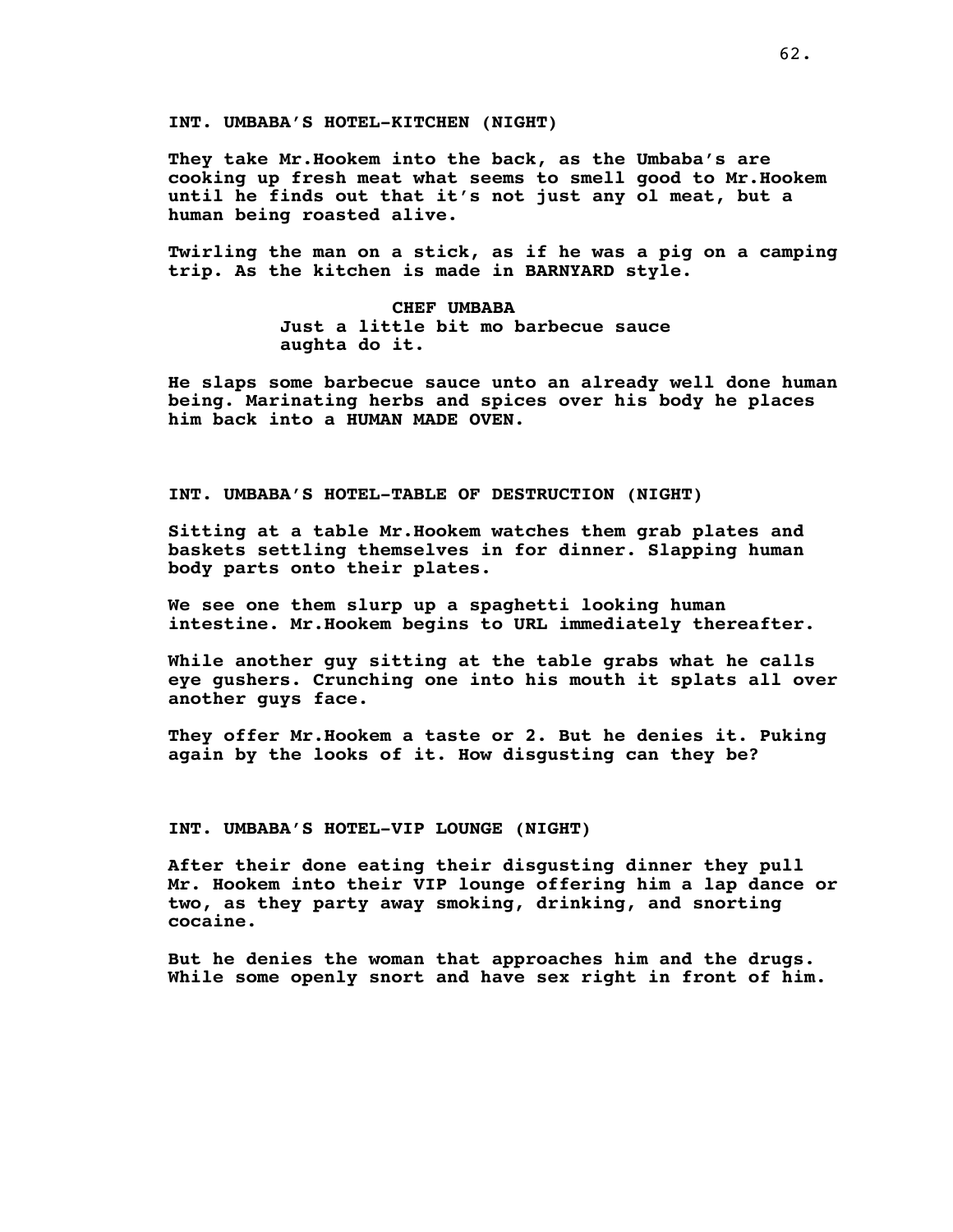**INT. UMBABA'S HOTEL-KITCHEN (NIGHT)**

**They take Mr.Hookem into the back, as the Umbaba's are cooking up fresh meat what seems to smell good to Mr.Hookem until he finds out that it's not just any ol meat, but a human being roasted alive.**

**Twirling the man on a stick, as if he was a pig on a camping trip. As the kitchen is made in BARNYARD style.**

**CHEF UMBABA**
**Just a little bit mo barbecue sauce aughta do it.**

**He slaps some barbecue sauce unto an already well done human being. Marinating herbs and spices over his body he places him back into a HUMAN MADE OVEN.**

**INT. UMBABA'S HOTEL-TABLE OF DESTRUCTION (NIGHT)**

**Sitting at a table Mr.Hookem watches them grab plates and baskets settling themselves in for dinner. Slapping human body parts onto their plates.**

**We see one them slurp up a spaghetti looking human intestine. Mr.Hookem begins to URL immediately thereafter.**

**While another guy sitting at the table grabs what he calls eye gushers. Crunching one into his mouth it splats all over another guys face.**

**They offer Mr.Hookem a taste or 2. But he denies it. Puking again by the looks of it. How disgusting can they be?**

**INT. UMBABA'S HOTEL-VIP LOUNGE (NIGHT)**

**After their done eating their disgusting dinner they pull Mr. Hookem into their VIP lounge offering him a lap dance or two, as they party away smoking, drinking, and snorting cocaine.**

**But he denies the woman that approaches him and the drugs. While some openly snort and have sex right in front of him.**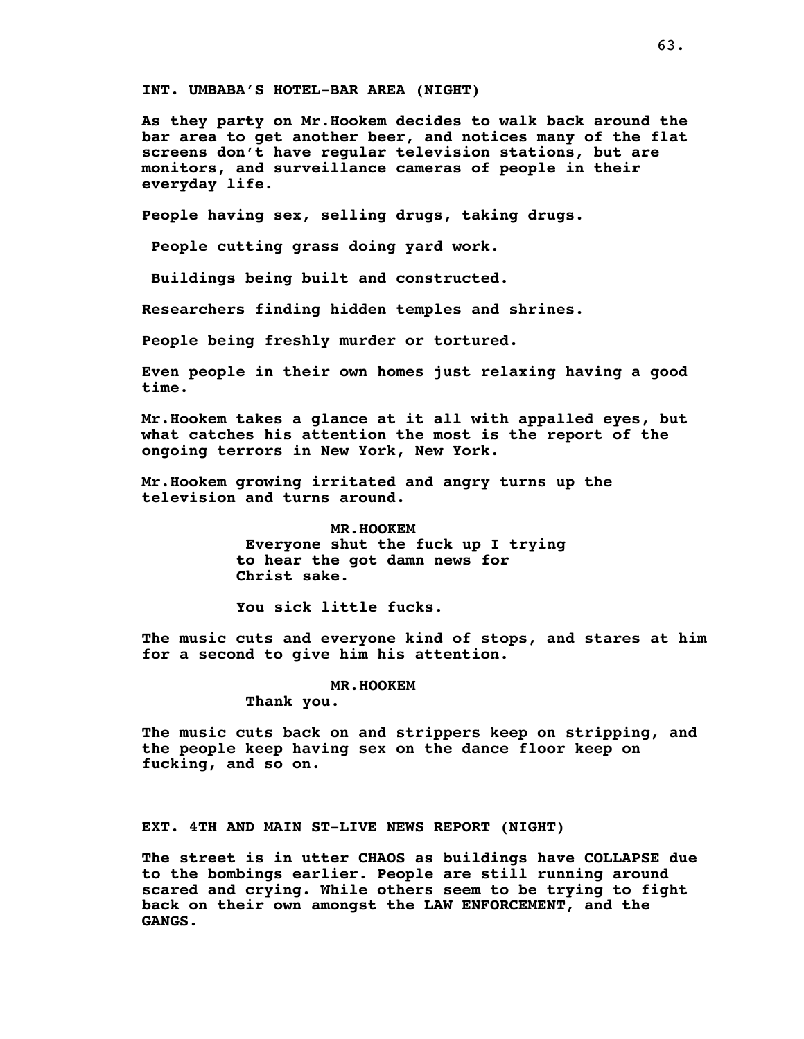**INT. UMBABA'S HOTEL-BAR AREA (NIGHT)**

**As they party on Mr.Hookem decides to walk back around the bar area to get another beer, and notices many of the flat screens don't have regular television stations, but are monitors, and surveillance cameras of people in their everyday life.**

**People having sex, selling drugs, taking drugs.**

**People cutting grass doing yard work.**

**Buildings being built and constructed.**

**Researchers finding hidden temples and shrines.**

**People being freshly murder or tortured.**

**Even people in their own homes just relaxing having a good time.**

**Mr.Hookem takes a glance at it all with appalled eyes, but what catches his attention the most is the report of the ongoing terrors in New York, New York.**

**Mr.Hookem growing irritated and angry turns up the television and turns around.**

**MR.HOOKEM**
**Everyone shut the fuck up I trying to hear the got damn news for Christ sake.**

**You sick little fucks.**

**The music cuts and everyone kind of stops, and stares at him for a second to give him his attention.**

**MR.HOOKEM**
**Thank you.**

**The music cuts back on and strippers keep on stripping, and the people keep having sex on the dance floor keep on fucking, and so on.**

**EXT. 4TH AND MAIN ST-LIVE NEWS REPORT (NIGHT)**

**The street is in utter CHAOS as buildings have COLLAPSE due to the bombings earlier. People are still running around scared and crying. While others seem to be trying to fight back on their own amongst the LAW ENFORCEMENT, and the GANGS.**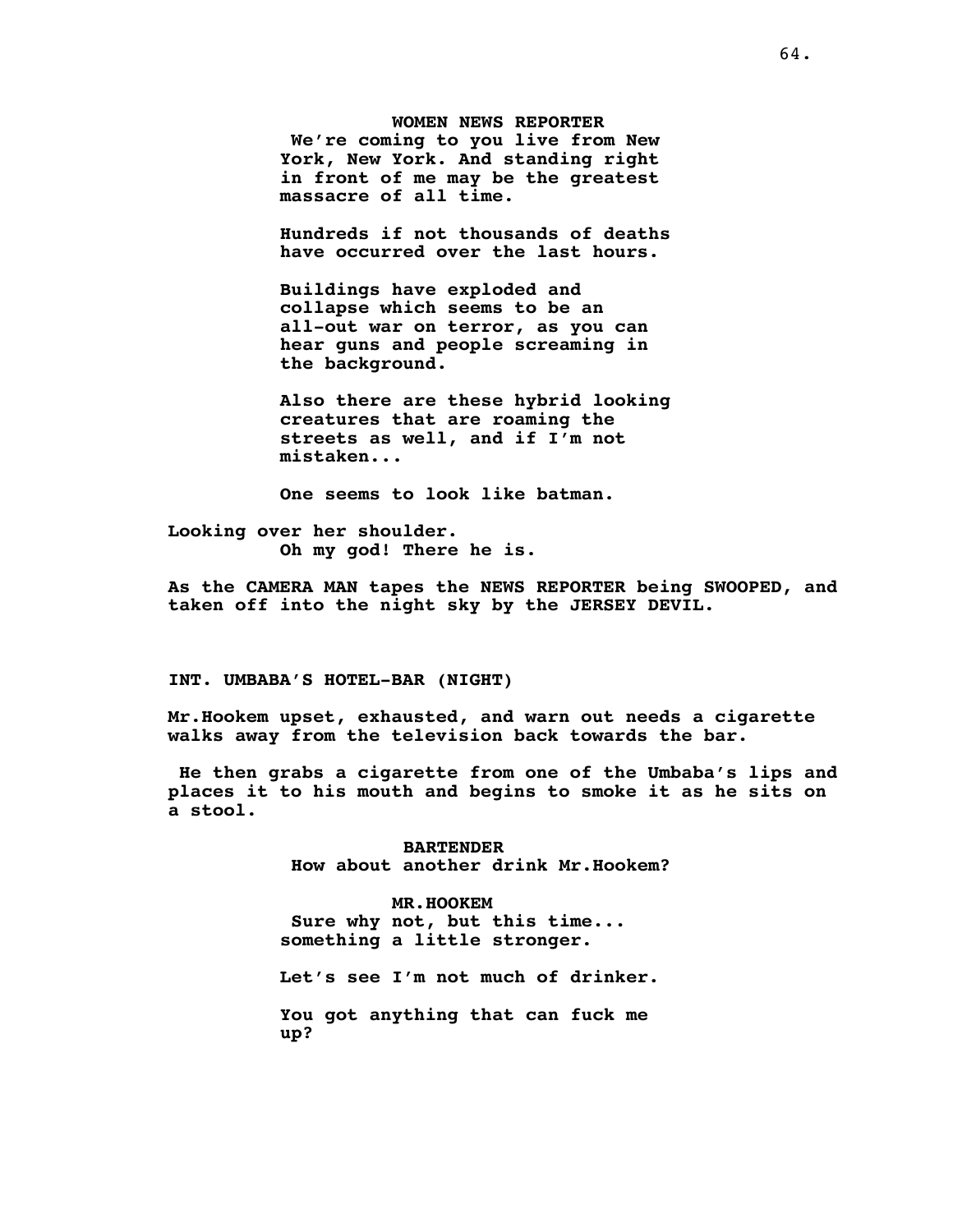**WOMEN NEWS REPORTER**
We're coming to you live from New York, New York. And standing right in front of me may be the greatest massacre of all time.

Hundreds if not thousands of deaths have occurred over the last hours.

Buildings have exploded and collapse which seems to be an all-out war on terror, as you can hear guns and people screaming in the background.

Also there are these hybrid looking creatures that are roaming the streets as well, and if I'm not mistaken...

One seems to look like batman.

Looking over her shoulder.
Oh my god! There he is.

As the CAMERA MAN tapes the NEWS REPORTER being SWOOPED, and taken off into the night sky by the JERSEY DEVIL.

**INT. UMBABA'S HOTEL-BAR (NIGHT)**

Mr.Hookem upset, exhausted, and warn out needs a cigarette walks away from the television back towards the bar.

He then grabs a cigarette from one of the Umbaba's lips and places it to his mouth and begins to smoke it as he sits on a stool.

**BARTENDER**
How about another drink Mr.Hookem?

**MR.HOOKEM**
Sure why not, but this time... something a little stronger.

Let's see I'm not much of drinker.

You got anything that can fuck me up?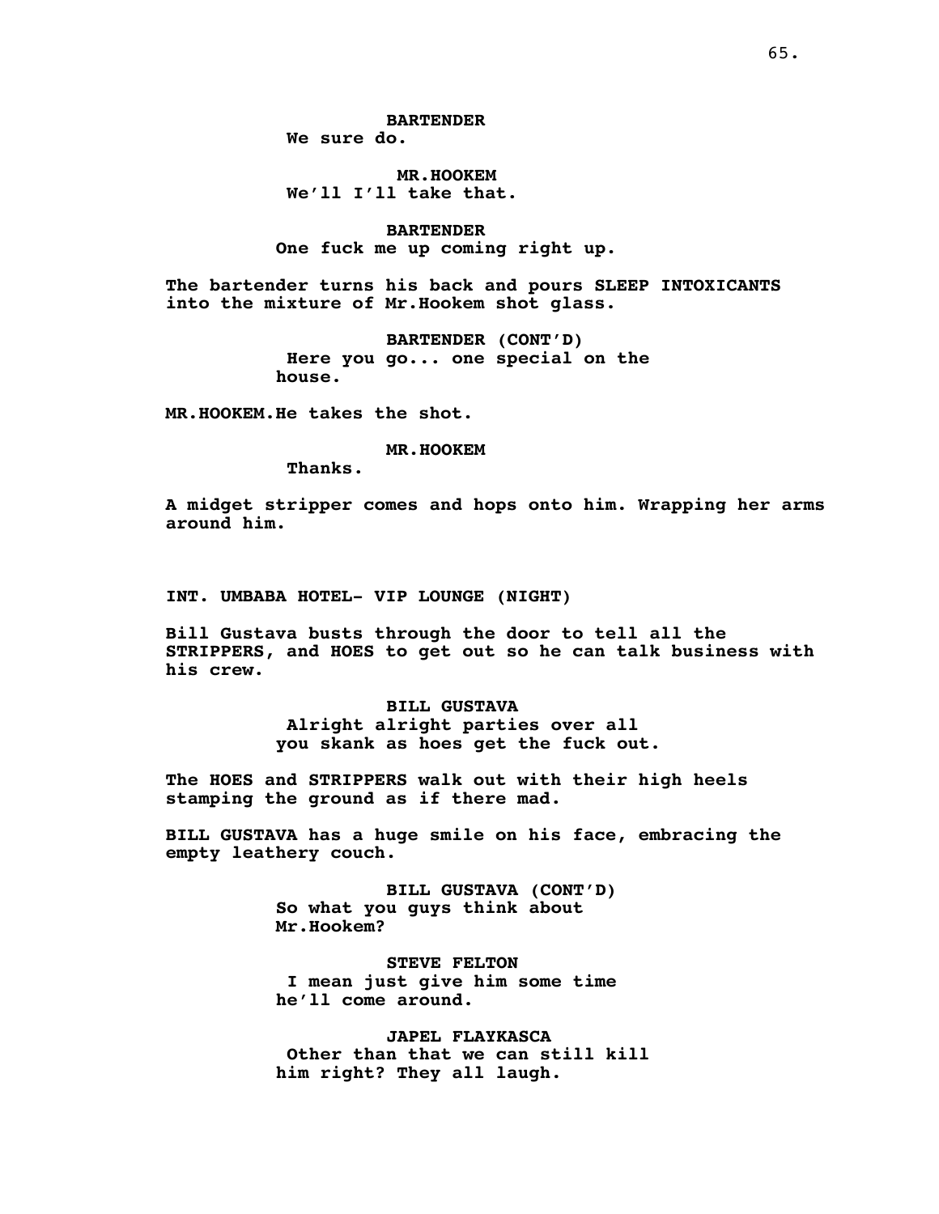**BARTENDER**
We sure do.

**MR.HOOKEM**
We'll I'll take that.

**BARTENDER**
One fuck me up coming right up.

The bartender turns his back and pours SLEEP INTOXICANTS into the mixture of Mr.Hookem shot glass.

**BARTENDER (CONT'D)**
Here you go... one special on the house.

MR.HOOKEM.He takes the shot.

**MR.HOOKEM**
Thanks.

A midget stripper comes and hops onto him. Wrapping her arms around him.

INT. UMBABA HOTEL- VIP LOUNGE (NIGHT)

Bill Gustava busts through the door to tell all the STRIPPERS, and HOES to get out so he can talk business with his crew.

**BILL GUSTAVA**
Alright alright parties over all you skank as hoes get the fuck out.

The HOES and STRIPPERS walk out with their high heels stamping the ground as if there mad.

BILL GUSTAVA has a huge smile on his face, embracing the empty leathery couch.

**BILL GUSTAVA (CONT'D)**
So what you guys think about Mr.Hookem?

**STEVE FELTON**
I mean just give him some time he'll come around.

**JAPEL FLAYKASCA**
Other than that we can still kill him right? They all laugh.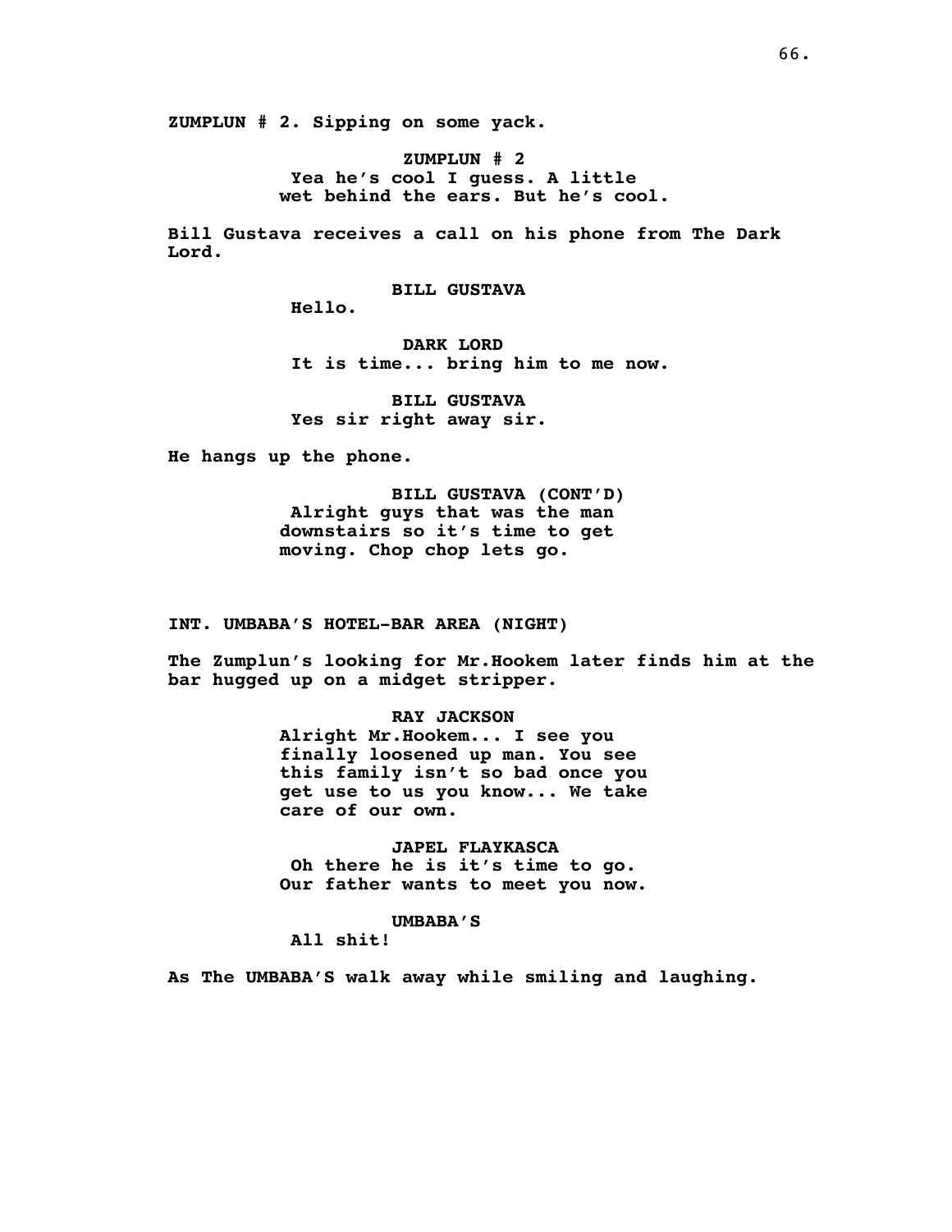**ZUMPLUN # 2. Sipping on some yack.**

**ZUMPLUN # 2**
**Yea he's cool I guess. A little wet behind the ears. But he's cool.**

**Bill Gustava receives a call on his phone from The Dark Lord.**

**BILL GUSTAVA**
**Hello.**

**DARK LORD**
**It is time... bring him to me now.**

**BILL GUSTAVA**
**Yes sir right away sir.**

**He hangs up the phone.**

**BILL GUSTAVA (CONT'D)**
**Alright guys that was the man downstairs so it's time to get moving. Chop chop lets go.**

**INT. UMBABA'S HOTEL-BAR AREA (NIGHT)**

**The Zumplun's looking for Mr.Hookem later finds him at the bar hugged up on a midget stripper.**

**RAY JACKSON**
**Alright Mr.Hookem... I see you finally loosened up man. You see this family isn't so bad once you get use to us you know... We take care of our own.**

**JAPEL FLAYKASCA**
**Oh there he is it's time to go. Our father wants to meet you now.**

**UMBABA'S**
**All shit!**

**As The UMBABA'S walk away while smiling and laughing.**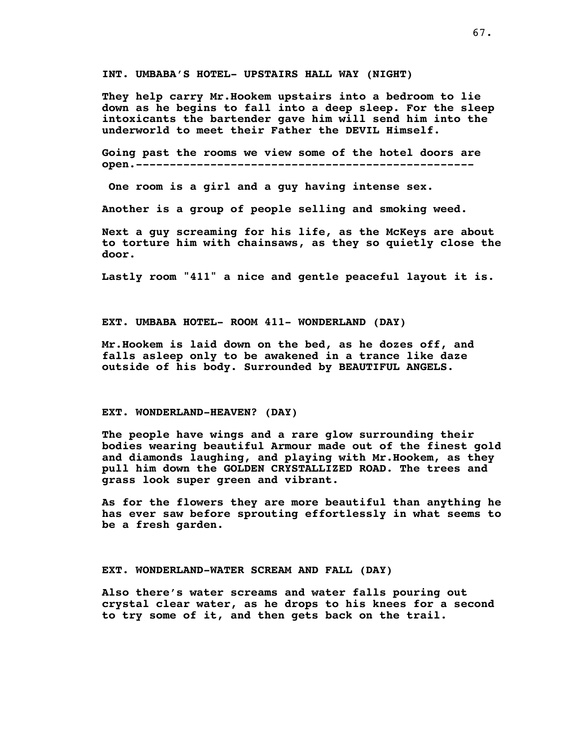**INT. UMBABA'S HOTEL- UPSTAIRS HALL WAY (NIGHT)**

**They help carry Mr.Hookem upstairs into a bedroom to lie down as he begins to fall into a deep sleep. For the sleep intoxicants the bartender gave him will send him into the underworld to meet their Father the DEVIL Himself.**

**Going past the rooms we view some of the hotel doors are open.-------------------------------------------------**

**One room is a girl and a guy having intense sex.**

**Another is a group of people selling and smoking weed.**

**Next a guy screaming for his life, as the McKeys are about to torture him with chainsaws, as they so quietly close the door.**

**Lastly room "411" a nice and gentle peaceful layout it is.**

**EXT. UMBABA HOTEL- ROOM 411- WONDERLAND (DAY)**

**Mr.Hookem is laid down on the bed, as he dozes off, and falls asleep only to be awakened in a trance like daze outside of his body. Surrounded by BEAUTIFUL ANGELS.**

**EXT. WONDERLAND-HEAVEN? (DAY)**

**The people have wings and a rare glow surrounding their bodies wearing beautiful Armour made out of the finest gold and diamonds laughing, and playing with Mr.Hookem, as they pull him down the GOLDEN CRYSTALLIZED ROAD. The trees and grass look super green and vibrant.**

**As for the flowers they are more beautiful than anything he has ever saw before sprouting effortlessly in what seems to be a fresh garden.**

**EXT. WONDERLAND-WATER SCREAM AND FALL (DAY)**

**Also there's water screams and water falls pouring out crystal clear water, as he drops to his knees for a second to try some of it, and then gets back on the trail.**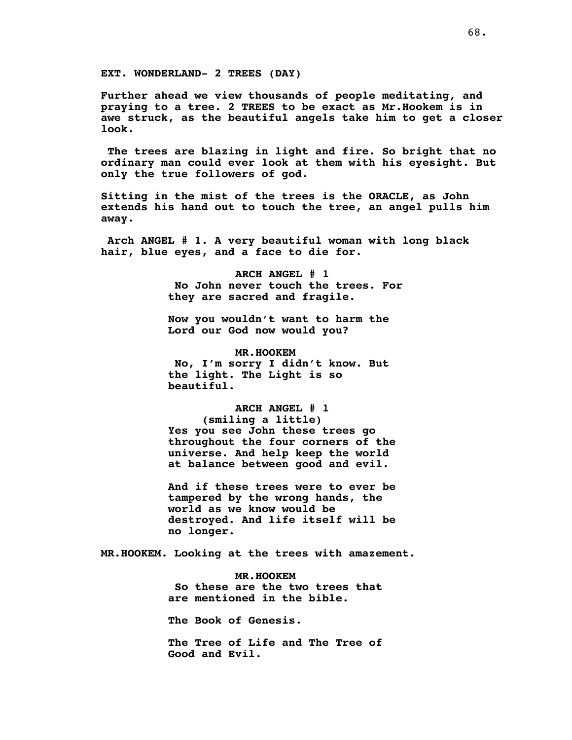**EXT. WONDERLAND- 2 TREES (DAY)**

**Further ahead we view thousands of people meditating, and praying to a tree. 2 TREES to be exact as Mr.Hookem is in awe struck, as the beautiful angels take him to get a closer look.**

**The trees are blazing in light and fire. So bright that no ordinary man could ever look at them with his eyesight. But only the true followers of god.**

**Sitting in the mist of the trees is the ORACLE, as John extends his hand out to touch the tree, an angel pulls him away.**

**Arch ANGEL # 1. A very beautiful woman with long black hair, blue eyes, and a face to die for.**

**ARCH ANGEL # 1**
**No John never touch the trees. For they are sacred and fragile.**

**Now you wouldn't want to harm the Lord our God now would you?**

**MR.HOOKEM**
**No, I'm sorry I didn't know. But the light. The Light is so beautiful.**

**ARCH ANGEL # 1**
**(smiling a little)**
**Yes you see John these trees go throughout the four corners of the universe. And help keep the world at balance between good and evil.**

**And if these trees were to ever be tampered by the wrong hands, the world as we know would be destroyed. And life itself will be no longer.**

**MR.HOOKEM. Looking at the trees with amazement.**

**MR.HOOKEM**
**So these are the two trees that are mentioned in the bible.**

**The Book of Genesis.**

**The Tree of Life and The Tree of Good and Evil.**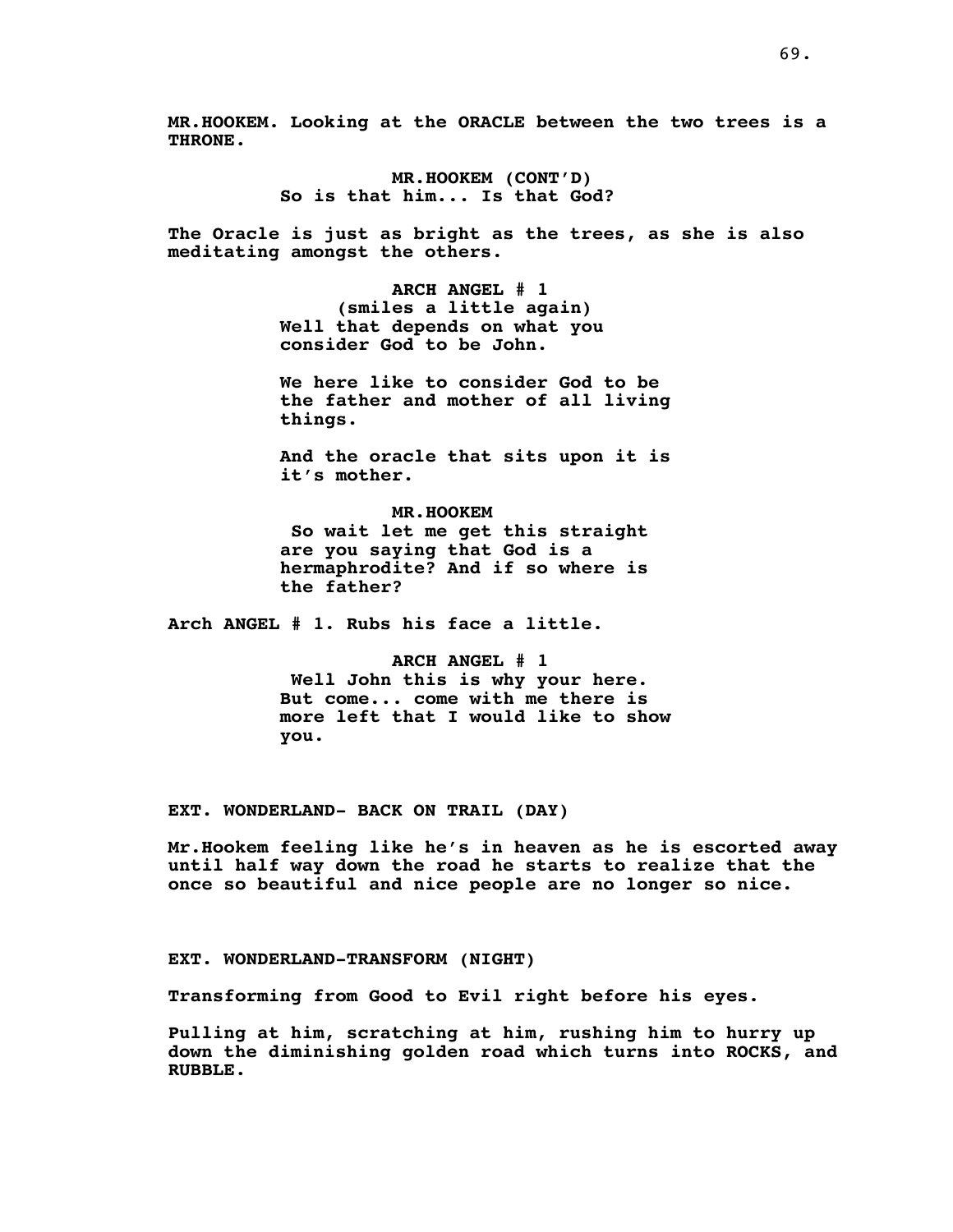**MR.HOOKEM. Looking at the ORACLE between the two trees is a THRONE.**

**MR.HOOKEM (CONT'D)**
**So is that him... Is that God?**

**The Oracle is just as bright as the trees, as she is also meditating amongst the others.**

**ARCH ANGEL # 1**
**(smiles a little again)**
**Well that depends on what you consider God to be John.**

**We here like to consider God to be the father and mother of all living things.**

**And the oracle that sits upon it is it's mother.**

**MR.HOOKEM**
**So wait let me get this straight are you saying that God is a hermaphrodite? And if so where is the father?**

**Arch ANGEL # 1. Rubs his face a little.**

**ARCH ANGEL # 1**
**Well John this is why your here. But come... come with me there is more left that I would like to show you.**

**EXT. WONDERLAND- BACK ON TRAIL (DAY)**

**Mr.Hookem feeling like he's in heaven as he is escorted away until half way down the road he starts to realize that the once so beautiful and nice people are no longer so nice.**

**EXT. WONDERLAND-TRANSFORM (NIGHT)**

**Transforming from Good to Evil right before his eyes.**

**Pulling at him, scratching at him, rushing him to hurry up down the diminishing golden road which turns into ROCKS, and RUBBLE.**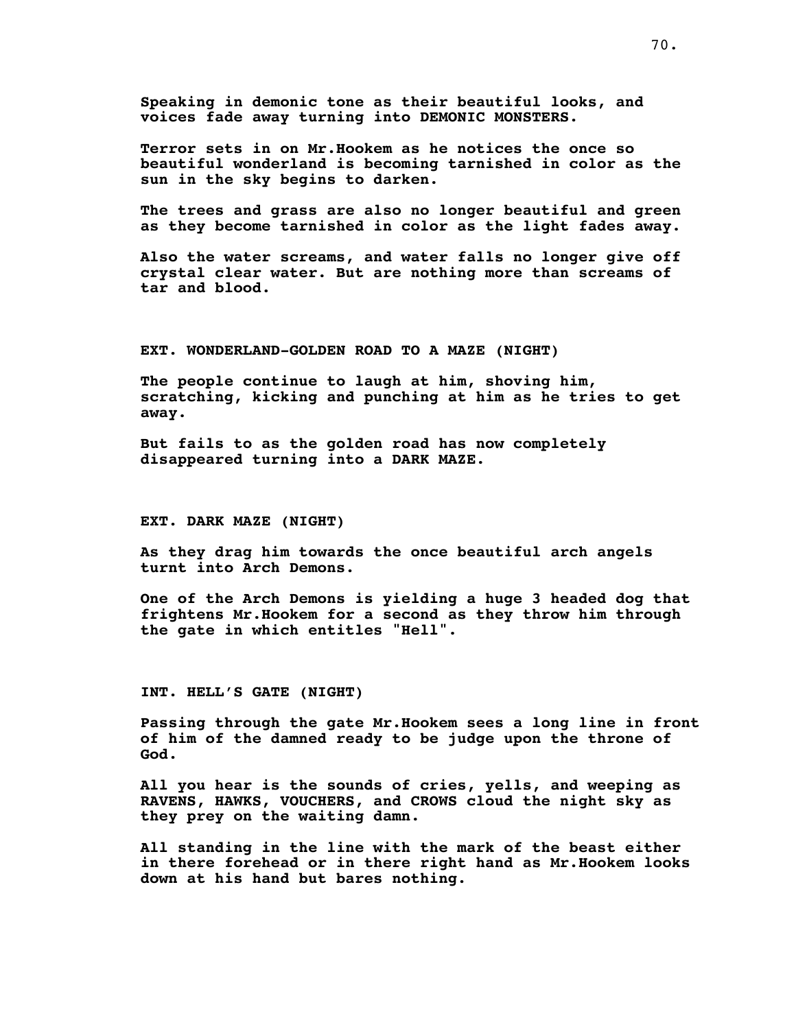**Speaking in demonic tone as their beautiful looks, and voices fade away turning into DEMONIC MONSTERS.**

**Terror sets in on Mr.Hookem as he notices the once so beautiful wonderland is becoming tarnished in color as the sun in the sky begins to darken.**

**The trees and grass are also no longer beautiful and green as they become tarnished in color as the light fades away.**

**Also the water screams, and water falls no longer give off crystal clear water. But are nothing more than screams of tar and blood.**

**EXT. WONDERLAND-GOLDEN ROAD TO A MAZE (NIGHT)**

**The people continue to laugh at him, shoving him, scratching, kicking and punching at him as he tries to get away.**

**But fails to as the golden road has now completely disappeared turning into a DARK MAZE.**

**EXT. DARK MAZE (NIGHT)**

**As they drag him towards the once beautiful arch angels turnt into Arch Demons.**

**One of the Arch Demons is yielding a huge 3 headed dog that frightens Mr.Hookem for a second as they throw him through the gate in which entitles "Hell".**

**INT. HELL'S GATE (NIGHT)**

**Passing through the gate Mr.Hookem sees a long line in front of him of the damned ready to be judge upon the throne of God.**

**All you hear is the sounds of cries, yells, and weeping as RAVENS, HAWKS, VOUCHERS, and CROWS cloud the night sky as they prey on the waiting damn.**

**All standing in the line with the mark of the beast either in there forehead or in there right hand as Mr.Hookem looks down at his hand but bares nothing.**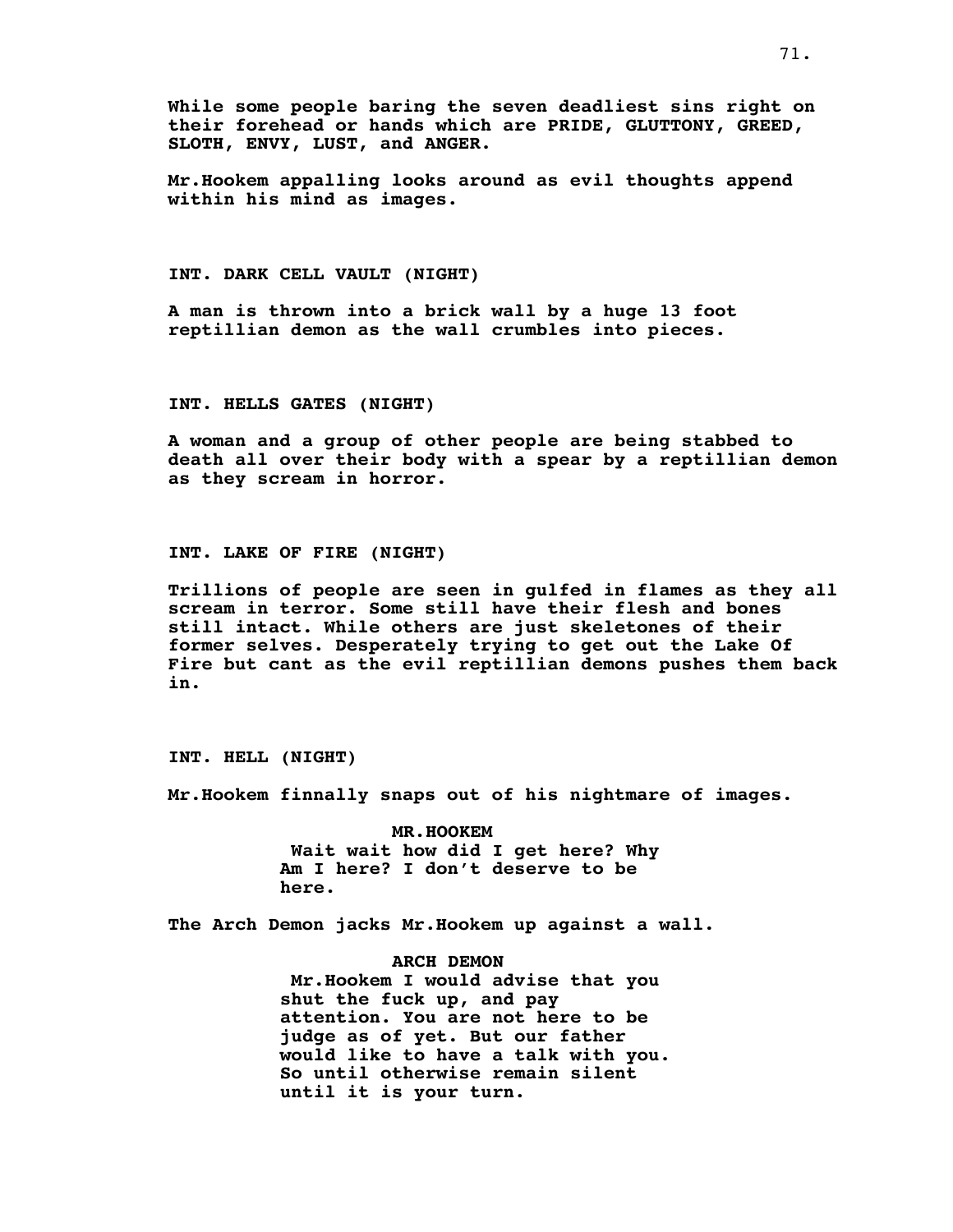**While some people baring the seven deadliest sins right on their forehead or hands which are PRIDE, GLUTTONY, GREED, SLOTH, ENVY, LUST, and ANGER.**

**Mr.Hookem appalling looks around as evil thoughts append within his mind as images.**

**INT. DARK CELL VAULT (NIGHT)**

**A man is thrown into a brick wall by a huge 13 foot reptillian demon as the wall crumbles into pieces.**

**INT. HELLS GATES (NIGHT)**

**A woman and a group of other people are being stabbed to death all over their body with a spear by a reptillian demon as they scream in horror.**

**INT. LAKE OF FIRE (NIGHT)**

**Trillions of people are seen in gulfed in flames as they all scream in terror. Some still have their flesh and bones still intact. While others are just skeletones of their former selves. Desperately trying to get out the Lake Of Fire but cant as the evil reptillian demons pushes them back in.**

**INT. HELL (NIGHT)**

**Mr.Hookem finnally snaps out of his nightmare of images.**

**MR.HOOKEM**
**Wait wait how did I get here? Why Am I here? I don't deserve to be here.**

**The Arch Demon jacks Mr.Hookem up against a wall.**

**ARCH DEMON**
**Mr.Hookem I would advise that you shut the fuck up, and pay attention. You are not here to be judge as of yet. But our father would like to have a talk with you. So until otherwise remain silent until it is your turn.**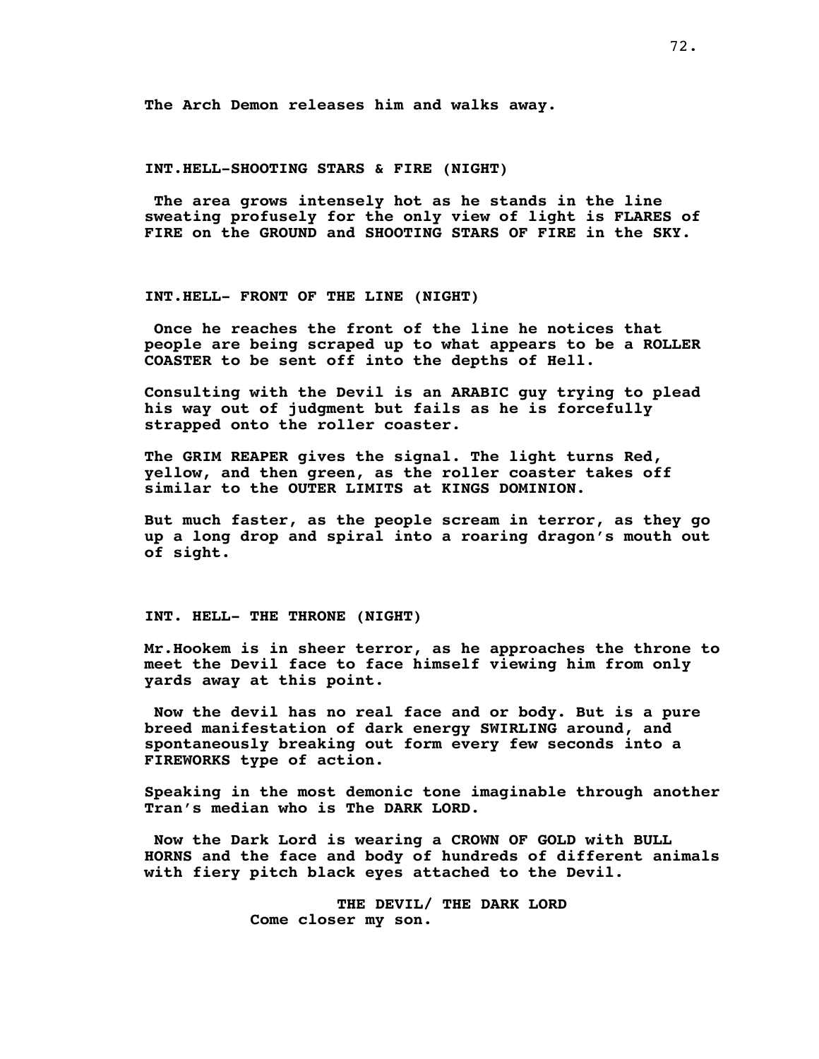**The Arch Demon releases him and walks away.**

**INT.HELL-SHOOTING STARS & FIRE (NIGHT)**

**The area grows intensely hot as he stands in the line sweating profusely for the only view of light is FLARES of FIRE on the GROUND and SHOOTING STARS OF FIRE in the SKY.**

**INT.HELL- FRONT OF THE LINE (NIGHT)**

**Once he reaches the front of the line he notices that people are being scraped up to what appears to be a ROLLER COASTER to be sent off into the depths of Hell.**

**Consulting with the Devil is an ARABIC guy trying to plead his way out of judgment but fails as he is forcefully strapped onto the roller coaster.**

**The GRIM REAPER gives the signal. The light turns Red, yellow, and then green, as the roller coaster takes off similar to the OUTER LIMITS at KINGS DOMINION.**

**But much faster, as the people scream in terror, as they go up a long drop and spiral into a roaring dragon's mouth out of sight.**

**INT. HELL- THE THRONE (NIGHT)**

**Mr.Hookem is in sheer terror, as he approaches the throne to meet the Devil face to face himself viewing him from only yards away at this point.**

**Now the devil has no real face and or body. But is a pure breed manifestation of dark energy SWIRLING around, and spontaneously breaking out form every few seconds into a FIREWORKS type of action.**

**Speaking in the most demonic tone imaginable through another Tran's median who is The DARK LORD.**

**Now the Dark Lord is wearing a CROWN OF GOLD with BULL HORNS and the face and body of hundreds of different animals with fiery pitch black eyes attached to the Devil.**

**THE DEVIL/ THE DARK LORD**
**Come closer my son.**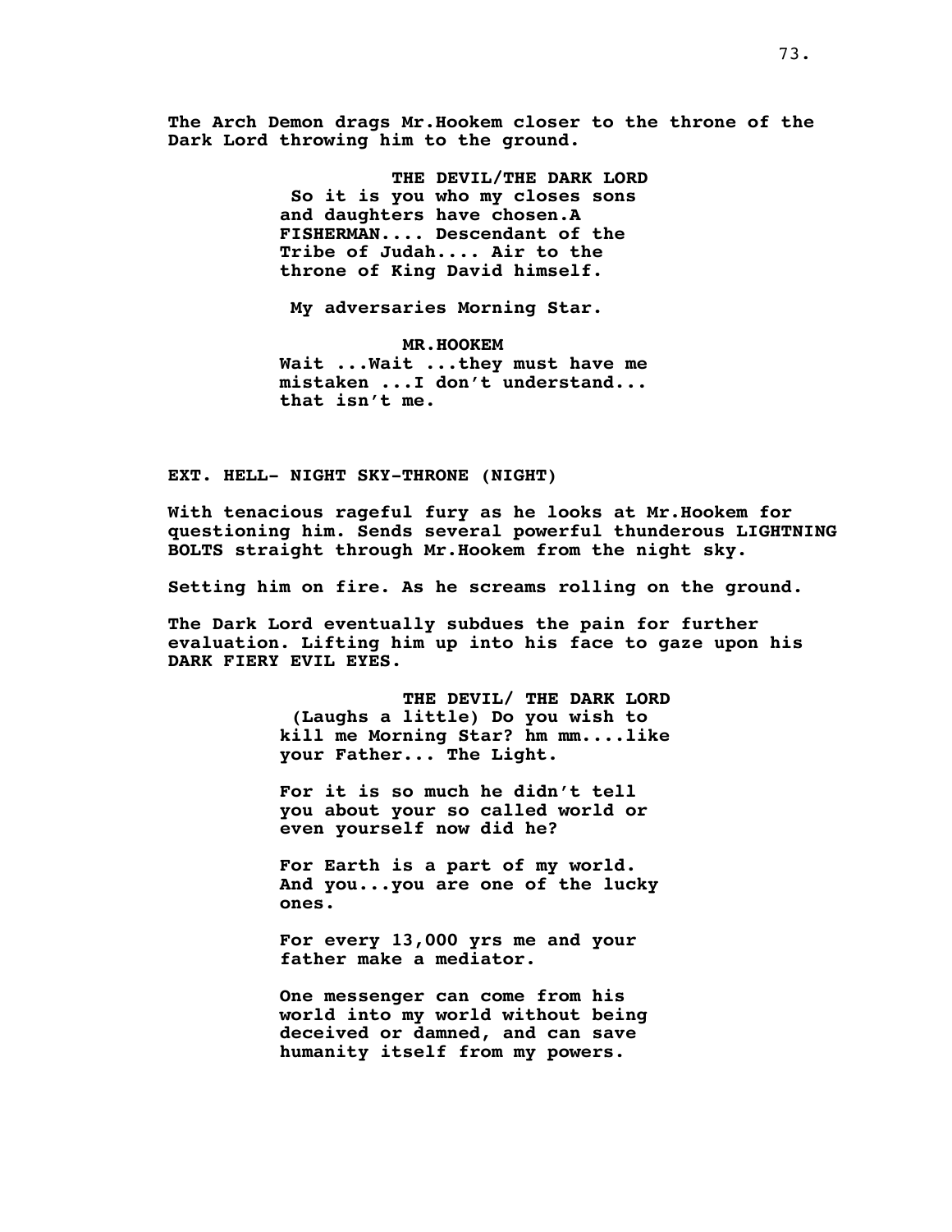**The Arch Demon drags Mr.Hookem closer to the throne of the Dark Lord throwing him to the ground.**

**THE DEVIL/THE DARK LORD**
**So it is you who my closes sons and daughters have chosen.A FISHERMAN.... Descendant of the Tribe of Judah.... Air to the throne of King David himself.**

**My adversaries Morning Star.**

**MR.HOOKEM**
**Wait ...Wait ...they must have me mistaken ...I don't understand... that isn't me.**

**EXT. HELL- NIGHT SKY-THRONE (NIGHT)**

**With tenacious rageful fury as he looks at Mr.Hookem for questioning him. Sends several powerful thunderous LIGHTNING BOLTS straight through Mr.Hookem from the night sky.**

**Setting him on fire. As he screams rolling on the ground.**

**The Dark Lord eventually subdues the pain for further evaluation. Lifting him up into his face to gaze upon his DARK FIERY EVIL EYES.**

**THE DEVIL/ THE DARK LORD**
**(Laughs a little) Do you wish to kill me Morning Star? hm mm....like your Father... The Light.**

**For it is so much he didn't tell you about your so called world or even yourself now did he?**

**For Earth is a part of my world. And you...you are one of the lucky ones.**

**For every 13,000 yrs me and your father make a mediator.**

**One messenger can come from his world into my world without being deceived or damned, and can save humanity itself from my powers.**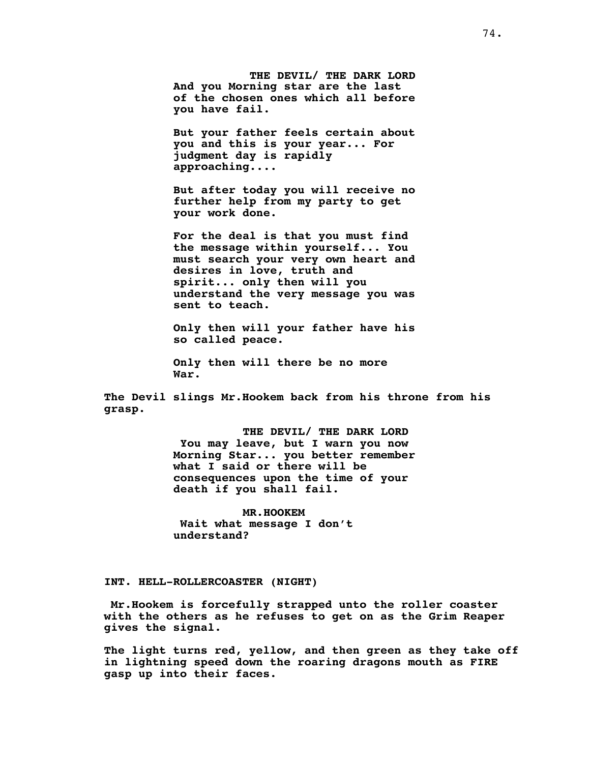**THE DEVIL/ THE DARK LORD**
**And you Morning star are the last of the chosen ones which all before you have fail.**

**But your father feels certain about you and this is your year... For judgment day is rapidly approaching....**

**But after today you will receive no further help from my party to get your work done.**

**For the deal is that you must find the message within yourself... You must search your very own heart and desires in love, truth and spirit... only then will you understand the very message you was sent to teach.**

**Only then will your father have his so called peace.**

**Only then will there be no more War.**

**The Devil slings Mr.Hookem back from his throne from his grasp.**

**THE DEVIL/ THE DARK LORD**
**You may leave, but I warn you now Morning Star... you better remember what I said or there will be consequences upon the time of your death if you shall fail.**

**MR.HOOKEM**
**Wait what message I don't understand?**

**INT. HELL-ROLLERCOASTER (NIGHT)**

**Mr.Hookem is forcefully strapped unto the roller coaster with the others as he refuses to get on as the Grim Reaper gives the signal.**

**The light turns red, yellow, and then green as they take off in lightning speed down the roaring dragons mouth as FIRE gasp up into their faces.**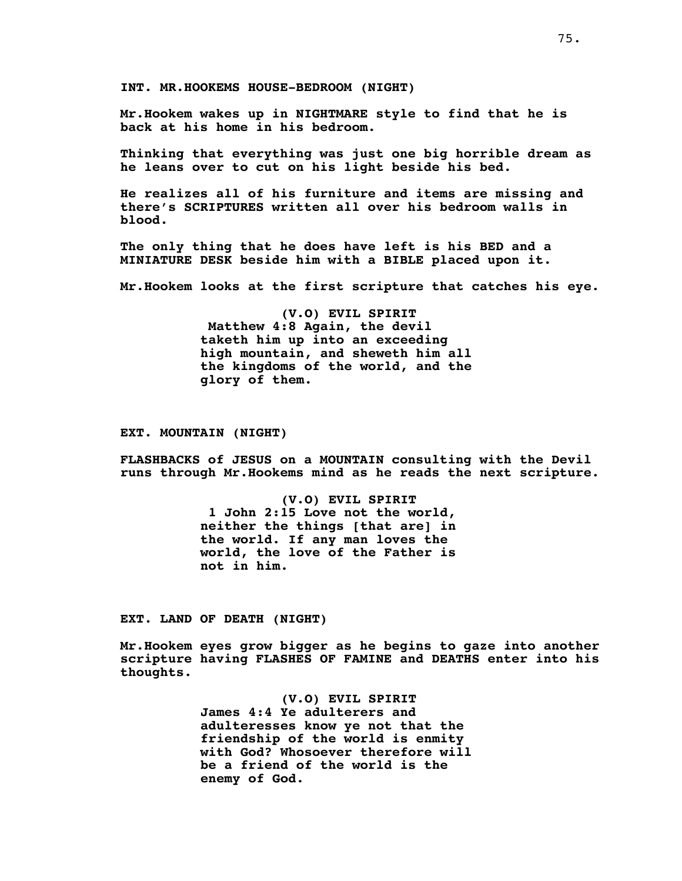**INT. MR.HOOKEMS HOUSE-BEDROOM (NIGHT)**

**Mr.Hookem wakes up in NIGHTMARE style to find that he is back at his home in his bedroom.**

**Thinking that everything was just one big horrible dream as he leans over to cut on his light beside his bed.**

**He realizes all of his furniture and items are missing and there's SCRIPTURES written all over his bedroom walls in blood.**

**The only thing that he does have left is his BED and a MINIATURE DESK beside him with a BIBLE placed upon it.**

**Mr.Hookem looks at the first scripture that catches his eye.**

**(V.O) EVIL SPIRIT**
**Matthew 4:8 Again, the devil taketh him up into an exceeding high mountain, and sheweth him all the kingdoms of the world, and the glory of them.**

**EXT. MOUNTAIN (NIGHT)**

**FLASHBACKS of JESUS on a MOUNTAIN consulting with the Devil runs through Mr.Hookems mind as he reads the next scripture.**

**(V.O) EVIL SPIRIT**
**1 John 2:15 Love not the world, neither the things [that are] in the world. If any man loves the world, the love of the Father is not in him.**

**EXT. LAND OF DEATH (NIGHT)**

**Mr.Hookem eyes grow bigger as he begins to gaze into another scripture having FLASHES OF FAMINE and DEATHS enter into his thoughts.**

**(V.O) EVIL SPIRIT**
**James 4:4 Ye adulterers and adulteresses know ye not that the friendship of the world is enmity with God? Whosoever therefore will be a friend of the world is the enemy of God.**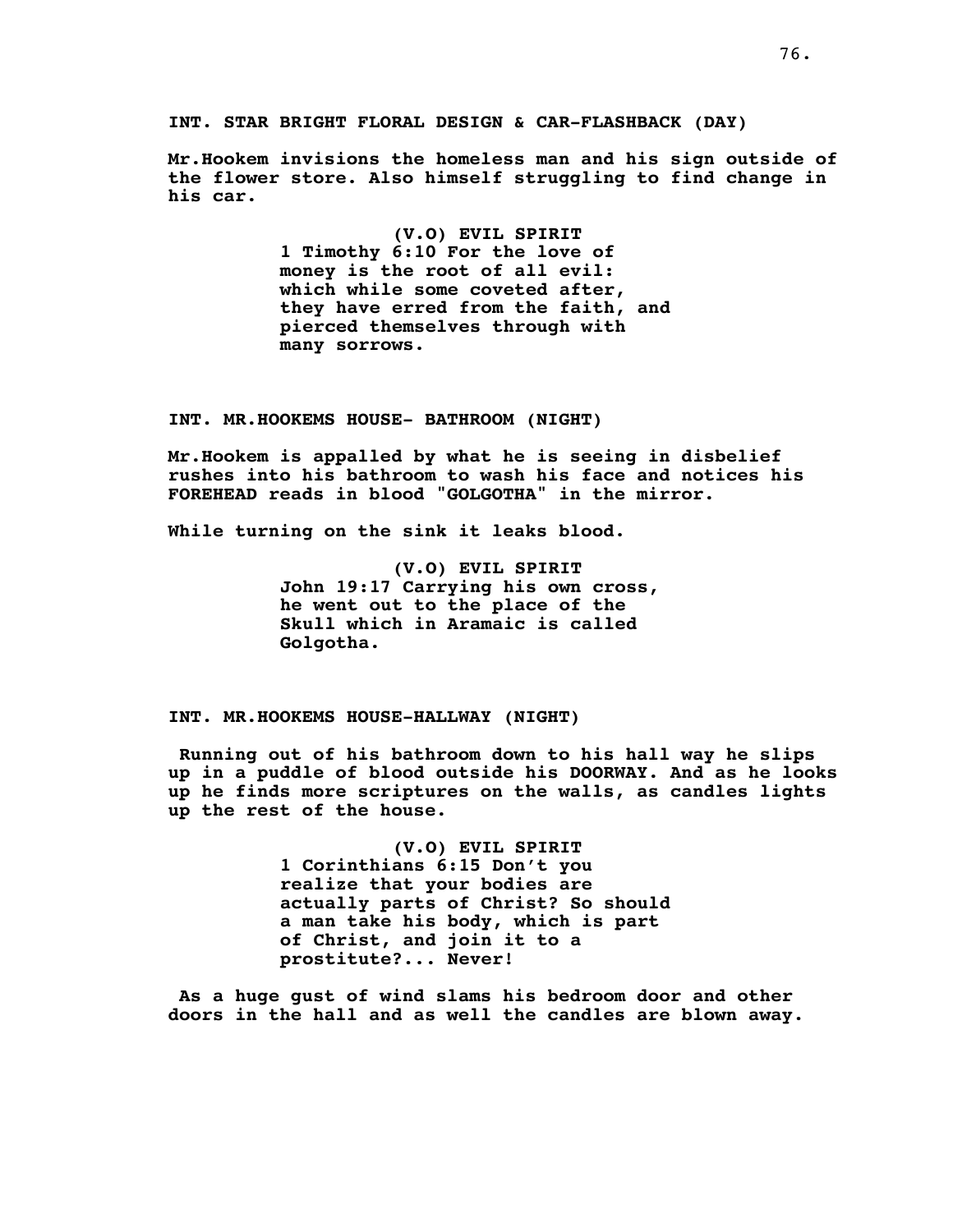**INT. STAR BRIGHT FLORAL DESIGN & CAR-FLASHBACK (DAY)**

**Mr.Hookem invisions the homeless man and his sign outside of the flower store. Also himself struggling to find change in his car.**

**(V.O) EVIL SPIRIT**
**1 Timothy 6:10 For the love of money is the root of all evil: which while some coveted after, they have erred from the faith, and pierced themselves through with many sorrows.**

**INT. MR.HOOKEMS HOUSE- BATHROOM (NIGHT)**

**Mr.Hookem is appalled by what he is seeing in disbelief rushes into his bathroom to wash his face and notices his FOREHEAD reads in blood "GOLGOTHA" in the mirror.**

**While turning on the sink it leaks blood.**

**(V.O) EVIL SPIRIT**
**John 19:17 Carrying his own cross, he went out to the place of the Skull which in Aramaic is called Golgotha.**

**INT. MR.HOOKEMS HOUSE-HALLWAY (NIGHT)**

**Running out of his bathroom down to his hall way he slips up in a puddle of blood outside his DOORWAY. And as he looks up he finds more scriptures on the walls, as candles lights up the rest of the house.**

**(V.O) EVIL SPIRIT**
**1 Corinthians 6:15 Don't you realize that your bodies are actually parts of Christ? So should a man take his body, which is part of Christ, and join it to a prostitute?... Never!**

**As a huge gust of wind slams his bedroom door and other doors in the hall and as well the candles are blown away.**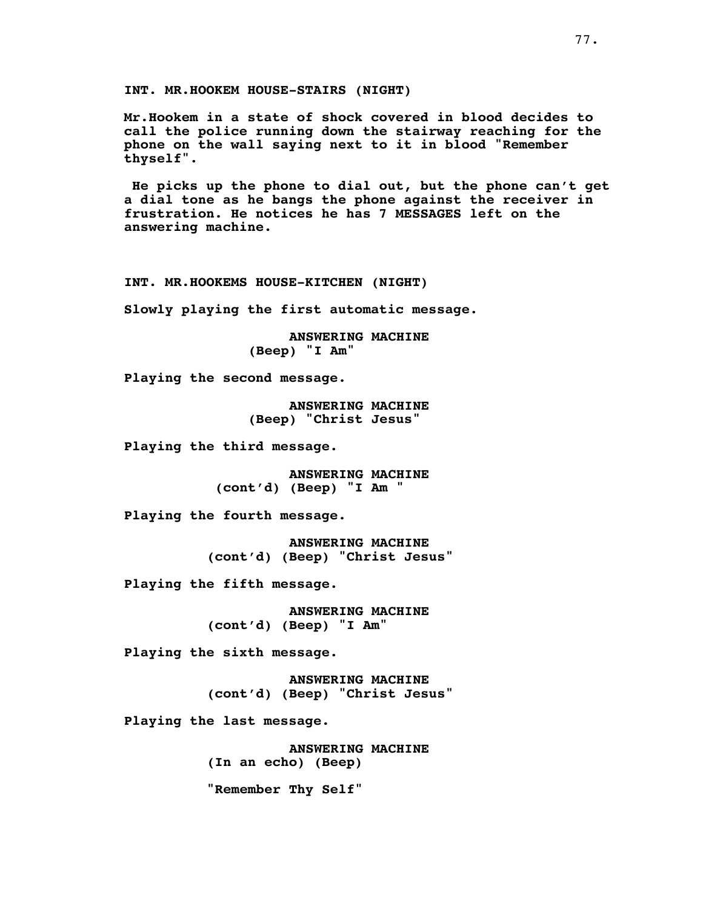**INT. MR.HOOKEM HOUSE-STAIRS (NIGHT)**

**Mr.Hookem in a state of shock covered in blood decides to call the police running down the stairway reaching for the phone on the wall saying next to it in blood "Remember thyself".**

**He picks up the phone to dial out, but the phone can't get a dial tone as he bangs the phone against the receiver in frustration. He notices he has 7 MESSAGES left on the answering machine.**

**INT. MR.HOOKEMS HOUSE-KITCHEN (NIGHT)**

**Slowly playing the first automatic message.**

**ANSWERING MACHINE**
**(Beep) "I Am"**

**Playing the second message.**

**ANSWERING MACHINE**
**(Beep) "Christ Jesus"**

**Playing the third message.**

**ANSWERING MACHINE**
**(cont'd) (Beep) "I Am "**

**Playing the fourth message.**

**ANSWERING MACHINE**
**(cont'd) (Beep) "Christ Jesus"**

**Playing the fifth message.**

**ANSWERING MACHINE**
**(cont'd) (Beep) "I Am"**

**Playing the sixth message.**

**ANSWERING MACHINE**
**(cont'd) (Beep) "Christ Jesus"**

**Playing the last message.**

**ANSWERING MACHINE**
**(In an echo) (Beep)**

**"Remember Thy Self"**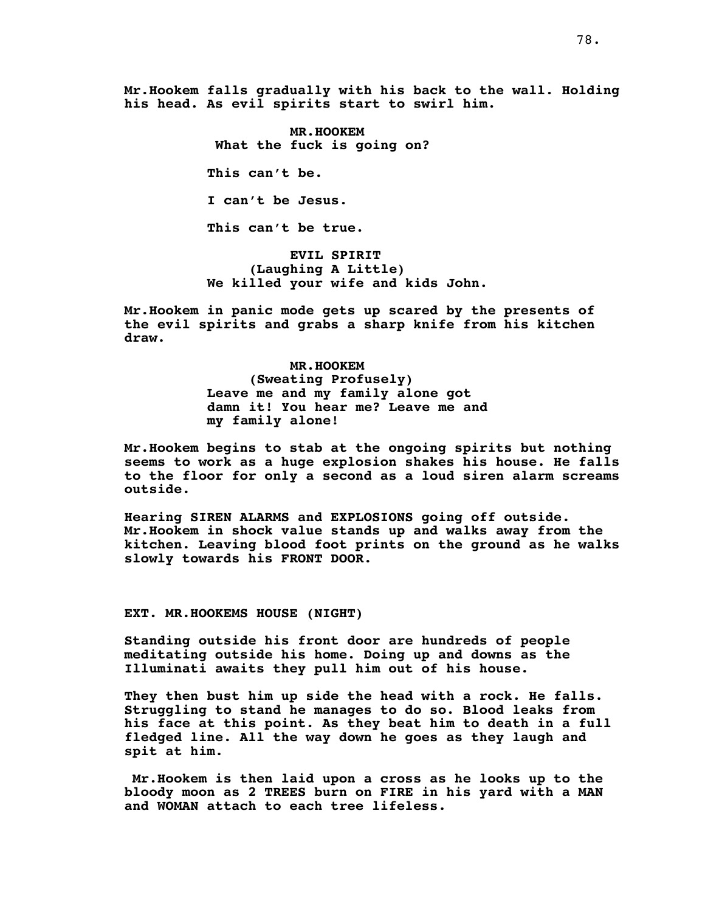Mr.Hookem falls gradually with his back to the wall. Holding his head. As evil spirits start to swirl him.

MR.HOOKEM
What the fuck is going on?

This can't be.

I can't be Jesus.

This can't be true.

EVIL SPIRIT
(Laughing A Little)
We killed your wife and kids John.

Mr.Hookem in panic mode gets up scared by the presents of the evil spirits and grabs a sharp knife from his kitchen draw.

MR.HOOKEM
(Sweating Profusely)
Leave me and my family alone got damn it! You hear me? Leave me and my family alone!

Mr.Hookem begins to stab at the ongoing spirits but nothing seems to work as a huge explosion shakes his house. He falls to the floor for only a second as a loud siren alarm screams outside.

Hearing SIREN ALARMS and EXPLOSIONS going off outside. Mr.Hookem in shock value stands up and walks away from the kitchen. Leaving blood foot prints on the ground as he walks slowly towards his FRONT DOOR.

EXT. MR.HOOKEMS HOUSE (NIGHT)

Standing outside his front door are hundreds of people meditating outside his home. Doing up and downs as the Illuminati awaits they pull him out of his house.

They then bust him up side the head with a rock. He falls. Struggling to stand he manages to do so. Blood leaks from his face at this point. As they beat him to death in a full fledged line. All the way down he goes as they laugh and spit at him.

Mr.Hookem is then laid upon a cross as he looks up to the bloody moon as 2 TREES burn on FIRE in his yard with a MAN and WOMAN attach to each tree lifeless.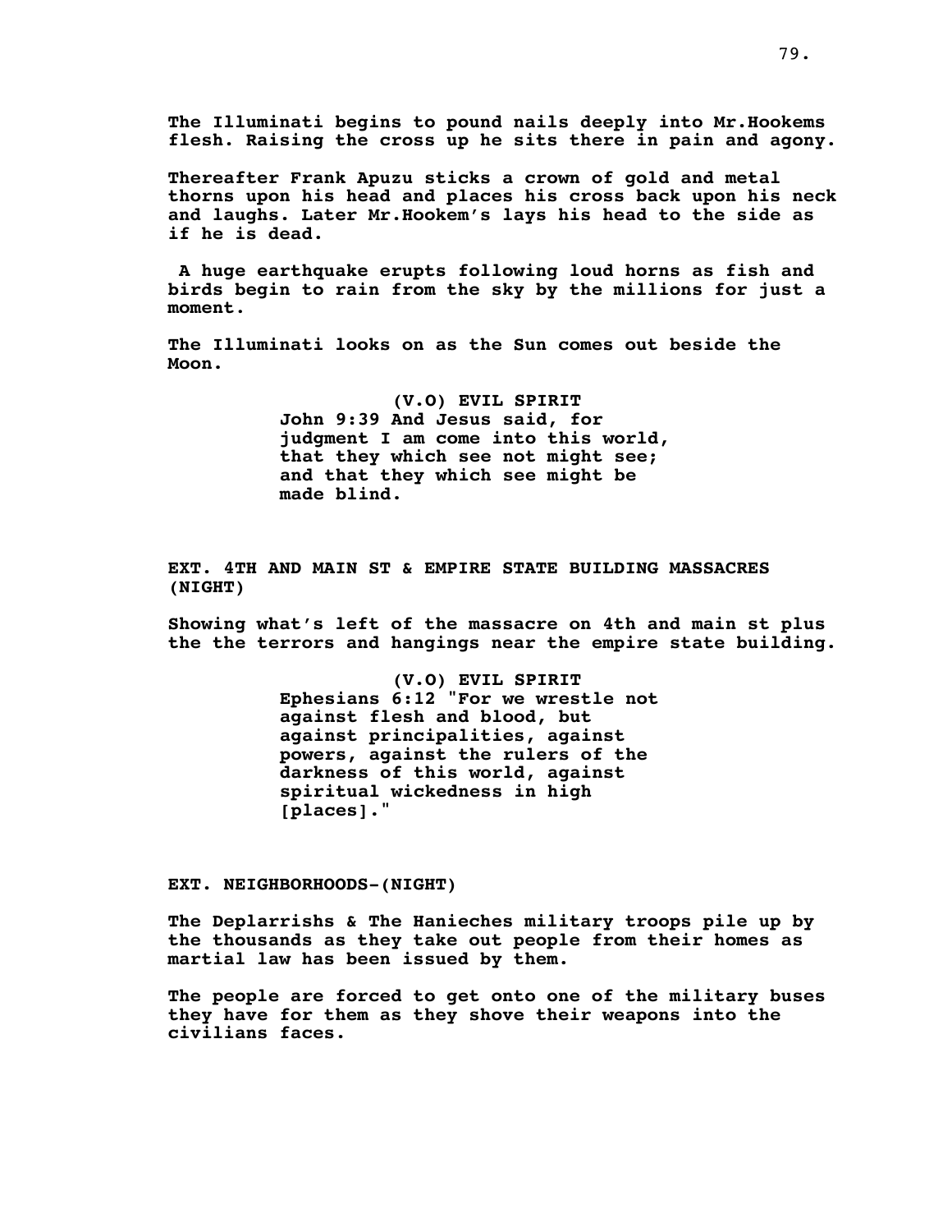The Illuminati begins to pound nails deeply into Mr.Hookems flesh. Raising the cross up he sits there in pain and agony.

Thereafter Frank Apuzu sticks a crown of gold and metal thorns upon his head and places his cross back upon his neck and laughs. Later Mr.Hookem's lays his head to the side as if he is dead.

A huge earthquake erupts following loud horns as fish and birds begin to rain from the sky by the millions for just a moment.

The Illuminati looks on as the Sun comes out beside the Moon.

(V.O) EVIL SPIRIT
John 9:39 And Jesus said, for judgment I am come into this world, that they which see not might see; and that they which see might be made blind.

EXT. 4TH AND MAIN ST & EMPIRE STATE BUILDING MASSACRES (NIGHT)

Showing what's left of the massacre on 4th and main st plus the the terrors and hangings near the empire state building.

(V.O) EVIL SPIRIT
Ephesians 6:12 "For we wrestle not against flesh and blood, but against principalities, against powers, against the rulers of the darkness of this world, against spiritual wickedness in high [places]."

EXT. NEIGHBORHOODS-(NIGHT)

The Deplarrishs & The Hanieches military troops pile up by the thousands as they take out people from their homes as martial law has been issued by them.

The people are forced to get onto one of the military buses they have for them as they shove their weapons into the civilians faces.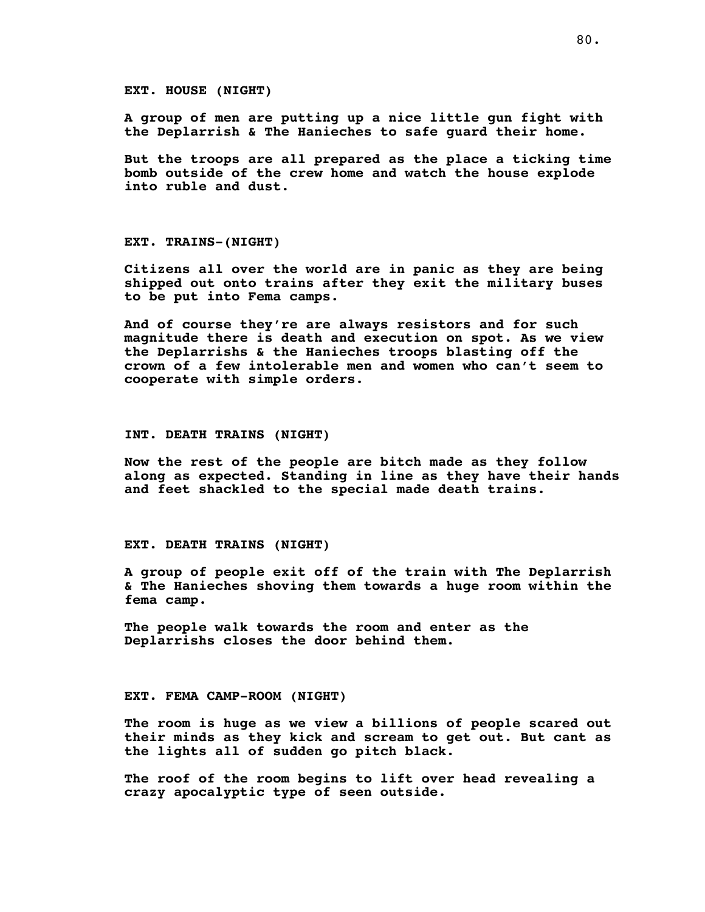**EXT. HOUSE (NIGHT)**

**A group of men are putting up a nice little gun fight with the Deplarrish & The Hanieches to safe guard their home.**

**But the troops are all prepared as the place a ticking time bomb outside of the crew home and watch the house explode into ruble and dust.**

**EXT. TRAINS-(NIGHT)**

**Citizens all over the world are in panic as they are being shipped out onto trains after they exit the military buses to be put into Fema camps.**

**And of course they're are always resistors and for such magnitude there is death and execution on spot. As we view the Deplarrishs & the Hanieches troops blasting off the crown of a few intolerable men and women who can't seem to cooperate with simple orders.**

**INT. DEATH TRAINS (NIGHT)**

**Now the rest of the people are bitch made as they follow along as expected. Standing in line as they have their hands and feet shackled to the special made death trains.**

**EXT. DEATH TRAINS (NIGHT)**

**A group of people exit off of the train with The Deplarrish & The Hanieches shoving them towards a huge room within the fema camp.**

**The people walk towards the room and enter as the Deplarrishs closes the door behind them.**

**EXT. FEMA CAMP-ROOM (NIGHT)**

**The room is huge as we view a billions of people scared out their minds as they kick and scream to get out. But cant as the lights all of sudden go pitch black.**

**The roof of the room begins to lift over head revealing a crazy apocalyptic type of seen outside.**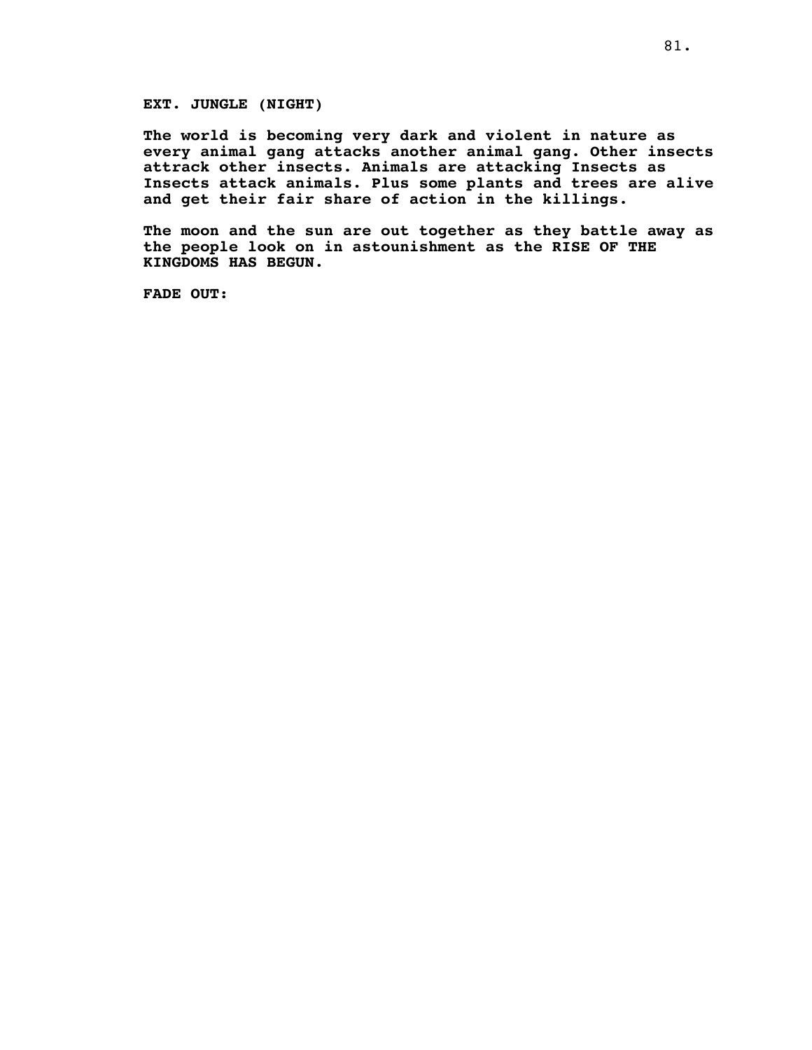**EXT. JUNGLE (NIGHT)**

**The world is becoming very dark and violent in nature as every animal gang attacks another animal gang. Other insects attrack other insects. Animals are attacking Insects as Insects attack animals. Plus some plants and trees are alive and get their fair share of action in the killings.**

**The moon and the sun are out together as they battle away as the people look on in astounishment as the RISE OF THE KINGDOMS HAS BEGUN.**

**FADE OUT:**